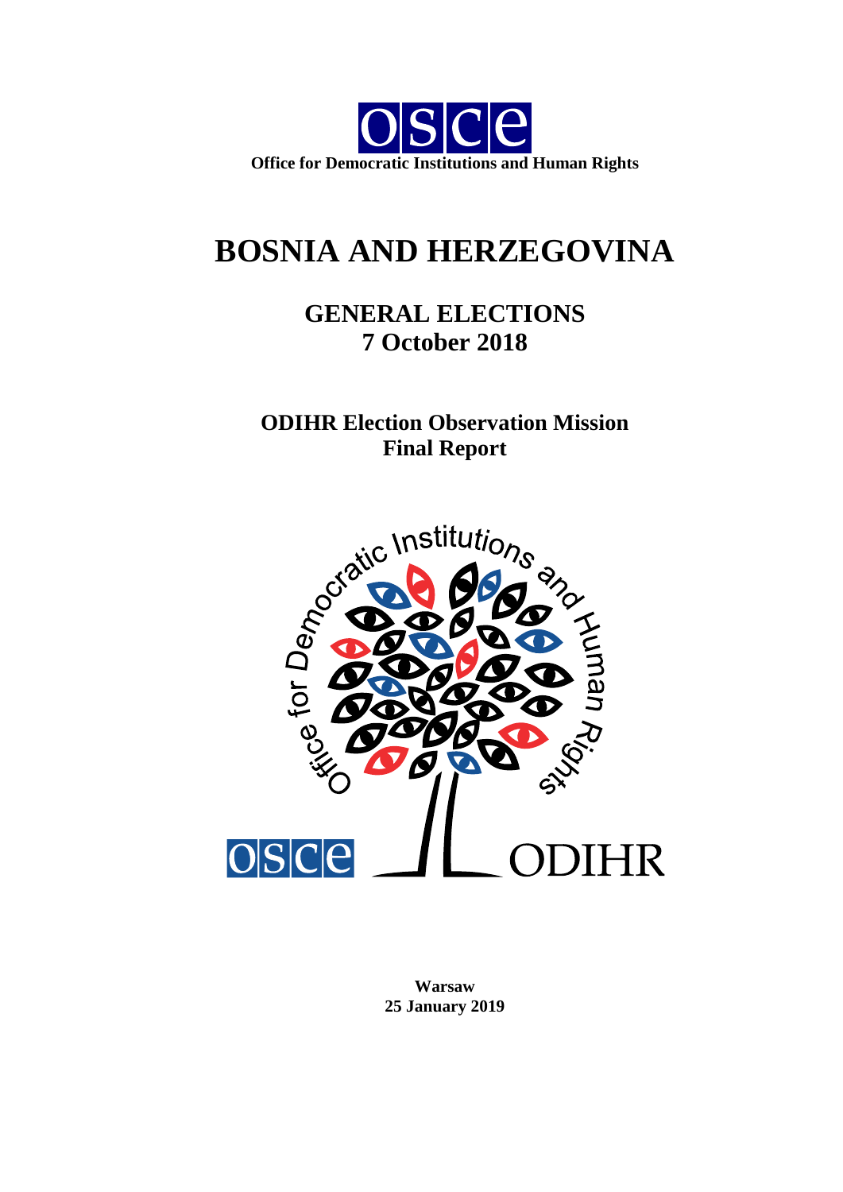Office for Democratic Institutions and Human Rights

# BOSNIA AND HERZEGOVINA

## GENERAL ELECTIONS
## 7 October 2018

## ODIHR Election Observation Mission
## Final Report

**Warsaw**
**25 January 2019**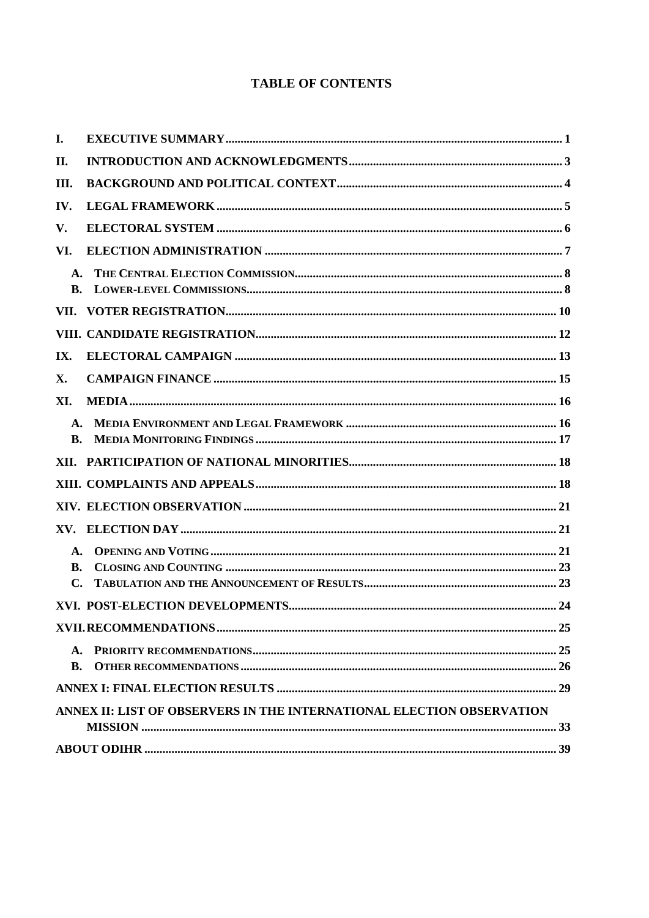# TABLE OF CONTENTS

- I. EXECUTIVE SUMMARY ... 1
- II. INTRODUCTION AND ACKNOWLEDGMENTS ... 3
- III. BACKGROUND AND POLITICAL CONTEXT ... 4
- IV. LEGAL FRAMEWORK ... 5
- V. ELECTORAL SYSTEM ... 6
- VI. ELECTION ADMINISTRATION ... 7
  - A. THE CENTRAL ELECTION COMMISSION ... 8
  - B. LOWER-LEVEL COMMISSIONS ... 8
- VII. VOTER REGISTRATION ... 10
- VIII. CANDIDATE REGISTRATION ... 12
- IX. ELECTORAL CAMPAIGN ... 13
- X. CAMPAIGN FINANCE ... 15
- XI. MEDIA ... 16
  - A. MEDIA ENVIRONMENT AND LEGAL FRAMEWORK ... 16
  - B. MEDIA MONITORING FINDINGS ... 17
- XII. PARTICIPATION OF NATIONAL MINORITIES ... 18
- XIII. COMPLAINTS AND APPEALS ... 18
- XIV. ELECTION OBSERVATION ... 21
- XV. ELECTION DAY ... 21
  - A. OPENING AND VOTING ... 21
  - B. CLOSING AND COUNTING ... 23
  - C. TABULATION AND THE ANNOUNCEMENT OF RESULTS ... 23
- XVI. POST-ELECTION DEVELOPMENTS ... 24
- XVII. RECOMMENDATIONS ... 25
  - A. PRIORITY RECOMMENDATIONS ... 25
  - B. OTHER RECOMMENDATIONS ... 26
- ANNEX I: FINAL ELECTION RESULTS ... 29
- ANNEX II: LIST OF OBSERVERS IN THE INTERNATIONAL ELECTION OBSERVATION MISSION ... 33
- ABOUT ODIHR ... 39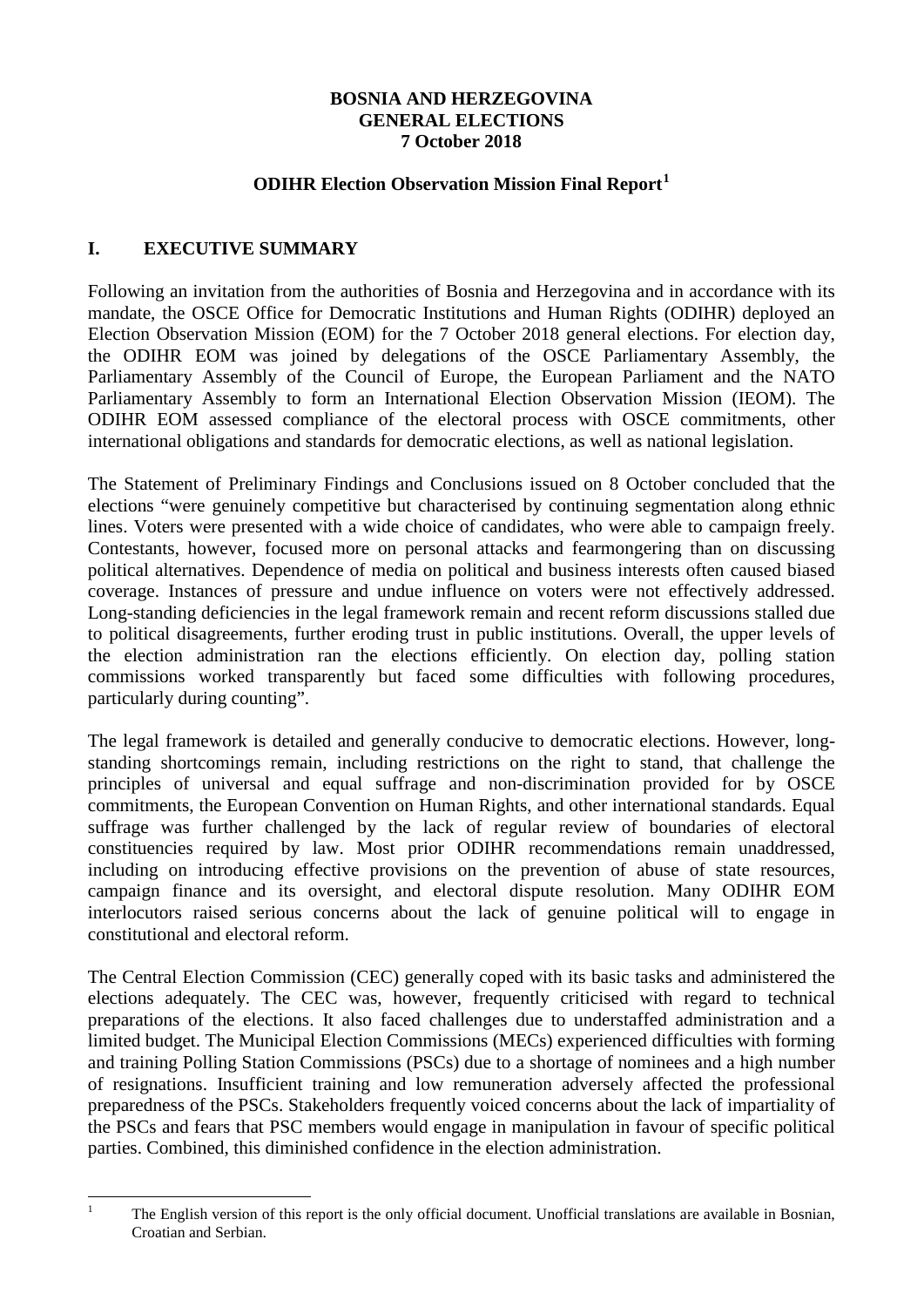**BOSNIA AND HERZEGOVINA**
**GENERAL ELECTIONS**
**7 October 2018**

**ODIHR Election Observation Mission Final Report**[1]

## I. EXECUTIVE SUMMARY

Following an invitation from the authorities of Bosnia and Herzegovina and in accordance with its mandate, the OSCE Office for Democratic Institutions and Human Rights (ODIHR) deployed an Election Observation Mission (EOM) for the 7 October 2018 general elections. For election day, the ODIHR EOM was joined by delegations of the OSCE Parliamentary Assembly, the Parliamentary Assembly of the Council of Europe, the European Parliament and the NATO Parliamentary Assembly to form an International Election Observation Mission (IEOM). The ODIHR EOM assessed compliance of the electoral process with OSCE commitments, other international obligations and standards for democratic elections, as well as national legislation.

The Statement of Preliminary Findings and Conclusions issued on 8 October concluded that the elections "were genuinely competitive but characterised by continuing segmentation along ethnic lines. Voters were presented with a wide choice of candidates, who were able to campaign freely. Contestants, however, focused more on personal attacks and fearmongering than on discussing political alternatives. Dependence of media on political and business interests often caused biased coverage. Instances of pressure and undue influence on voters were not effectively addressed. Long-standing deficiencies in the legal framework remain and recent reform discussions stalled due to political disagreements, further eroding trust in public institutions. Overall, the upper levels of the election administration ran the elections efficiently. On election day, polling station commissions worked transparently but faced some difficulties with following procedures, particularly during counting".

The legal framework is detailed and generally conducive to democratic elections. However, long-standing shortcomings remain, including restrictions on the right to stand, that challenge the principles of universal and equal suffrage and non-discrimination provided for by OSCE commitments, the European Convention on Human Rights, and other international standards. Equal suffrage was further challenged by the lack of regular review of boundaries of electoral constituencies required by law. Most prior ODIHR recommendations remain unaddressed, including on introducing effective provisions on the prevention of abuse of state resources, campaign finance and its oversight, and electoral dispute resolution. Many ODIHR EOM interlocutors raised serious concerns about the lack of genuine political will to engage in constitutional and electoral reform.

The Central Election Commission (CEC) generally coped with its basic tasks and administered the elections adequately. The CEC was, however, frequently criticised with regard to technical preparations of the elections. It also faced challenges due to understaffed administration and a limited budget. The Municipal Election Commissions (MECs) experienced difficulties with forming and training Polling Station Commissions (PSCs) due to a shortage of nominees and a high number of resignations. Insufficient training and low remuneration adversely affected the professional preparedness of the PSCs. Stakeholders frequently voiced concerns about the lack of impartiality of the PSCs and fears that PSC members would engage in manipulation in favour of specific political parties. Combined, this diminished confidence in the election administration.

[1] The English version of this report is the only official document. Unofficial translations are available in Bosnian, Croatian and Serbian.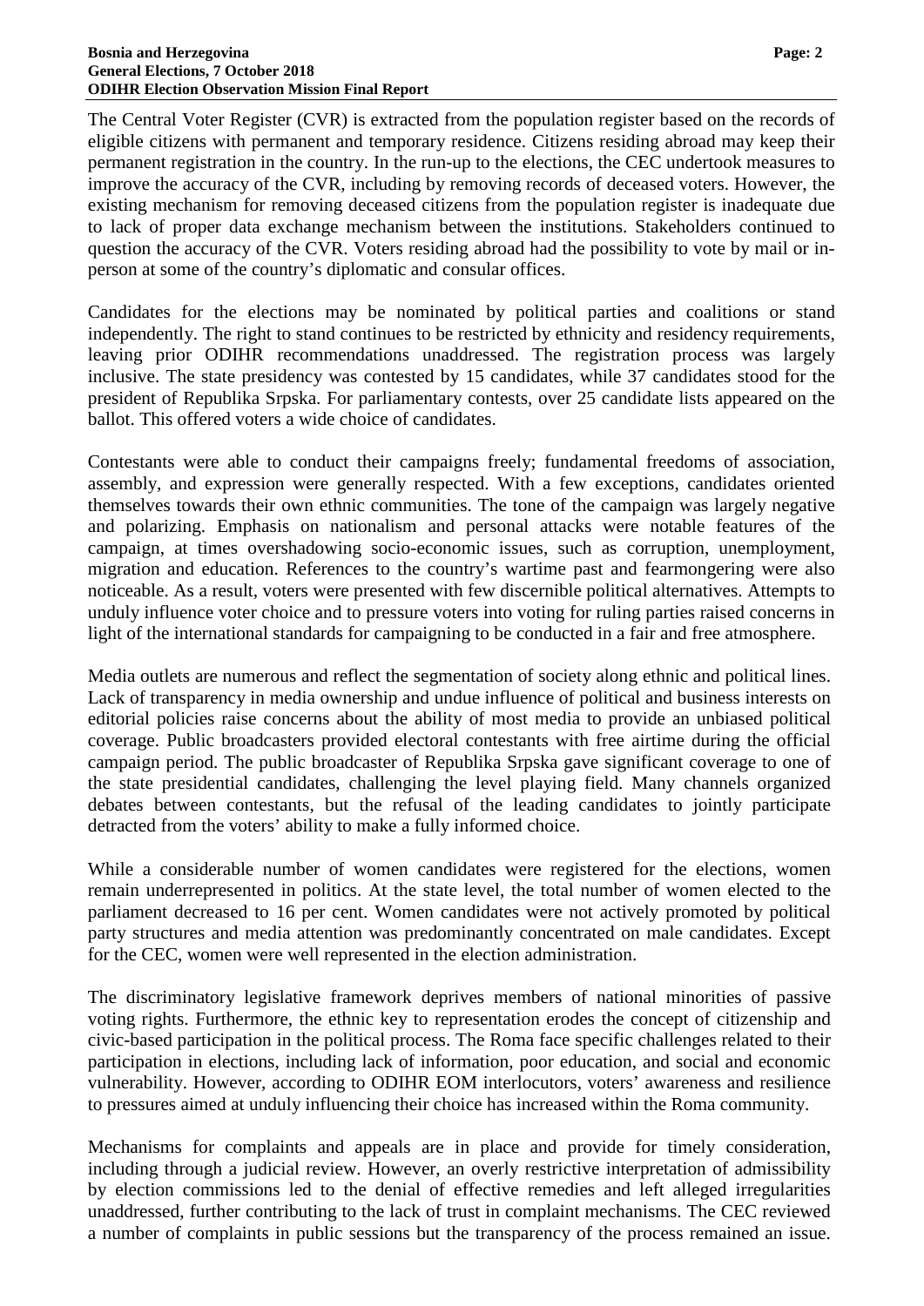The Central Voter Register (CVR) is extracted from the population register based on the records of eligible citizens with permanent and temporary residence. Citizens residing abroad may keep their permanent registration in the country. In the run-up to the elections, the CEC undertook measures to improve the accuracy of the CVR, including by removing records of deceased voters. However, the existing mechanism for removing deceased citizens from the population register is inadequate due to lack of proper data exchange mechanism between the institutions. Stakeholders continued to question the accuracy of the CVR. Voters residing abroad had the possibility to vote by mail or in-person at some of the country's diplomatic and consular offices.

Candidates for the elections may be nominated by political parties and coalitions or stand independently. The right to stand continues to be restricted by ethnicity and residency requirements, leaving prior ODIHR recommendations unaddressed. The registration process was largely inclusive. The state presidency was contested by 15 candidates, while 37 candidates stood for the president of Republika Srpska. For parliamentary contests, over 25 candidate lists appeared on the ballot. This offered voters a wide choice of candidates.

Contestants were able to conduct their campaigns freely; fundamental freedoms of association, assembly, and expression were generally respected. With a few exceptions, candidates oriented themselves towards their own ethnic communities. The tone of the campaign was largely negative and polarizing. Emphasis on nationalism and personal attacks were notable features of the campaign, at times overshadowing socio-economic issues, such as corruption, unemployment, migration and education. References to the country's wartime past and fearmongering were also noticeable. As a result, voters were presented with few discernible political alternatives. Attempts to unduly influence voter choice and to pressure voters into voting for ruling parties raised concerns in light of the international standards for campaigning to be conducted in a fair and free atmosphere.

Media outlets are numerous and reflect the segmentation of society along ethnic and political lines. Lack of transparency in media ownership and undue influence of political and business interests on editorial policies raise concerns about the ability of most media to provide an unbiased political coverage. Public broadcasters provided electoral contestants with free airtime during the official campaign period. The public broadcaster of Republika Srpska gave significant coverage to one of the state presidential candidates, challenging the level playing field. Many channels organized debates between contestants, but the refusal of the leading candidates to jointly participate detracted from the voters' ability to make a fully informed choice.

While a considerable number of women candidates were registered for the elections, women remain underrepresented in politics. At the state level, the total number of women elected to the parliament decreased to 16 per cent. Women candidates were not actively promoted by political party structures and media attention was predominantly concentrated on male candidates. Except for the CEC, women were well represented in the election administration.

The discriminatory legislative framework deprives members of national minorities of passive voting rights. Furthermore, the ethnic key to representation erodes the concept of citizenship and civic-based participation in the political process. The Roma face specific challenges related to their participation in elections, including lack of information, poor education, and social and economic vulnerability. However, according to ODIHR EOM interlocutors, voters' awareness and resilience to pressures aimed at unduly influencing their choice has increased within the Roma community.

Mechanisms for complaints and appeals are in place and provide for timely consideration, including through a judicial review. However, an overly restrictive interpretation of admissibility by election commissions led to the denial of effective remedies and left alleged irregularities unaddressed, further contributing to the lack of trust in complaint mechanisms. The CEC reviewed a number of complaints in public sessions but the transparency of the process remained an issue.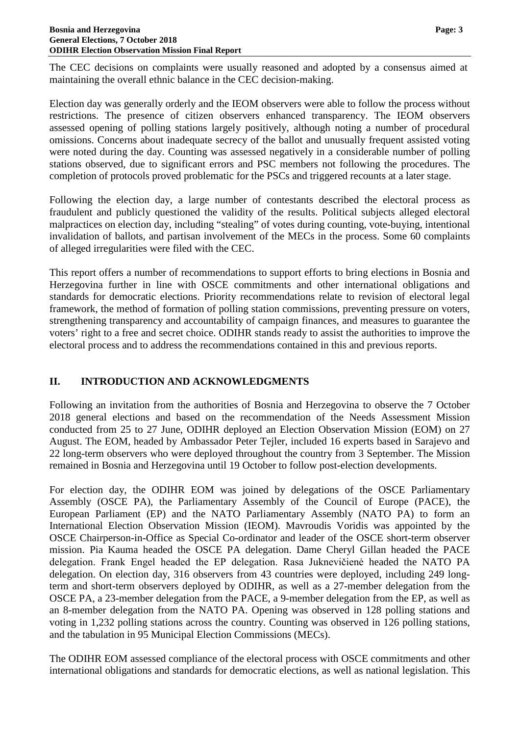The CEC decisions on complaints were usually reasoned and adopted by a consensus aimed at maintaining the overall ethnic balance in the CEC decision-making.

Election day was generally orderly and the IEOM observers were able to follow the process without restrictions. The presence of citizen observers enhanced transparency. The IEOM observers assessed opening of polling stations largely positively, although noting a number of procedural omissions. Concerns about inadequate secrecy of the ballot and unusually frequent assisted voting were noted during the day. Counting was assessed negatively in a considerable number of polling stations observed, due to significant errors and PSC members not following the procedures. The completion of protocols proved problematic for the PSCs and triggered recounts at a later stage.

Following the election day, a large number of contestants described the electoral process as fraudulent and publicly questioned the validity of the results. Political subjects alleged electoral malpractices on election day, including "stealing" of votes during counting, vote-buying, intentional invalidation of ballots, and partisan involvement of the MECs in the process. Some 60 complaints of alleged irregularities were filed with the CEC.

This report offers a number of recommendations to support efforts to bring elections in Bosnia and Herzegovina further in line with OSCE commitments and other international obligations and standards for democratic elections. Priority recommendations relate to revision of electoral legal framework, the method of formation of polling station commissions, preventing pressure on voters, strengthening transparency and accountability of campaign finances, and measures to guarantee the voters' right to a free and secret choice. ODIHR stands ready to assist the authorities to improve the electoral process and to address the recommendations contained in this and previous reports.

## II. INTRODUCTION AND ACKNOWLEDGMENTS

Following an invitation from the authorities of Bosnia and Herzegovina to observe the 7 October 2018 general elections and based on the recommendation of the Needs Assessment Mission conducted from 25 to 27 June, ODIHR deployed an Election Observation Mission (EOM) on 27 August. The EOM, headed by Ambassador Peter Tejler, included 16 experts based in Sarajevo and 22 long-term observers who were deployed throughout the country from 3 September. The Mission remained in Bosnia and Herzegovina until 19 October to follow post-election developments.

For election day, the ODIHR EOM was joined by delegations of the OSCE Parliamentary Assembly (OSCE PA), the Parliamentary Assembly of the Council of Europe (PACE), the European Parliament (EP) and the NATO Parliamentary Assembly (NATO PA) to form an International Election Observation Mission (IEOM). Mavroudis Voridis was appointed by the OSCE Chairperson-in-Office as Special Co-ordinator and leader of the OSCE short-term observer mission. Pia Kauma headed the OSCE PA delegation. Dame Cheryl Gillan headed the PACE delegation. Frank Engel headed the EP delegation. Rasa Juknevičienė headed the NATO PA delegation. On election day, 316 observers from 43 countries were deployed, including 249 long-term and short-term observers deployed by ODIHR, as well as a 27-member delegation from the OSCE PA, a 23-member delegation from the PACE, a 9-member delegation from the EP, as well as an 8-member delegation from the NATO PA. Opening was observed in 128 polling stations and voting in 1,232 polling stations across the country. Counting was observed in 126 polling stations, and the tabulation in 95 Municipal Election Commissions (MECs).

The ODIHR EOM assessed compliance of the electoral process with OSCE commitments and other international obligations and standards for democratic elections, as well as national legislation. This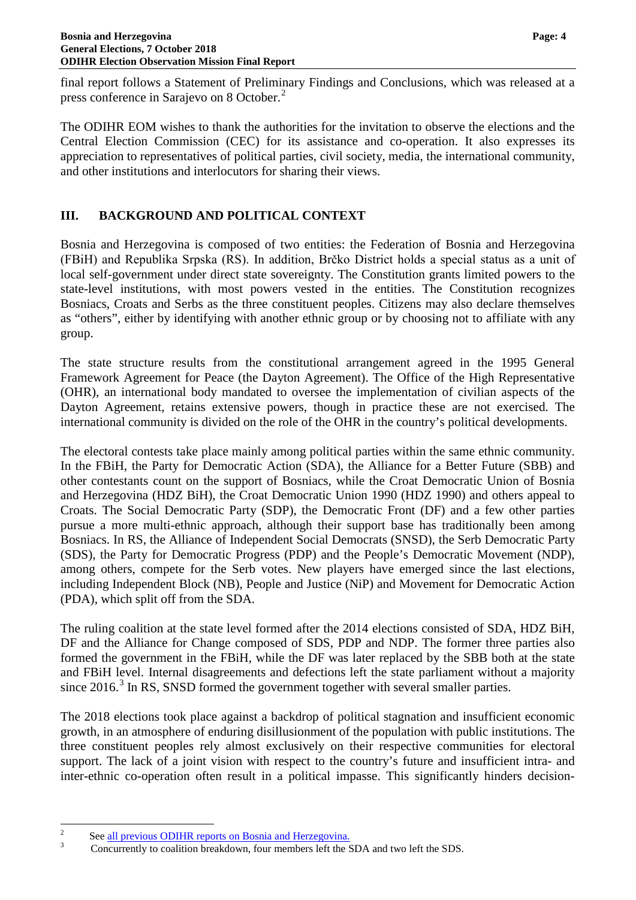final report follows a Statement of Preliminary Findings and Conclusions, which was released at a press conference in Sarajevo on 8 October.[2]

The ODIHR EOM wishes to thank the authorities for the invitation to observe the elections and the Central Election Commission (CEC) for its assistance and co-operation. It also expresses its appreciation to representatives of political parties, civil society, media, the international community, and other institutions and interlocutors for sharing their views.

## III. BACKGROUND AND POLITICAL CONTEXT

Bosnia and Herzegovina is composed of two entities: the Federation of Bosnia and Herzegovina (FBiH) and Republika Srpska (RS). In addition, Brčko District holds a special status as a unit of local self-government under direct state sovereignty. The Constitution grants limited powers to the state-level institutions, with most powers vested in the entities. The Constitution recognizes Bosniacs, Croats and Serbs as the three constituent peoples. Citizens may also declare themselves as "others", either by identifying with another ethnic group or by choosing not to affiliate with any group.

The state structure results from the constitutional arrangement agreed in the 1995 General Framework Agreement for Peace (the Dayton Agreement). The Office of the High Representative (OHR), an international body mandated to oversee the implementation of civilian aspects of the Dayton Agreement, retains extensive powers, though in practice these are not exercised. The international community is divided on the role of the OHR in the country's political developments.

The electoral contests take place mainly among political parties within the same ethnic community. In the FBiH, the Party for Democratic Action (SDA), the Alliance for a Better Future (SBB) and other contestants count on the support of Bosniacs, while the Croat Democratic Union of Bosnia and Herzegovina (HDZ BiH), the Croat Democratic Union 1990 (HDZ 1990) and others appeal to Croats. The Social Democratic Party (SDP), the Democratic Front (DF) and a few other parties pursue a more multi-ethnic approach, although their support base has traditionally been among Bosniacs. In RS, the Alliance of Independent Social Democrats (SNSD), the Serb Democratic Party (SDS), the Party for Democratic Progress (PDP) and the People's Democratic Movement (NDP), among others, compete for the Serb votes. New players have emerged since the last elections, including Independent Block (NB), People and Justice (NiP) and Movement for Democratic Action (PDA), which split off from the SDA.

The ruling coalition at the state level formed after the 2014 elections consisted of SDA, HDZ BiH, DF and the Alliance for Change composed of SDS, PDP and NDP. The former three parties also formed the government in the FBiH, while the DF was later replaced by the SBB both at the state and FBiH level. Internal disagreements and defections left the state parliament without a majority since 2016.[3] In RS, SNSD formed the government together with several smaller parties.

The 2018 elections took place against a backdrop of political stagnation and insufficient economic growth, in an atmosphere of enduring disillusionment of the population with public institutions. The three constituent peoples rely almost exclusively on their respective communities for electoral support. The lack of a joint vision with respect to the country's future and insufficient intra- and inter-ethnic co-operation often result in a political impasse. This significantly hinders decision-

---

[2] See all previous ODIHR reports on Bosnia and Herzegovina.

[3] Concurrently to coalition breakdown, four members left the SDA and two left the SDS.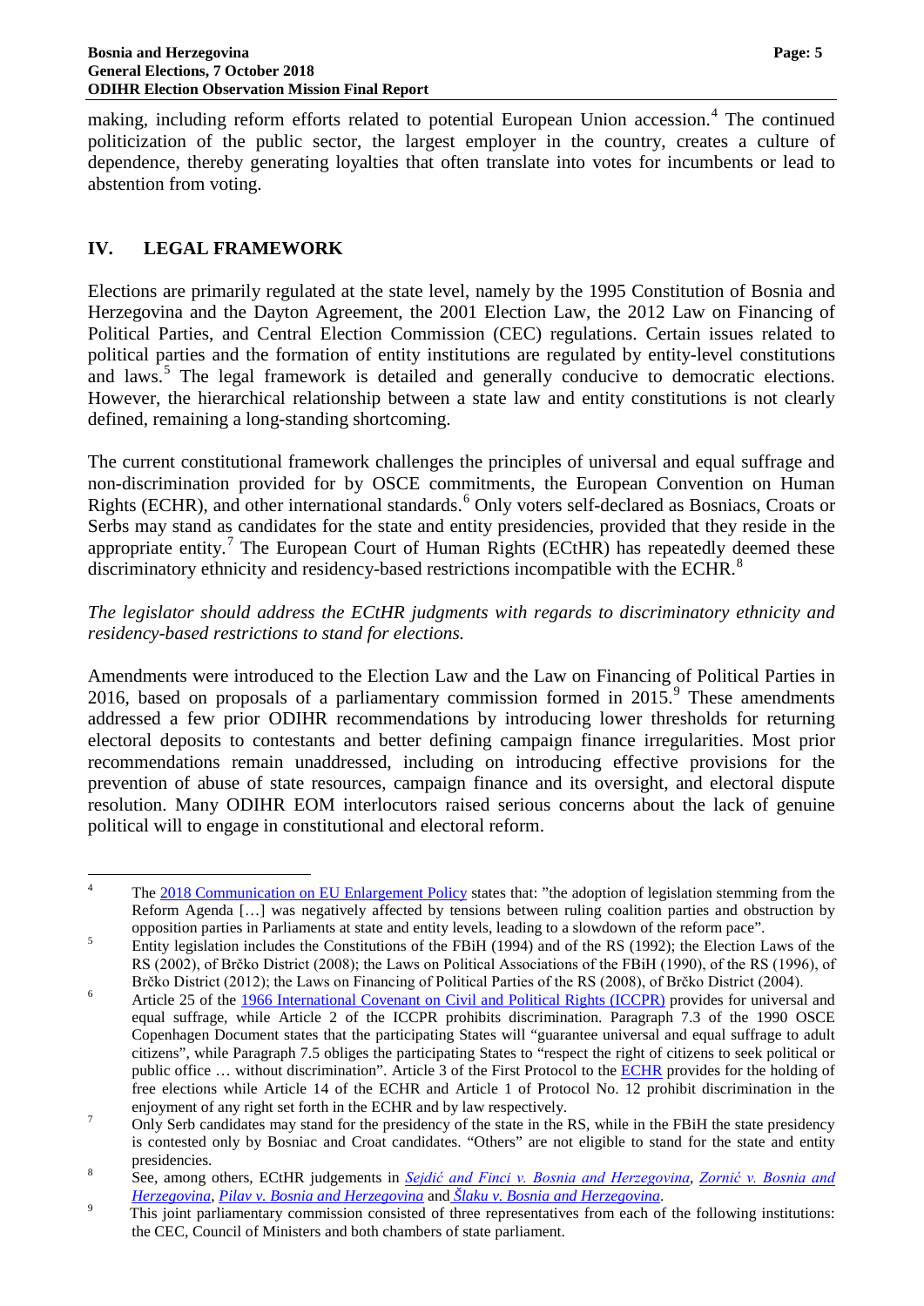making, including reform efforts related to potential European Union accession.[4] The continued politicization of the public sector, the largest employer in the country, creates a culture of dependence, thereby generating loyalties that often translate into votes for incumbents or lead to abstention from voting.

## IV. LEGAL FRAMEWORK

Elections are primarily regulated at the state level, namely by the 1995 Constitution of Bosnia and Herzegovina and the Dayton Agreement, the 2001 Election Law, the 2012 Law on Financing of Political Parties, and Central Election Commission (CEC) regulations. Certain issues related to political parties and the formation of entity institutions are regulated by entity-level constitutions and laws.[5] The legal framework is detailed and generally conducive to democratic elections. However, the hierarchical relationship between a state law and entity constitutions is not clearly defined, remaining a long-standing shortcoming.

The current constitutional framework challenges the principles of universal and equal suffrage and non-discrimination provided for by OSCE commitments, the European Convention on Human Rights (ECHR), and other international standards.[6] Only voters self-declared as Bosniacs, Croats or Serbs may stand as candidates for the state and entity presidencies, provided that they reside in the appropriate entity.[7] The European Court of Human Rights (ECtHR) has repeatedly deemed these discriminatory ethnicity and residency-based restrictions incompatible with the ECHR.[8]

*The legislator should address the ECtHR judgments with regards to discriminatory ethnicity and residency-based restrictions to stand for elections.*

Amendments were introduced to the Election Law and the Law on Financing of Political Parties in 2016, based on proposals of a parliamentary commission formed in 2015.[9] These amendments addressed a few prior ODIHR recommendations by introducing lower thresholds for returning electoral deposits to contestants and better defining campaign finance irregularities. Most prior recommendations remain unaddressed, including on introducing effective provisions for the prevention of abuse of state resources, campaign finance and its oversight, and electoral dispute resolution. Many ODIHR EOM interlocutors raised serious concerns about the lack of genuine political will to engage in constitutional and electoral reform.

---

[4] The 2018 Communication on EU Enlargement Policy states that: "the adoption of legislation stemming from the Reform Agenda […] was negatively affected by tensions between ruling coalition parties and obstruction by opposition parties in Parliaments at state and entity levels, leading to a slowdown of the reform pace".

[5] Entity legislation includes the Constitutions of the FBiH (1994) and of the RS (1992); the Election Laws of the RS (2002), of Brčko District (2008); the Laws on Political Associations of the FBiH (1990), of the RS (1996), of Brčko District (2012); the Laws on Financing of Political Parties of the RS (2008), of Brčko District (2004).

[6] Article 25 of the 1966 International Covenant on Civil and Political Rights (ICCPR) provides for universal and equal suffrage, while Article 2 of the ICCPR prohibits discrimination. Paragraph 7.3 of the 1990 OSCE Copenhagen Document states that the participating States will "guarantee universal and equal suffrage to adult citizens", while Paragraph 7.5 obliges the participating States to "respect the right of citizens to seek political or public office … without discrimination". Article 3 of the First Protocol to the ECHR provides for the holding of free elections while Article 14 of the ECHR and Article 1 of Protocol No. 12 prohibit discrimination in the enjoyment of any right set forth in the ECHR and by law respectively.

[7] Only Serb candidates may stand for the presidency of the state in the RS, while in the FBiH the state presidency is contested only by Bosniac and Croat candidates. "Others" are not eligible to stand for the state and entity presidencies.

[8] See, among others, ECtHR judgements in *Sejdić and Finci v. Bosnia and Herzegovina*, *Zornić v. Bosnia and Herzegovina*, *Pilav v. Bosnia and Herzegovina* and *Šlaku v. Bosnia and Herzegovina*.

[9] This joint parliamentary commission consisted of three representatives from each of the following institutions: the CEC, Council of Ministers and both chambers of state parliament.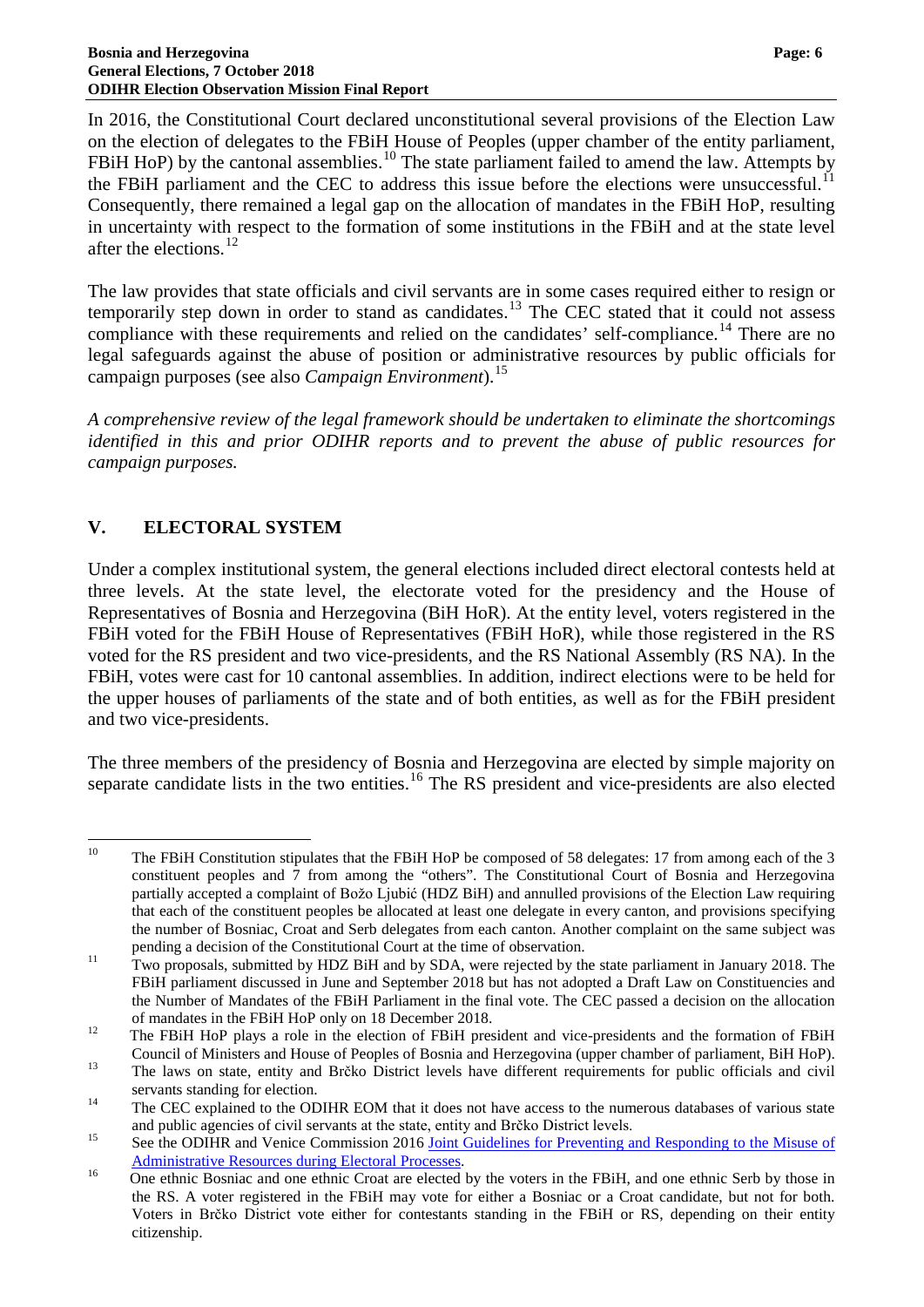In 2016, the Constitutional Court declared unconstitutional several provisions of the Election Law on the election of delegates to the FBiH House of Peoples (upper chamber of the entity parliament, FBiH HoP) by the cantonal assemblies.[10] The state parliament failed to amend the law. Attempts by the FBiH parliament and the CEC to address this issue before the elections were unsuccessful.[11] Consequently, there remained a legal gap on the allocation of mandates in the FBiH HoP, resulting in uncertainty with respect to the formation of some institutions in the FBiH and at the state level after the elections.[12]

The law provides that state officials and civil servants are in some cases required either to resign or temporarily step down in order to stand as candidates.[13] The CEC stated that it could not assess compliance with these requirements and relied on the candidates' self-compliance.[14] There are no legal safeguards against the abuse of position or administrative resources by public officials for campaign purposes (see also *Campaign Environment*).[15]

*A comprehensive review of the legal framework should be undertaken to eliminate the shortcomings identified in this and prior ODIHR reports and to prevent the abuse of public resources for campaign purposes.*

## V. ELECTORAL SYSTEM

Under a complex institutional system, the general elections included direct electoral contests held at three levels. At the state level, the electorate voted for the presidency and the House of Representatives of Bosnia and Herzegovina (BiH HoR). At the entity level, voters registered in the FBiH voted for the FBiH House of Representatives (FBiH HoR), while those registered in the RS voted for the RS president and two vice-presidents, and the RS National Assembly (RS NA). In the FBiH, votes were cast for 10 cantonal assemblies. In addition, indirect elections were to be held for the upper houses of parliaments of the state and of both entities, as well as for the FBiH president and two vice-presidents.

The three members of the presidency of Bosnia and Herzegovina are elected by simple majority on separate candidate lists in the two entities.[16] The RS president and vice-presidents are also elected

---

[10] The FBiH Constitution stipulates that the FBiH HoP be composed of 58 delegates: 17 from among each of the 3 constituent peoples and 7 from among the "others". The Constitutional Court of Bosnia and Herzegovina partially accepted a complaint of Božo Ljubić (HDZ BiH) and annulled provisions of the Election Law requiring that each of the constituent peoples be allocated at least one delegate in every canton, and provisions specifying the number of Bosniac, Croat and Serb delegates from each canton. Another complaint on the same subject was pending a decision of the Constitutional Court at the time of observation.

[11] Two proposals, submitted by HDZ BiH and by SDA, were rejected by the state parliament in January 2018. The FBiH parliament discussed in June and September 2018 but has not adopted a Draft Law on Constituencies and the Number of Mandates of the FBiH Parliament in the final vote. The CEC passed a decision on the allocation of mandates in the FBiH HoP only on 18 December 2018.

[12] The FBiH HoP plays a role in the election of FBiH president and vice-presidents and the formation of FBiH Council of Ministers and House of Peoples of Bosnia and Herzegovina (upper chamber of parliament, BiH HoP).

[13] The laws on state, entity and Brčko District levels have different requirements for public officials and civil servants standing for election.

[14] The CEC explained to the ODIHR EOM that it does not have access to the numerous databases of various state and public agencies of civil servants at the state, entity and Brčko District levels.

[15] See the ODIHR and Venice Commission 2016 Joint Guidelines for Preventing and Responding to the Misuse of Administrative Resources during Electoral Processes.

[16] One ethnic Bosniac and one ethnic Croat are elected by the voters in the FBiH, and one ethnic Serb by those in the RS. A voter registered in the FBiH may vote for either a Bosniac or a Croat candidate, but not for both. Voters in Brčko District vote either for contestants standing in the FBiH or RS, depending on their entity citizenship.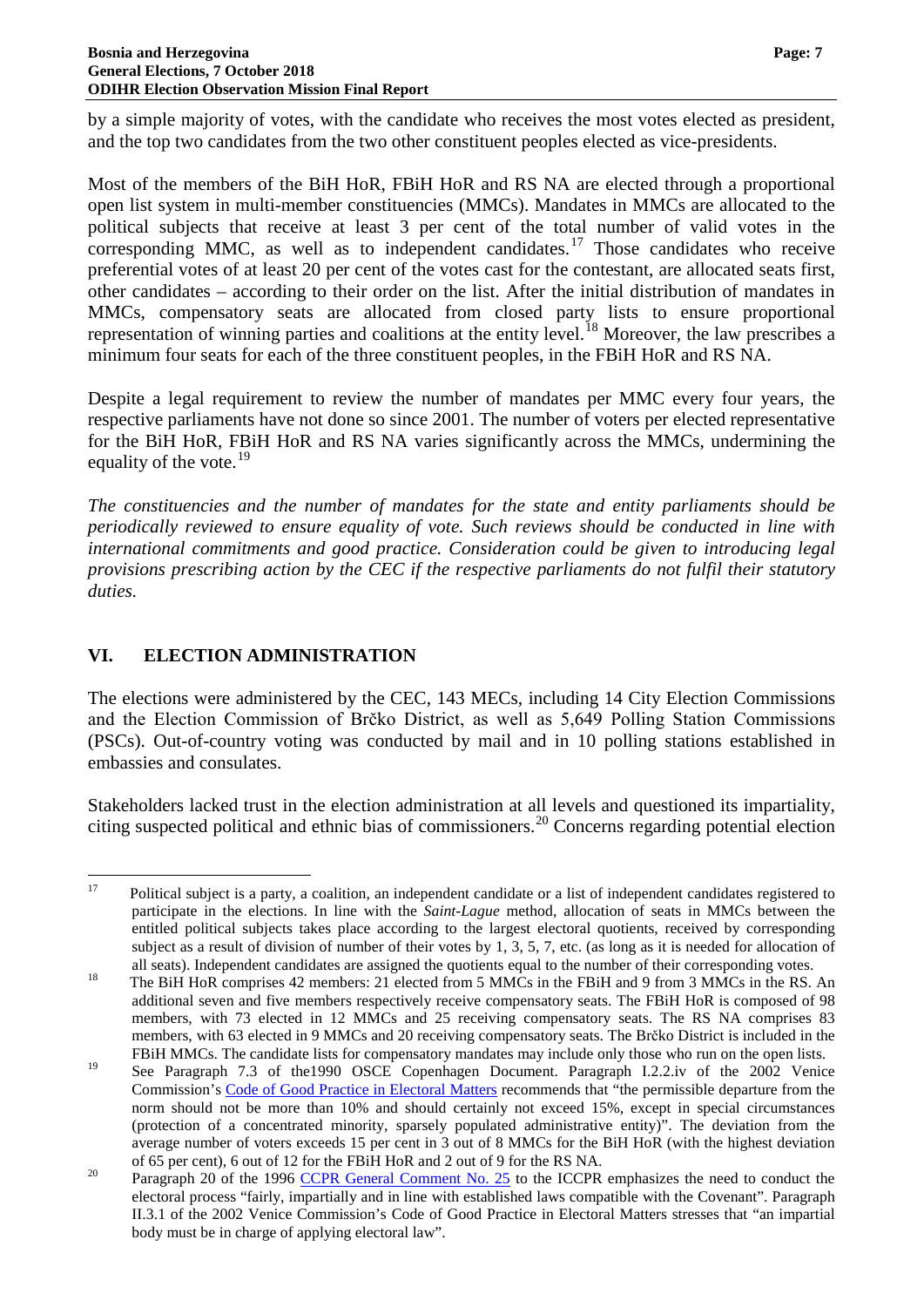by a simple majority of votes, with the candidate who receives the most votes elected as president, and the top two candidates from the two other constituent peoples elected as vice-presidents.

Most of the members of the BiH HoR, FBiH HoR and RS NA are elected through a proportional open list system in multi-member constituencies (MMCs). Mandates in MMCs are allocated to the political subjects that receive at least 3 per cent of the total number of valid votes in the corresponding MMC, as well as to independent candidates.[17] Those candidates who receive preferential votes of at least 20 per cent of the votes cast for the contestant, are allocated seats first, other candidates – according to their order on the list. After the initial distribution of mandates in MMCs, compensatory seats are allocated from closed party lists to ensure proportional representation of winning parties and coalitions at the entity level.[18] Moreover, the law prescribes a minimum four seats for each of the three constituent peoples, in the FBiH HoR and RS NA.

Despite a legal requirement to review the number of mandates per MMC every four years, the respective parliaments have not done so since 2001. The number of voters per elected representative for the BiH HoR, FBiH HoR and RS NA varies significantly across the MMCs, undermining the equality of the vote.[19]

*The constituencies and the number of mandates for the state and entity parliaments should be periodically reviewed to ensure equality of vote. Such reviews should be conducted in line with international commitments and good practice. Consideration could be given to introducing legal provisions prescribing action by the CEC if the respective parliaments do not fulfil their statutory duties.*

## VI. ELECTION ADMINISTRATION

The elections were administered by the CEC, 143 MECs, including 14 City Election Commissions and the Election Commission of Brčko District, as well as 5,649 Polling Station Commissions (PSCs). Out-of-country voting was conducted by mail and in 10 polling stations established in embassies and consulates.

Stakeholders lacked trust in the election administration at all levels and questioned its impartiality, citing suspected political and ethnic bias of commissioners.[20] Concerns regarding potential election

---

[17] Political subject is a party, a coalition, an independent candidate or a list of independent candidates registered to participate in the elections. In line with the *Saint-Lague* method, allocation of seats in MMCs between the entitled political subjects takes place according to the largest electoral quotients, received by corresponding subject as a result of division of number of their votes by 1, 3, 5, 7, etc. (as long as it is needed for allocation of all seats). Independent candidates are assigned the quotients equal to the number of their corresponding votes.

[18] The BiH HoR comprises 42 members: 21 elected from 5 MMCs in the FBiH and 9 from 3 MMCs in the RS. An additional seven and five members respectively receive compensatory seats. The FBiH HoR is composed of 98 members, with 73 elected in 12 MMCs and 25 receiving compensatory seats. The RS NA comprises 83 members, with 63 elected in 9 MMCs and 20 receiving compensatory seats. The Brčko District is included in the FBiH MMCs. The candidate lists for compensatory mandates may include only those who run on the open lists.

[19] See Paragraph 7.3 of the1990 OSCE Copenhagen Document. Paragraph I.2.2.iv of the 2002 Venice Commission's Code of Good Practice in Electoral Matters recommends that "the permissible departure from the norm should not be more than 10% and should certainly not exceed 15%, except in special circumstances (protection of a concentrated minority, sparsely populated administrative entity)". The deviation from the average number of voters exceeds 15 per cent in 3 out of 8 MMCs for the BiH HoR (with the highest deviation of 65 per cent), 6 out of 12 for the FBiH HoR and 2 out of 9 for the RS NA.

[20] Paragraph 20 of the 1996 CCPR General Comment No. 25 to the ICCPR emphasizes the need to conduct the electoral process "fairly, impartially and in line with established laws compatible with the Covenant". Paragraph II.3.1 of the 2002 Venice Commission's Code of Good Practice in Electoral Matters stresses that "an impartial body must be in charge of applying electoral law".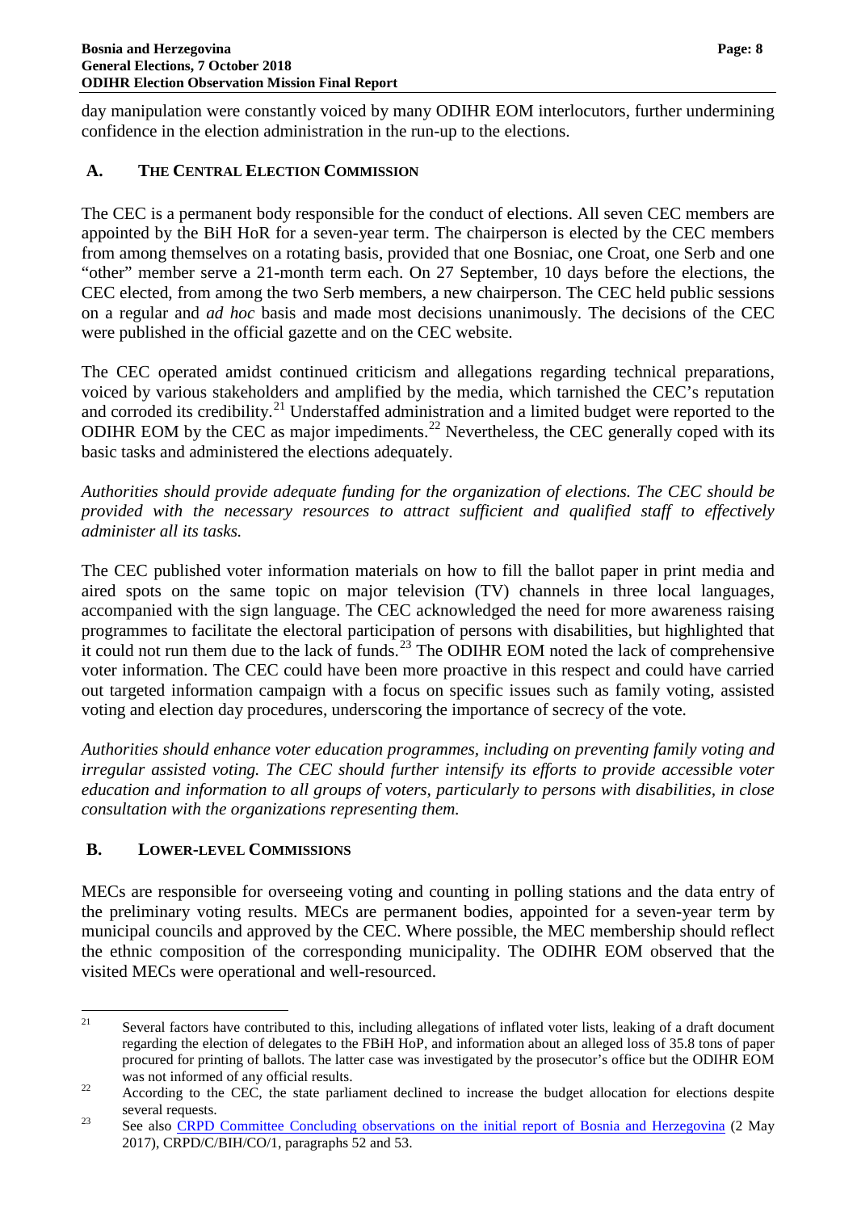day manipulation were constantly voiced by many ODIHR EOM interlocutors, further undermining confidence in the election administration in the run-up to the elections.

## A. THE CENTRAL ELECTION COMMISSION

The CEC is a permanent body responsible for the conduct of elections. All seven CEC members are appointed by the BiH HoR for a seven-year term. The chairperson is elected by the CEC members from among themselves on a rotating basis, provided that one Bosniac, one Croat, one Serb and one "other" member serve a 21-month term each. On 27 September, 10 days before the elections, the CEC elected, from among the two Serb members, a new chairperson. The CEC held public sessions on a regular and *ad hoc* basis and made most decisions unanimously. The decisions of the CEC were published in the official gazette and on the CEC website.

The CEC operated amidst continued criticism and allegations regarding technical preparations, voiced by various stakeholders and amplified by the media, which tarnished the CEC's reputation and corroded its credibility.[21] Understaffed administration and a limited budget were reported to the ODIHR EOM by the CEC as major impediments.[22] Nevertheless, the CEC generally coped with its basic tasks and administered the elections adequately.

*Authorities should provide adequate funding for the organization of elections. The CEC should be provided with the necessary resources to attract sufficient and qualified staff to effectively administer all its tasks.*

The CEC published voter information materials on how to fill the ballot paper in print media and aired spots on the same topic on major television (TV) channels in three local languages, accompanied with the sign language. The CEC acknowledged the need for more awareness raising programmes to facilitate the electoral participation of persons with disabilities, but highlighted that it could not run them due to the lack of funds.[23] The ODIHR EOM noted the lack of comprehensive voter information. The CEC could have been more proactive in this respect and could have carried out targeted information campaign with a focus on specific issues such as family voting, assisted voting and election day procedures, underscoring the importance of secrecy of the vote.

*Authorities should enhance voter education programmes, including on preventing family voting and irregular assisted voting. The CEC should further intensify its efforts to provide accessible voter education and information to all groups of voters, particularly to persons with disabilities, in close consultation with the organizations representing them.*

## B. LOWER-LEVEL COMMISSIONS

MECs are responsible for overseeing voting and counting in polling stations and the data entry of the preliminary voting results. MECs are permanent bodies, appointed for a seven-year term by municipal councils and approved by the CEC. Where possible, the MEC membership should reflect the ethnic composition of the corresponding municipality. The ODIHR EOM observed that the visited MECs were operational and well-resourced.

---

[21] Several factors have contributed to this, including allegations of inflated voter lists, leaking of a draft document regarding the election of delegates to the FBiH HoP, and information about an alleged loss of 35.8 tons of paper procured for printing of ballots. The latter case was investigated by the prosecutor's office but the ODIHR EOM was not informed of any official results.

[22] According to the CEC, the state parliament declined to increase the budget allocation for elections despite several requests.

[23] See also [CRPD Committee Concluding observations on the initial report of Bosnia and Herzegovina](#) (2 May 2017), CRPD/C/BIH/CO/1, paragraphs 52 and 53.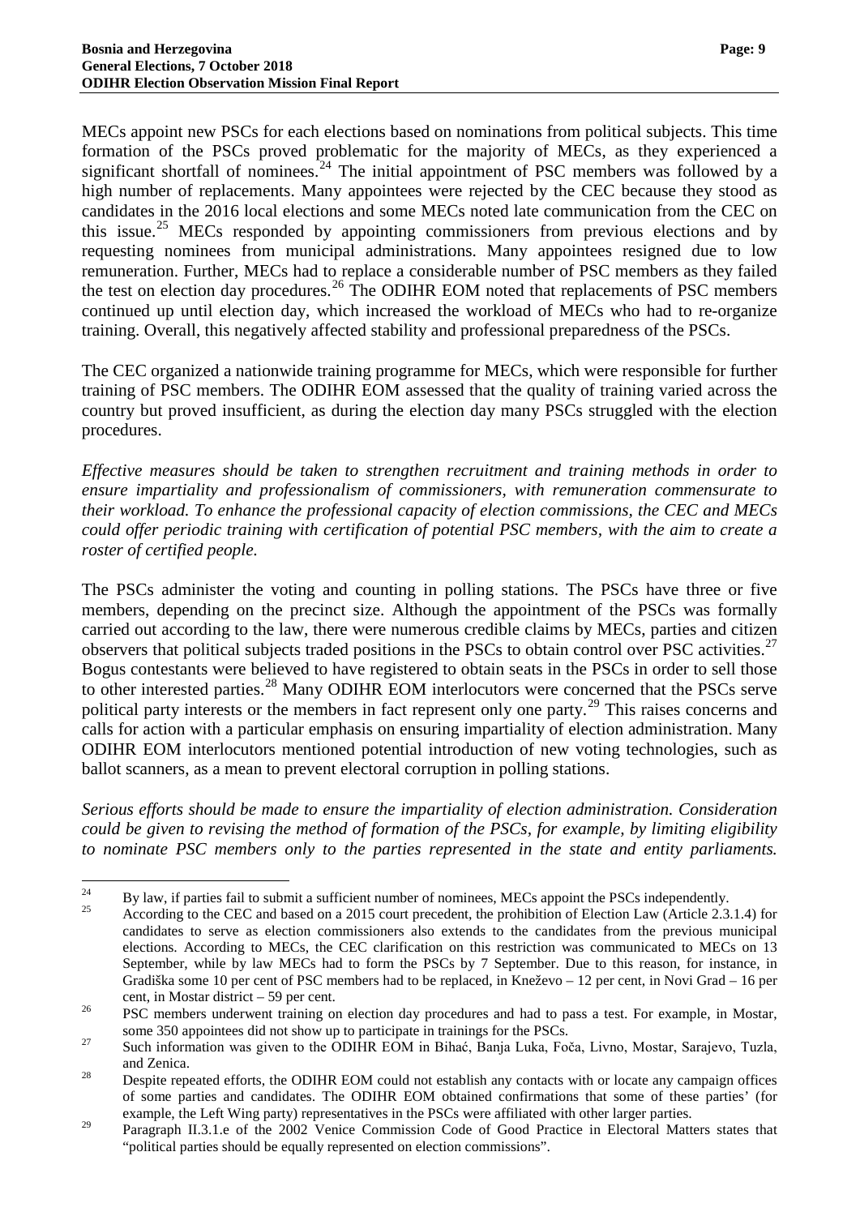MECs appoint new PSCs for each elections based on nominations from political subjects. This time formation of the PSCs proved problematic for the majority of MECs, as they experienced a significant shortfall of nominees.[24] The initial appointment of PSC members was followed by a high number of replacements. Many appointees were rejected by the CEC because they stood as candidates in the 2016 local elections and some MECs noted late communication from the CEC on this issue.[25] MECs responded by appointing commissioners from previous elections and by requesting nominees from municipal administrations. Many appointees resigned due to low remuneration. Further, MECs had to replace a considerable number of PSC members as they failed the test on election day procedures.[26] The ODIHR EOM noted that replacements of PSC members continued up until election day, which increased the workload of MECs who had to re-organize training. Overall, this negatively affected stability and professional preparedness of the PSCs.

The CEC organized a nationwide training programme for MECs, which were responsible for further training of PSC members. The ODIHR EOM assessed that the quality of training varied across the country but proved insufficient, as during the election day many PSCs struggled with the election procedures.

*Effective measures should be taken to strengthen recruitment and training methods in order to ensure impartiality and professionalism of commissioners, with remuneration commensurate to their workload. To enhance the professional capacity of election commissions, the CEC and MECs could offer periodic training with certification of potential PSC members, with the aim to create a roster of certified people.*

The PSCs administer the voting and counting in polling stations. The PSCs have three or five members, depending on the precinct size. Although the appointment of the PSCs was formally carried out according to the law, there were numerous credible claims by MECs, parties and citizen observers that political subjects traded positions in the PSCs to obtain control over PSC activities.[27] Bogus contestants were believed to have registered to obtain seats in the PSCs in order to sell those to other interested parties.[28] Many ODIHR EOM interlocutors were concerned that the PSCs serve political party interests or the members in fact represent only one party.[29] This raises concerns and calls for action with a particular emphasis on ensuring impartiality of election administration. Many ODIHR EOM interlocutors mentioned potential introduction of new voting technologies, such as ballot scanners, as a mean to prevent electoral corruption in polling stations.

*Serious efforts should be made to ensure the impartiality of election administration. Consideration could be given to revising the method of formation of the PSCs, for example, by limiting eligibility to nominate PSC members only to the parties represented in the state and entity parliaments.*

---

[24] By law, if parties fail to submit a sufficient number of nominees, MECs appoint the PSCs independently.

[25] According to the CEC and based on a 2015 court precedent, the prohibition of Election Law (Article 2.3.1.4) for candidates to serve as election commissioners also extends to the candidates from the previous municipal elections. According to MECs, the CEC clarification on this restriction was communicated to MECs on 13 September, while by law MECs had to form the PSCs by 7 September. Due to this reason, for instance, in Gradiška some 10 per cent of PSC members had to be replaced, in Kneževo – 12 per cent, in Novi Grad – 16 per cent, in Mostar district – 59 per cent.

[26] PSC members underwent training on election day procedures and had to pass a test. For example, in Mostar, some 350 appointees did not show up to participate in trainings for the PSCs.

[27] Such information was given to the ODIHR EOM in Bihać, Banja Luka, Foča, Livno, Mostar, Sarajevo, Tuzla, and Zenica.

[28] Despite repeated efforts, the ODIHR EOM could not establish any contacts with or locate any campaign offices of some parties and candidates. The ODIHR EOM obtained confirmations that some of these parties' (for example, the Left Wing party) representatives in the PSCs were affiliated with other larger parties.

[29] Paragraph II.3.1.e of the 2002 Venice Commission Code of Good Practice in Electoral Matters states that "political parties should be equally represented on election commissions".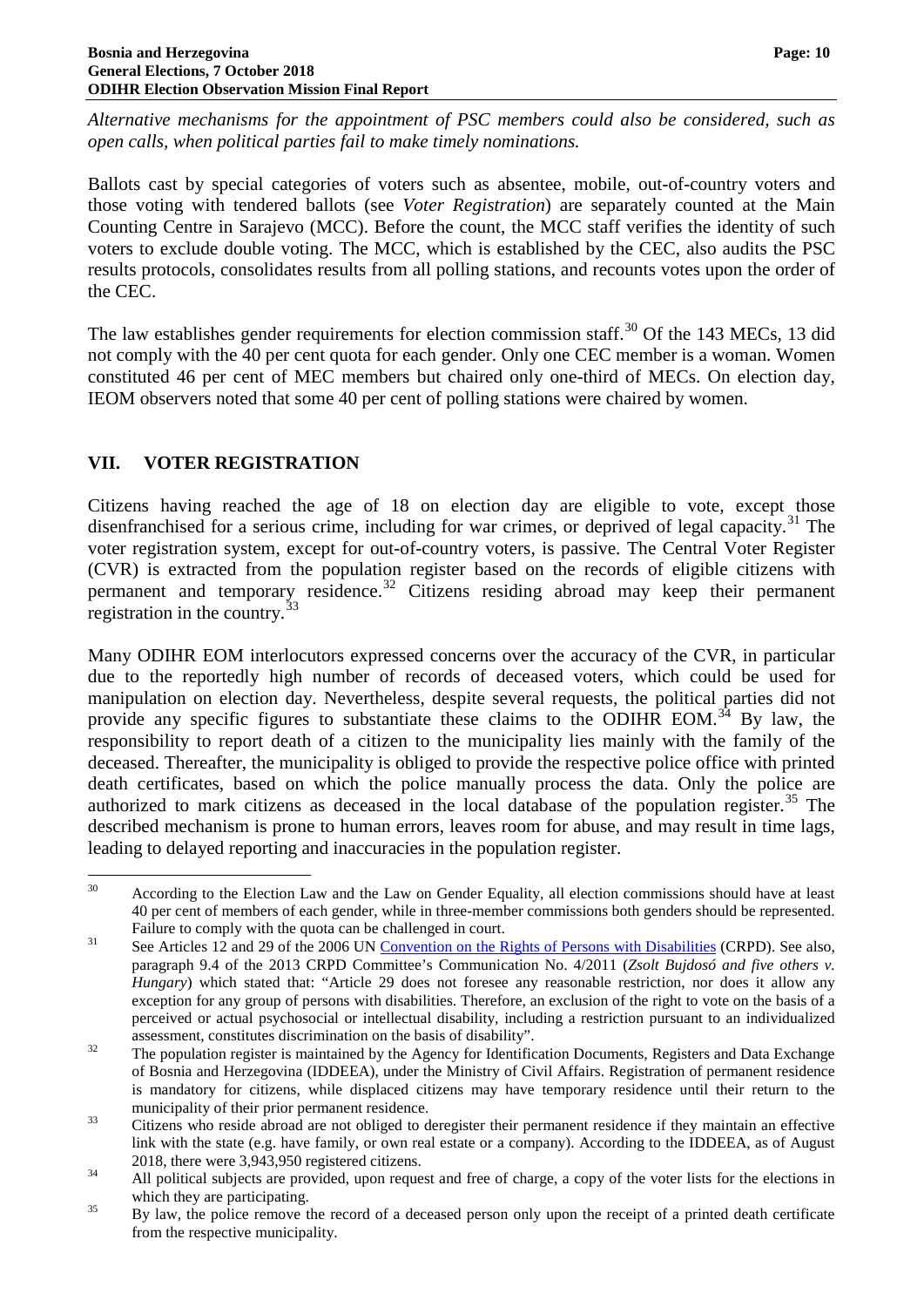*Alternative mechanisms for the appointment of PSC members could also be considered, such as open calls, when political parties fail to make timely nominations.*

Ballots cast by special categories of voters such as absentee, mobile, out-of-country voters and those voting with tendered ballots (see *Voter Registration*) are separately counted at the Main Counting Centre in Sarajevo (MCC). Before the count, the MCC staff verifies the identity of such voters to exclude double voting. The MCC, which is established by the CEC, also audits the PSC results protocols, consolidates results from all polling stations, and recounts votes upon the order of the CEC.

The law establishes gender requirements for election commission staff.[30] Of the 143 MECs, 13 did not comply with the 40 per cent quota for each gender. Only one CEC member is a woman. Women constituted 46 per cent of MEC members but chaired only one-third of MECs. On election day, IEOM observers noted that some 40 per cent of polling stations were chaired by women.

## VII. VOTER REGISTRATION

Citizens having reached the age of 18 on election day are eligible to vote, except those disenfranchised for a serious crime, including for war crimes, or deprived of legal capacity.[31] The voter registration system, except for out-of-country voters, is passive. The Central Voter Register (CVR) is extracted from the population register based on the records of eligible citizens with permanent and temporary residence.[32] Citizens residing abroad may keep their permanent registration in the country.[33]

Many ODIHR EOM interlocutors expressed concerns over the accuracy of the CVR, in particular due to the reportedly high number of records of deceased voters, which could be used for manipulation on election day. Nevertheless, despite several requests, the political parties did not provide any specific figures to substantiate these claims to the ODIHR EOM.[34] By law, the responsibility to report death of a citizen to the municipality lies mainly with the family of the deceased. Thereafter, the municipality is obliged to provide the respective police office with printed death certificates, based on which the police manually process the data. Only the police are authorized to mark citizens as deceased in the local database of the population register.[35] The described mechanism is prone to human errors, leaves room for abuse, and may result in time lags, leading to delayed reporting and inaccuracies in the population register.

---

[30] According to the Election Law and the Law on Gender Equality, all election commissions should have at least 40 per cent of members of each gender, while in three-member commissions both genders should be represented. Failure to comply with the quota can be challenged in court.

[31] See Articles 12 and 29 of the 2006 UN Convention on the Rights of Persons with Disabilities (CRPD). See also, paragraph 9.4 of the 2013 CRPD Committee's Communication No. 4/2011 (*Zsolt Bujdosó and five others v. Hungary*) which stated that: "Article 29 does not foresee any reasonable restriction, nor does it allow any exception for any group of persons with disabilities. Therefore, an exclusion of the right to vote on the basis of a perceived or actual psychosocial or intellectual disability, including a restriction pursuant to an individualized assessment, constitutes discrimination on the basis of disability".

[32] The population register is maintained by the Agency for Identification Documents, Registers and Data Exchange of Bosnia and Herzegovina (IDDEEA), under the Ministry of Civil Affairs. Registration of permanent residence is mandatory for citizens, while displaced citizens may have temporary residence until their return to the municipality of their prior permanent residence.

[33] Citizens who reside abroad are not obliged to deregister their permanent residence if they maintain an effective link with the state (e.g. have family, or own real estate or a company). According to the IDDEEA, as of August 2018, there were 3,943,950 registered citizens.

[34] All political subjects are provided, upon request and free of charge, a copy of the voter lists for the elections in which they are participating.

[35] By law, the police remove the record of a deceased person only upon the receipt of a printed death certificate from the respective municipality.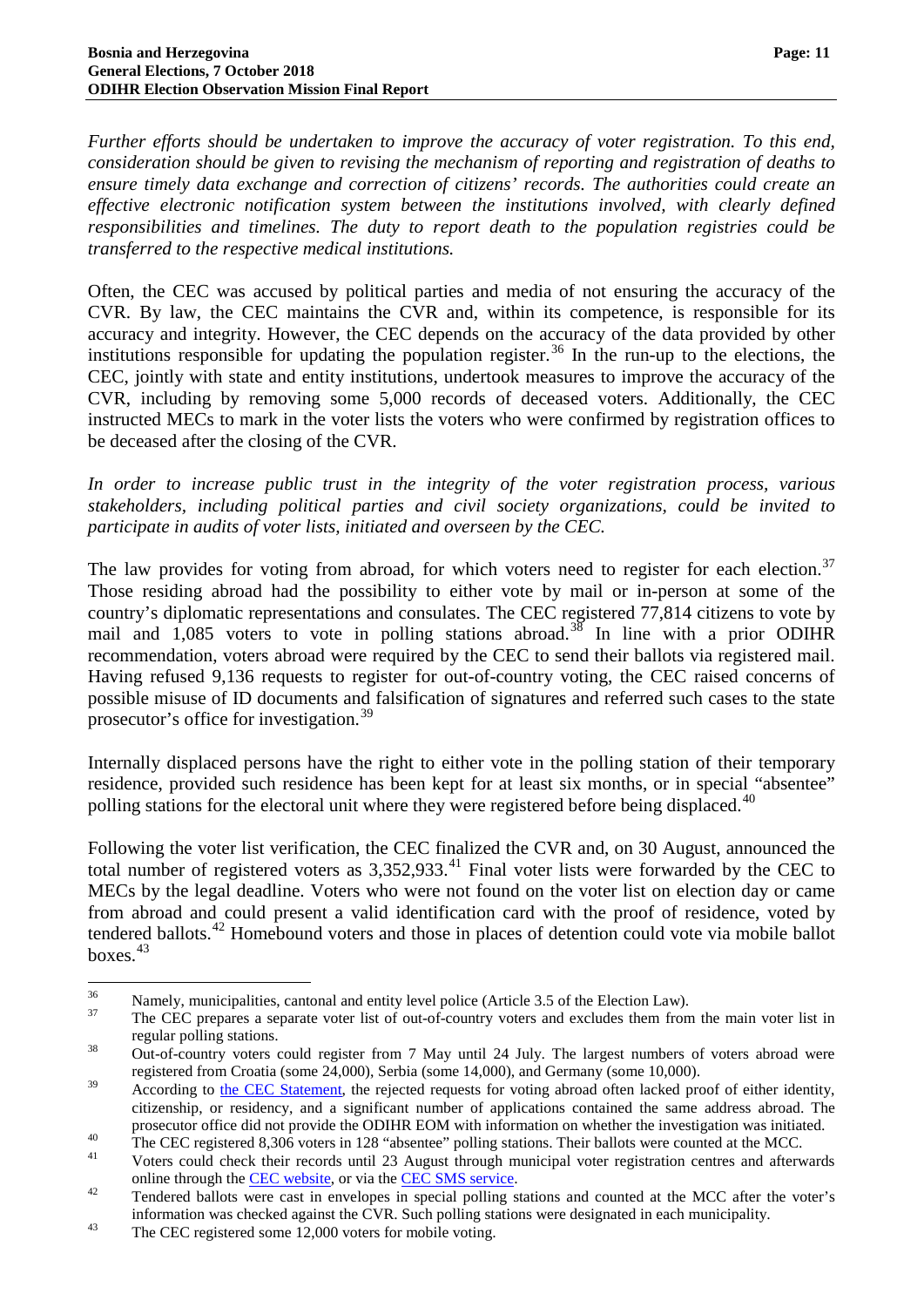*Further efforts should be undertaken to improve the accuracy of voter registration. To this end, consideration should be given to revising the mechanism of reporting and registration of deaths to ensure timely data exchange and correction of citizens' records. The authorities could create an effective electronic notification system between the institutions involved, with clearly defined responsibilities and timelines. The duty to report death to the population registries could be transferred to the respective medical institutions.*

Often, the CEC was accused by political parties and media of not ensuring the accuracy of the CVR. By law, the CEC maintains the CVR and, within its competence, is responsible for its accuracy and integrity. However, the CEC depends on the accuracy of the data provided by other institutions responsible for updating the population register.[36] In the run-up to the elections, the CEC, jointly with state and entity institutions, undertook measures to improve the accuracy of the CVR, including by removing some 5,000 records of deceased voters. Additionally, the CEC instructed MECs to mark in the voter lists the voters who were confirmed by registration offices to be deceased after the closing of the CVR.

*In order to increase public trust in the integrity of the voter registration process, various stakeholders, including political parties and civil society organizations, could be invited to participate in audits of voter lists, initiated and overseen by the CEC.*

The law provides for voting from abroad, for which voters need to register for each election.[37] Those residing abroad had the possibility to either vote by mail or in-person at some of the country's diplomatic representations and consulates. The CEC registered 77,814 citizens to vote by mail and 1,085 voters to vote in polling stations abroad.[38] In line with a prior ODIHR recommendation, voters abroad were required by the CEC to send their ballots via registered mail. Having refused 9,136 requests to register for out-of-country voting, the CEC raised concerns of possible misuse of ID documents and falsification of signatures and referred such cases to the state prosecutor's office for investigation.[39]

Internally displaced persons have the right to either vote in the polling station of their temporary residence, provided such residence has been kept for at least six months, or in special "absentee" polling stations for the electoral unit where they were registered before being displaced.[40]

Following the voter list verification, the CEC finalized the CVR and, on 30 August, announced the total number of registered voters as 3,352,933.[41] Final voter lists were forwarded by the CEC to MECs by the legal deadline. Voters who were not found on the voter list on election day or came from abroad and could present a valid identification card with the proof of residence, voted by tendered ballots.[42] Homebound voters and those in places of detention could vote via mobile ballot boxes.[43]

---

[36] Namely, municipalities, cantonal and entity level police (Article 3.5 of the Election Law).

[37] The CEC prepares a separate voter list of out-of-country voters and excludes them from the main voter list in regular polling stations.

[38] Out-of-country voters could register from 7 May until 24 July. The largest numbers of voters abroad were registered from Croatia (some 24,000), Serbia (some 14,000), and Germany (some 10,000).

[39] According to the CEC Statement, the rejected requests for voting abroad often lacked proof of either identity, citizenship, or residency, and a significant number of applications contained the same address abroad. The prosecutor office did not provide the ODIHR EOM with information on whether the investigation was initiated.

[40] The CEC registered 8,306 voters in 128 "absentee" polling stations. Their ballots were counted at the MCC.

[41] Voters could check their records until 23 August through municipal voter registration centres and afterwards online through the CEC website, or via the CEC SMS service.

[42] Tendered ballots were cast in envelopes in special polling stations and counted at the MCC after the voter's information was checked against the CVR. Such polling stations were designated in each municipality.

[43] The CEC registered some 12,000 voters for mobile voting.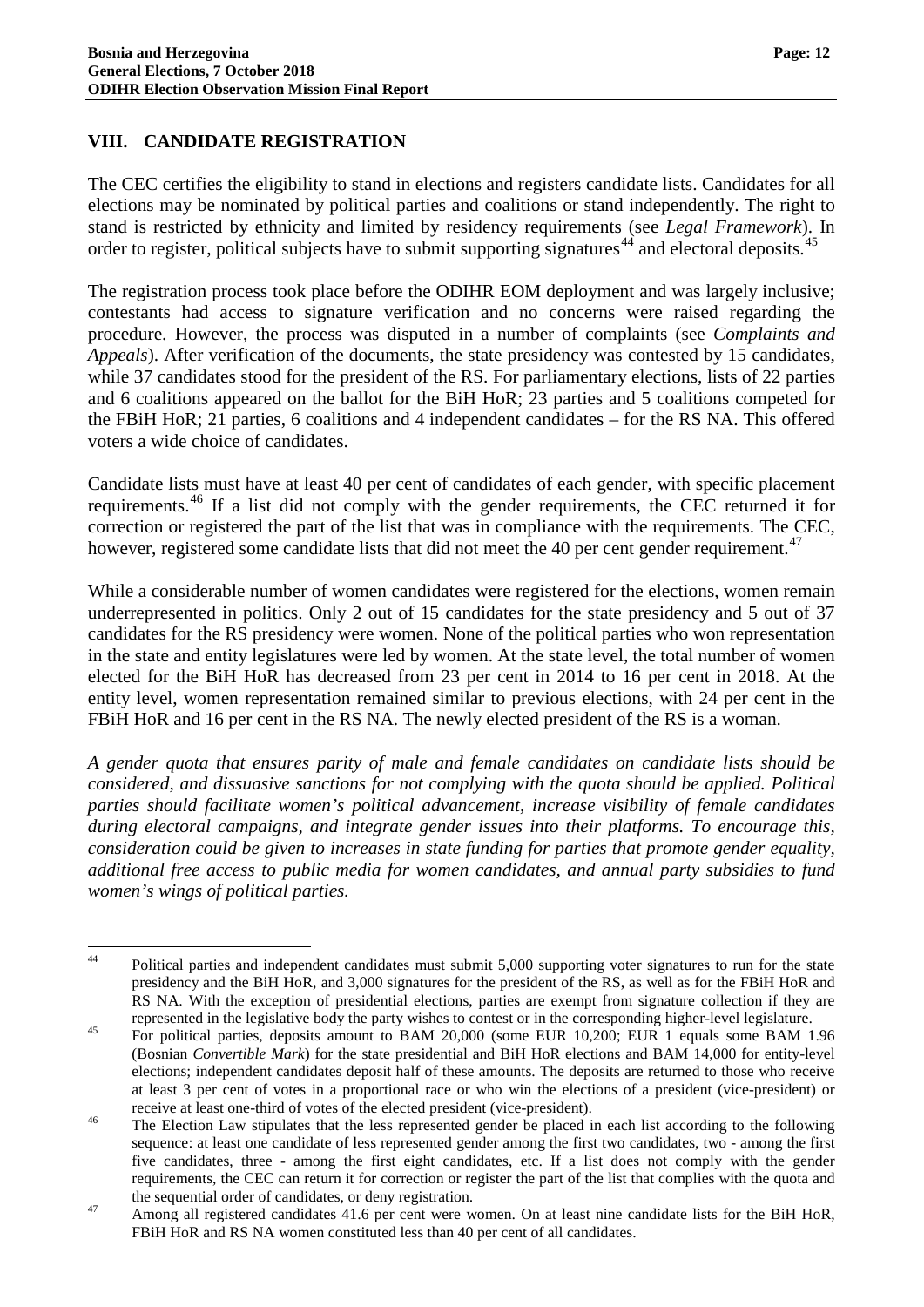## VIII. CANDIDATE REGISTRATION

The CEC certifies the eligibility to stand in elections and registers candidate lists. Candidates for all elections may be nominated by political parties and coalitions or stand independently. The right to stand is restricted by ethnicity and limited by residency requirements (see *Legal Framework*). In order to register, political subjects have to submit supporting signatures[44] and electoral deposits.[45]

The registration process took place before the ODIHR EOM deployment and was largely inclusive; contestants had access to signature verification and no concerns were raised regarding the procedure. However, the process was disputed in a number of complaints (see *Complaints and Appeals*). After verification of the documents, the state presidency was contested by 15 candidates, while 37 candidates stood for the president of the RS. For parliamentary elections, lists of 22 parties and 6 coalitions appeared on the ballot for the BiH HoR; 23 parties and 5 coalitions competed for the FBiH HoR; 21 parties, 6 coalitions and 4 independent candidates – for the RS NA. This offered voters a wide choice of candidates.

Candidate lists must have at least 40 per cent of candidates of each gender, with specific placement requirements.[46] If a list did not comply with the gender requirements, the CEC returned it for correction or registered the part of the list that was in compliance with the requirements. The CEC, however, registered some candidate lists that did not meet the 40 per cent gender requirement.[47]

While a considerable number of women candidates were registered for the elections, women remain underrepresented in politics. Only 2 out of 15 candidates for the state presidency and 5 out of 37 candidates for the RS presidency were women. None of the political parties who won representation in the state and entity legislatures were led by women. At the state level, the total number of women elected for the BiH HoR has decreased from 23 per cent in 2014 to 16 per cent in 2018. At the entity level, women representation remained similar to previous elections, with 24 per cent in the FBiH HoR and 16 per cent in the RS NA. The newly elected president of the RS is a woman.

*A gender quota that ensures parity of male and female candidates on candidate lists should be considered, and dissuasive sanctions for not complying with the quota should be applied. Political parties should facilitate women's political advancement, increase visibility of female candidates during electoral campaigns, and integrate gender issues into their platforms. To encourage this, consideration could be given to increases in state funding for parties that promote gender equality, additional free access to public media for women candidates, and annual party subsidies to fund women's wings of political parties.*

---

[44] Political parties and independent candidates must submit 5,000 supporting voter signatures to run for the state presidency and the BiH HoR, and 3,000 signatures for the president of the RS, as well as for the FBiH HoR and RS NA. With the exception of presidential elections, parties are exempt from signature collection if they are represented in the legislative body the party wishes to contest or in the corresponding higher-level legislature.

[45] For political parties, deposits amount to BAM 20,000 (some EUR 10,200; EUR 1 equals some BAM 1.96 (Bosnian *Convertible Mark*) for the state presidential and BiH HoR elections and BAM 14,000 for entity-level elections; independent candidates deposit half of these amounts. The deposits are returned to those who receive at least 3 per cent of votes in a proportional race or who win the elections of a president (vice-president) or receive at least one-third of votes of the elected president (vice-president).

[46] The Election Law stipulates that the less represented gender be placed in each list according to the following sequence: at least one candidate of less represented gender among the first two candidates, two - among the first five candidates, three - among the first eight candidates, etc. If a list does not comply with the gender requirements, the CEC can return it for correction or register the part of the list that complies with the quota and the sequential order of candidates, or deny registration.

[47] Among all registered candidates 41.6 per cent were women. On at least nine candidate lists for the BiH HoR, FBiH HoR and RS NA women constituted less than 40 per cent of all candidates.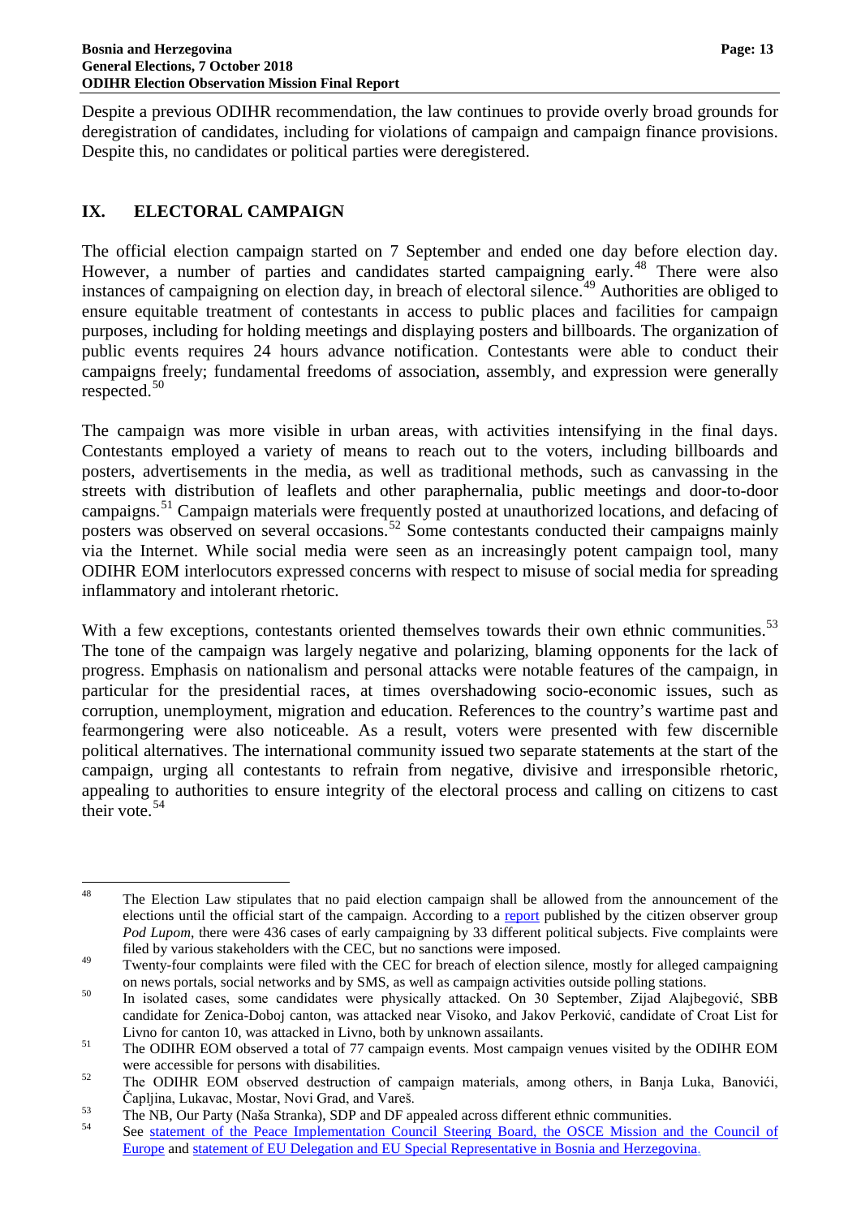Despite a previous ODIHR recommendation, the law continues to provide overly broad grounds for deregistration of candidates, including for violations of campaign and campaign finance provisions. Despite this, no candidates or political parties were deregistered.

## IX. ELECTORAL CAMPAIGN

The official election campaign started on 7 September and ended one day before election day. However, a number of parties and candidates started campaigning early.[48] There were also instances of campaigning on election day, in breach of electoral silence.[49] Authorities are obliged to ensure equitable treatment of contestants in access to public places and facilities for campaign purposes, including for holding meetings and displaying posters and billboards. The organization of public events requires 24 hours advance notification. Contestants were able to conduct their campaigns freely; fundamental freedoms of association, assembly, and expression were generally respected.[50]

The campaign was more visible in urban areas, with activities intensifying in the final days. Contestants employed a variety of means to reach out to the voters, including billboards and posters, advertisements in the media, as well as traditional methods, such as canvassing in the streets with distribution of leaflets and other paraphernalia, public meetings and door-to-door campaigns.[51] Campaign materials were frequently posted at unauthorized locations, and defacing of posters was observed on several occasions.[52] Some contestants conducted their campaigns mainly via the Internet. While social media were seen as an increasingly potent campaign tool, many ODIHR EOM interlocutors expressed concerns with respect to misuse of social media for spreading inflammatory and intolerant rhetoric.

With a few exceptions, contestants oriented themselves towards their own ethnic communities.[53] The tone of the campaign was largely negative and polarizing, blaming opponents for the lack of progress. Emphasis on nationalism and personal attacks were notable features of the campaign, in particular for the presidential races, at times overshadowing socio-economic issues, such as corruption, unemployment, migration and education. References to the country's wartime past and fearmongering were also noticeable. As a result, voters were presented with few discernible political alternatives. The international community issued two separate statements at the start of the campaign, urging all contestants to refrain from negative, divisive and irresponsible rhetoric, appealing to authorities to ensure integrity of the electoral process and calling on citizens to cast their vote.[54]

---

[48] The Election Law stipulates that no paid election campaign shall be allowed from the announcement of the elections until the official start of the campaign. According to a report published by the citizen observer group *Pod Lupom*, there were 436 cases of early campaigning by 33 different political subjects. Five complaints were filed by various stakeholders with the CEC, but no sanctions were imposed.

[49] Twenty-four complaints were filed with the CEC for breach of election silence, mostly for alleged campaigning on news portals, social networks and by SMS, as well as campaign activities outside polling stations.

[50] In isolated cases, some candidates were physically attacked. On 30 September, Zijad Alajbegović, SBB candidate for Zenica-Doboj canton, was attacked near Visoko, and Jakov Perković, candidate of Croat List for Livno for canton 10, was attacked in Livno, both by unknown assailants.

[51] The ODIHR EOM observed a total of 77 campaign events. Most campaign venues visited by the ODIHR EOM were accessible for persons with disabilities.

[52] The ODIHR EOM observed destruction of campaign materials, among others, in Banja Luka, Banovići, Čapljina, Lukavac, Mostar, Novi Grad, and Vareš.

[53] The NB, Our Party (Naša Stranka), SDP and DF appealed across different ethnic communities.

[54] See statement of the Peace Implementation Council Steering Board, the OSCE Mission and the Council of Europe and statement of EU Delegation and EU Special Representative in Bosnia and Herzegovina.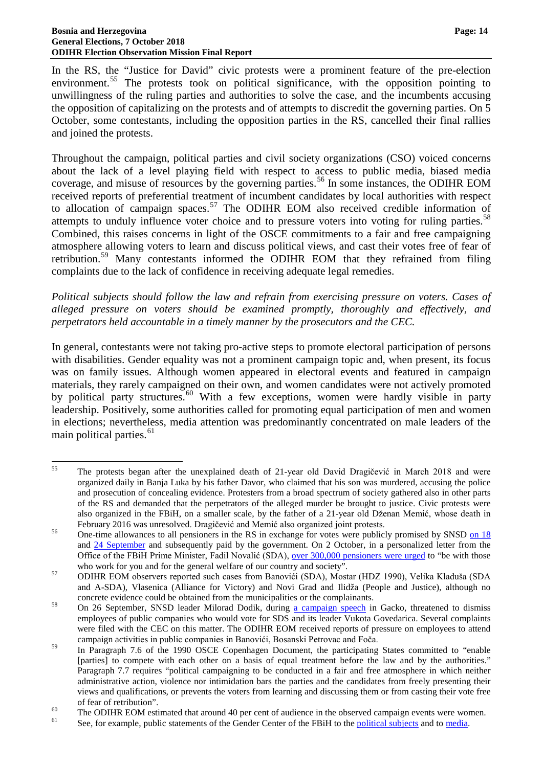In the RS, the "Justice for David" civic protests were a prominent feature of the pre-election environment.[55] The protests took on political significance, with the opposition pointing to unwillingness of the ruling parties and authorities to solve the case, and the incumbents accusing the opposition of capitalizing on the protests and of attempts to discredit the governing parties. On 5 October, some contestants, including the opposition parties in the RS, cancelled their final rallies and joined the protests.

Throughout the campaign, political parties and civil society organizations (CSO) voiced concerns about the lack of a level playing field with respect to access to public media, biased media coverage, and misuse of resources by the governing parties.[56] In some instances, the ODIHR EOM received reports of preferential treatment of incumbent candidates by local authorities with respect to allocation of campaign spaces.[57] The ODIHR EOM also received credible information of attempts to unduly influence voter choice and to pressure voters into voting for ruling parties.[58] Combined, this raises concerns in light of the OSCE commitments to a fair and free campaigning atmosphere allowing voters to learn and discuss political views, and cast their votes free of fear of retribution.[59] Many contestants informed the ODIHR EOM that they refrained from filing complaints due to the lack of confidence in receiving adequate legal remedies.

*Political subjects should follow the law and refrain from exercising pressure on voters. Cases of alleged pressure on voters should be examined promptly, thoroughly and effectively, and perpetrators held accountable in a timely manner by the prosecutors and the CEC.*

In general, contestants were not taking pro-active steps to promote electoral participation of persons with disabilities. Gender equality was not a prominent campaign topic and, when present, its focus was on family issues. Although women appeared in electoral events and featured in campaign materials, they rarely campaigned on their own, and women candidates were not actively promoted by political party structures.[60] With a few exceptions, women were hardly visible in party leadership. Positively, some authorities called for promoting equal participation of men and women in elections; nevertheless, media attention was predominantly concentrated on male leaders of the main political parties.[61]

---

[55] The protests began after the unexplained death of 21-year old David Dragičević in March 2018 and were organized daily in Banja Luka by his father Davor, who claimed that his son was murdered, accusing the police and prosecution of concealing evidence. Protesters from a broad spectrum of society gathered also in other parts of the RS and demanded that the perpetrators of the alleged murder be brought to justice. Civic protests were also organized in the FBiH, on a smaller scale, by the father of a 21-year old Dženan Memić, whose death in February 2016 was unresolved. Dragičević and Memić also organized joint protests.

[56] One-time allowances to all pensioners in the RS in exchange for votes were publicly promised by SNSD on 18 and 24 September and subsequently paid by the government. On 2 October, in a personalized letter from the Office of the FBiH Prime Minister, Fadil Novalić (SDA), over 300,000 pensioners were urged to "be with those who work for you and for the general welfare of our country and society".

[57] ODIHR EOM observers reported such cases from Banovići (SDA), Mostar (HDZ 1990), Velika Kladuša (SDA and A-SDA), Vlasenica (Alliance for Victory) and Novi Grad and Ilidža (People and Justice), although no concrete evidence could be obtained from the municipalities or the complainants.

[58] On 26 September, SNSD leader Milorad Dodik, during a campaign speech in Gacko, threatened to dismiss employees of public companies who would vote for SDS and its leader Vukota Govedarica. Several complaints were filed with the CEC on this matter. The ODIHR EOM received reports of pressure on employees to attend campaign activities in public companies in Banovići, Bosanski Petrovac and Foča.

[59] In Paragraph 7.6 of the 1990 OSCE Copenhagen Document, the participating States committed to "enable [parties] to compete with each other on a basis of equal treatment before the law and by the authorities." Paragraph 7.7 requires "political campaigning to be conducted in a fair and free atmosphere in which neither administrative action, violence nor intimidation bars the parties and the candidates from freely presenting their views and qualifications, or prevents the voters from learning and discussing them or from casting their vote free of fear of retribution".

[60] The ODIHR EOM estimated that around 40 per cent of audience in the observed campaign events were women.

[61] See, for example, public statements of the Gender Center of the FBiH to the political subjects and to media.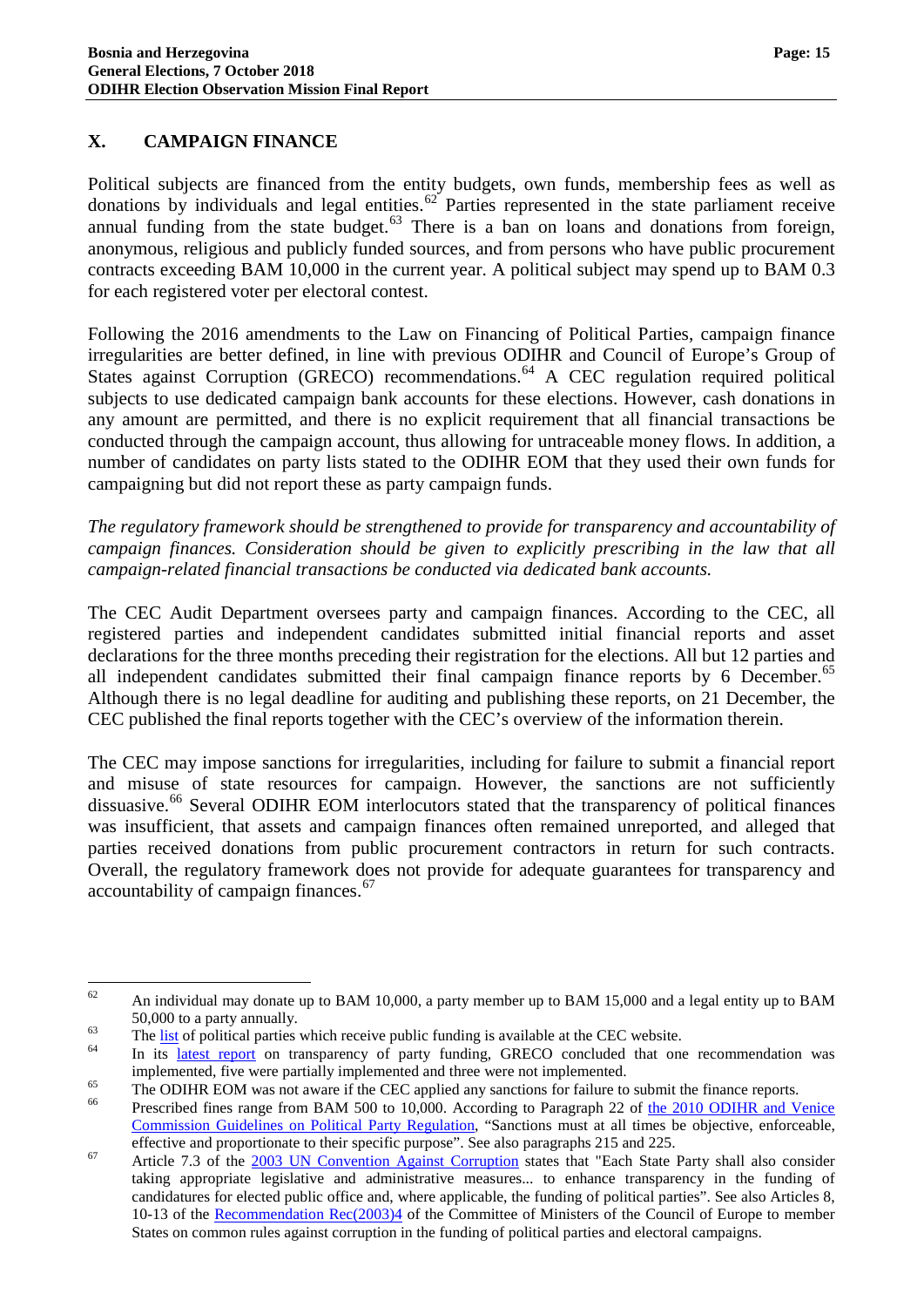## X. CAMPAIGN FINANCE

Political subjects are financed from the entity budgets, own funds, membership fees as well as donations by individuals and legal entities.[62] Parties represented in the state parliament receive annual funding from the state budget.[63] There is a ban on loans and donations from foreign, anonymous, religious and publicly funded sources, and from persons who have public procurement contracts exceeding BAM 10,000 in the current year. A political subject may spend up to BAM 0.3 for each registered voter per electoral contest.

Following the 2016 amendments to the Law on Financing of Political Parties, campaign finance irregularities are better defined, in line with previous ODIHR and Council of Europe's Group of States against Corruption (GRECO) recommendations.[64] A CEC regulation required political subjects to use dedicated campaign bank accounts for these elections. However, cash donations in any amount are permitted, and there is no explicit requirement that all financial transactions be conducted through the campaign account, thus allowing for untraceable money flows. In addition, a number of candidates on party lists stated to the ODIHR EOM that they used their own funds for campaigning but did not report these as party campaign funds.

*The regulatory framework should be strengthened to provide for transparency and accountability of campaign finances. Consideration should be given to explicitly prescribing in the law that all campaign-related financial transactions be conducted via dedicated bank accounts.*

The CEC Audit Department oversees party and campaign finances. According to the CEC, all registered parties and independent candidates submitted initial financial reports and asset declarations for the three months preceding their registration for the elections. All but 12 parties and all independent candidates submitted their final campaign finance reports by 6 December.[65] Although there is no legal deadline for auditing and publishing these reports, on 21 December, the CEC published the final reports together with the CEC's overview of the information therein.

The CEC may impose sanctions for irregularities, including for failure to submit a financial report and misuse of state resources for campaign. However, the sanctions are not sufficiently dissuasive.[66] Several ODIHR EOM interlocutors stated that the transparency of political finances was insufficient, that assets and campaign finances often remained unreported, and alleged that parties received donations from public procurement contractors in return for such contracts. Overall, the regulatory framework does not provide for adequate guarantees for transparency and accountability of campaign finances.[67]

---

[62] An individual may donate up to BAM 10,000, a party member up to BAM 15,000 and a legal entity up to BAM 50,000 to a party annually.

[63] The list of political parties which receive public funding is available at the CEC website.

[64] In its latest report on transparency of party funding, GRECO concluded that one recommendation was implemented, five were partially implemented and three were not implemented.

[65] The ODIHR EOM was not aware if the CEC applied any sanctions for failure to submit the finance reports.

[66] Prescribed fines range from BAM 500 to 10,000. According to Paragraph 22 of the 2010 ODIHR and Venice Commission Guidelines on Political Party Regulation, "Sanctions must at all times be objective, enforceable, effective and proportionate to their specific purpose". See also paragraphs 215 and 225.

[67] Article 7.3 of the 2003 UN Convention Against Corruption states that "Each State Party shall also consider taking appropriate legislative and administrative measures... to enhance transparency in the funding of candidatures for elected public office and, where applicable, the funding of political parties". See also Articles 8, 10-13 of the Recommendation Rec(2003)4 of the Committee of Ministers of the Council of Europe to member States on common rules against corruption in the funding of political parties and electoral campaigns.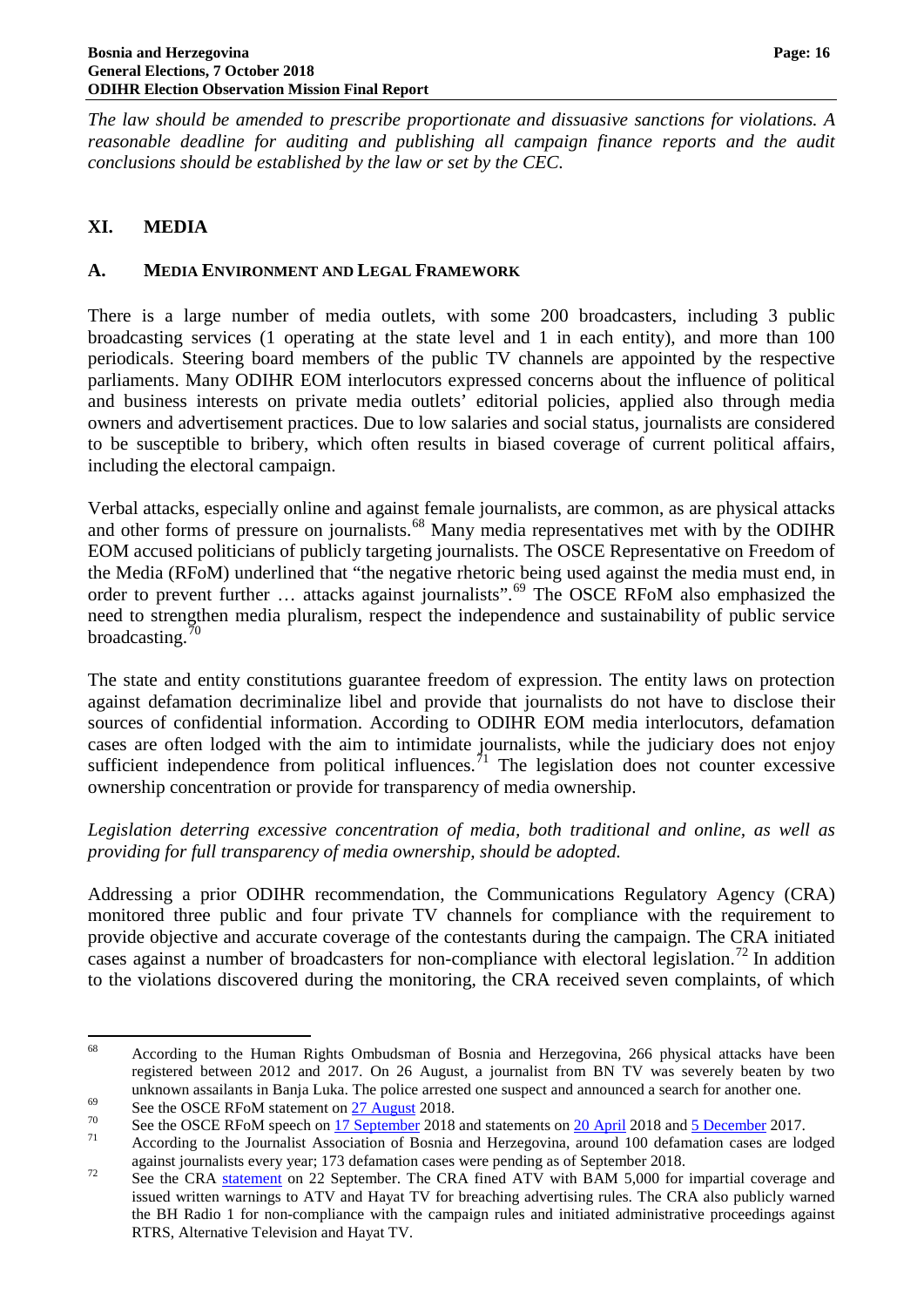*The law should be amended to prescribe proportionate and dissuasive sanctions for violations. A reasonable deadline for auditing and publishing all campaign finance reports and the audit conclusions should be established by the law or set by the CEC.*

## XI. MEDIA

### A. MEDIA ENVIRONMENT AND LEGAL FRAMEWORK

There is a large number of media outlets, with some 200 broadcasters, including 3 public broadcasting services (1 operating at the state level and 1 in each entity), and more than 100 periodicals. Steering board members of the public TV channels are appointed by the respective parliaments. Many ODIHR EOM interlocutors expressed concerns about the influence of political and business interests on private media outlets' editorial policies, applied also through media owners and advertisement practices. Due to low salaries and social status, journalists are considered to be susceptible to bribery, which often results in biased coverage of current political affairs, including the electoral campaign.

Verbal attacks, especially online and against female journalists, are common, as are physical attacks and other forms of pressure on journalists.[68] Many media representatives met with by the ODIHR EOM accused politicians of publicly targeting journalists. The OSCE Representative on Freedom of the Media (RFoM) underlined that "the negative rhetoric being used against the media must end, in order to prevent further … attacks against journalists".[69] The OSCE RFoM also emphasized the need to strengthen media pluralism, respect the independence and sustainability of public service broadcasting.[70]

The state and entity constitutions guarantee freedom of expression. The entity laws on protection against defamation decriminalize libel and provide that journalists do not have to disclose their sources of confidential information. According to ODIHR EOM media interlocutors, defamation cases are often lodged with the aim to intimidate journalists, while the judiciary does not enjoy sufficient independence from political influences.[71] The legislation does not counter excessive ownership concentration or provide for transparency of media ownership.

*Legislation deterring excessive concentration of media, both traditional and online, as well as providing for full transparency of media ownership, should be adopted.*

Addressing a prior ODIHR recommendation, the Communications Regulatory Agency (CRA) monitored three public and four private TV channels for compliance with the requirement to provide objective and accurate coverage of the contestants during the campaign. The CRA initiated cases against a number of broadcasters for non-compliance with electoral legislation.[72] In addition to the violations discovered during the monitoring, the CRA received seven complaints, of which

---

[68] According to the Human Rights Ombudsman of Bosnia and Herzegovina, 266 physical attacks have been registered between 2012 and 2017. On 26 August, a journalist from BN TV was severely beaten by two unknown assailants in Banja Luka. The police arrested one suspect and announced a search for another one.

[69] See the OSCE RFoM statement on 27 August 2018.

[70] See the OSCE RFoM speech on 17 September 2018 and statements on 20 April 2018 and 5 December 2017.

[71] According to the Journalist Association of Bosnia and Herzegovina, around 100 defamation cases are lodged against journalists every year; 173 defamation cases were pending as of September 2018.

[72] See the CRA statement on 22 September. The CRA fined ATV with BAM 5,000 for impartial coverage and issued written warnings to ATV and Hayat TV for breaching advertising rules. The CRA also publicly warned the BH Radio 1 for non-compliance with the campaign rules and initiated administrative proceedings against RTRS, Alternative Television and Hayat TV.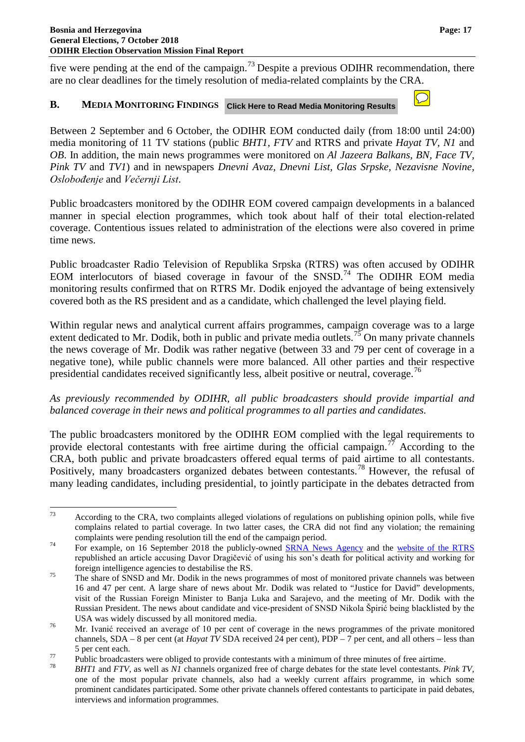five were pending at the end of the campaign.[73] Despite a previous ODIHR recommendation, there are no clear deadlines for the timely resolution of media-related complaints by the CRA.

## B. MEDIA MONITORING FINDINGS Click Here to Read Media Monitoring Results

Between 2 September and 6 October, the ODIHR EOM conducted daily (from 18:00 until 24:00) media monitoring of 11 TV stations (public *BHT1*, *FTV* and RTRS and private *Hayat TV*, *N1* and *OB*. In addition, the main news programmes were monitored on *Al Jazeera Balkans*, *BN*, *Face TV*, *Pink TV* and *TV1*) and in newspapers *Dnevni Avaz*, *Dnevni List*, *Glas Srpske*, *Nezavisne Novine*, *Oslobođenje* and *Večernji List*.

Public broadcasters monitored by the ODIHR EOM covered campaign developments in a balanced manner in special election programmes, which took about half of their total election-related coverage. Contentious issues related to administration of the elections were also covered in prime time news.

Public broadcaster Radio Television of Republika Srpska (RTRS) was often accused by ODIHR EOM interlocutors of biased coverage in favour of the SNSD.[74] The ODIHR EOM media monitoring results confirmed that on RTRS Mr. Dodik enjoyed the advantage of being extensively covered both as the RS president and as a candidate, which challenged the level playing field.

Within regular news and analytical current affairs programmes, campaign coverage was to a large extent dedicated to Mr. Dodik, both in public and private media outlets.[75] On many private channels the news coverage of Mr. Dodik was rather negative (between 33 and 79 per cent of coverage in a negative tone), while public channels were more balanced. All other parties and their respective presidential candidates received significantly less, albeit positive or neutral, coverage.[76]

*As previously recommended by ODIHR, all public broadcasters should provide impartial and balanced coverage in their news and political programmes to all parties and candidates.*

The public broadcasters monitored by the ODIHR EOM complied with the legal requirements to provide electoral contestants with free airtime during the official campaign.[77] According to the CRA, both public and private broadcasters offered equal terms of paid airtime to all contestants. Positively, many broadcasters organized debates between contestants.[78] However, the refusal of many leading candidates, including presidential, to jointly participate in the debates detracted from

---

[73] According to the CRA, two complaints alleged violations of regulations on publishing opinion polls, while five complains related to partial coverage. In two latter cases, the CRA did not find any violation; the remaining complaints were pending resolution till the end of the campaign period.

[74] For example, on 16 September 2018 the publicly-owned SRNA News Agency and the website of the RTRS republished an article accusing Davor Dragičević of using his son's death for political activity and working for foreign intelligence agencies to destabilise the RS.

[75] The share of SNSD and Mr. Dodik in the news programmes of most of monitored private channels was between 16 and 47 per cent. A large share of news about Mr. Dodik was related to "Justice for David" developments, visit of the Russian Foreign Minister to Banja Luka and Sarajevo, and the meeting of Mr. Dodik with the Russian President. The news about candidate and vice-president of SNSD Nikola Špirić being blacklisted by the USA was widely discussed by all monitored media.

[76] Mr. Ivanić received an average of 10 per cent of coverage in the news programmes of the private monitored channels, SDA – 8 per cent (at *Hayat TV* SDA received 24 per cent), PDP – 7 per cent, and all others – less than 5 per cent each.

[77] Public broadcasters were obliged to provide contestants with a minimum of three minutes of free airtime.

[78] *BHT1* and *FTV*, as well as *N1* channels organized free of charge debates for the state level contestants. *Pink TV*, one of the most popular private channels, also had a weekly current affairs programme, in which some prominent candidates participated. Some other private channels offered contestants to participate in paid debates, interviews and information programmes.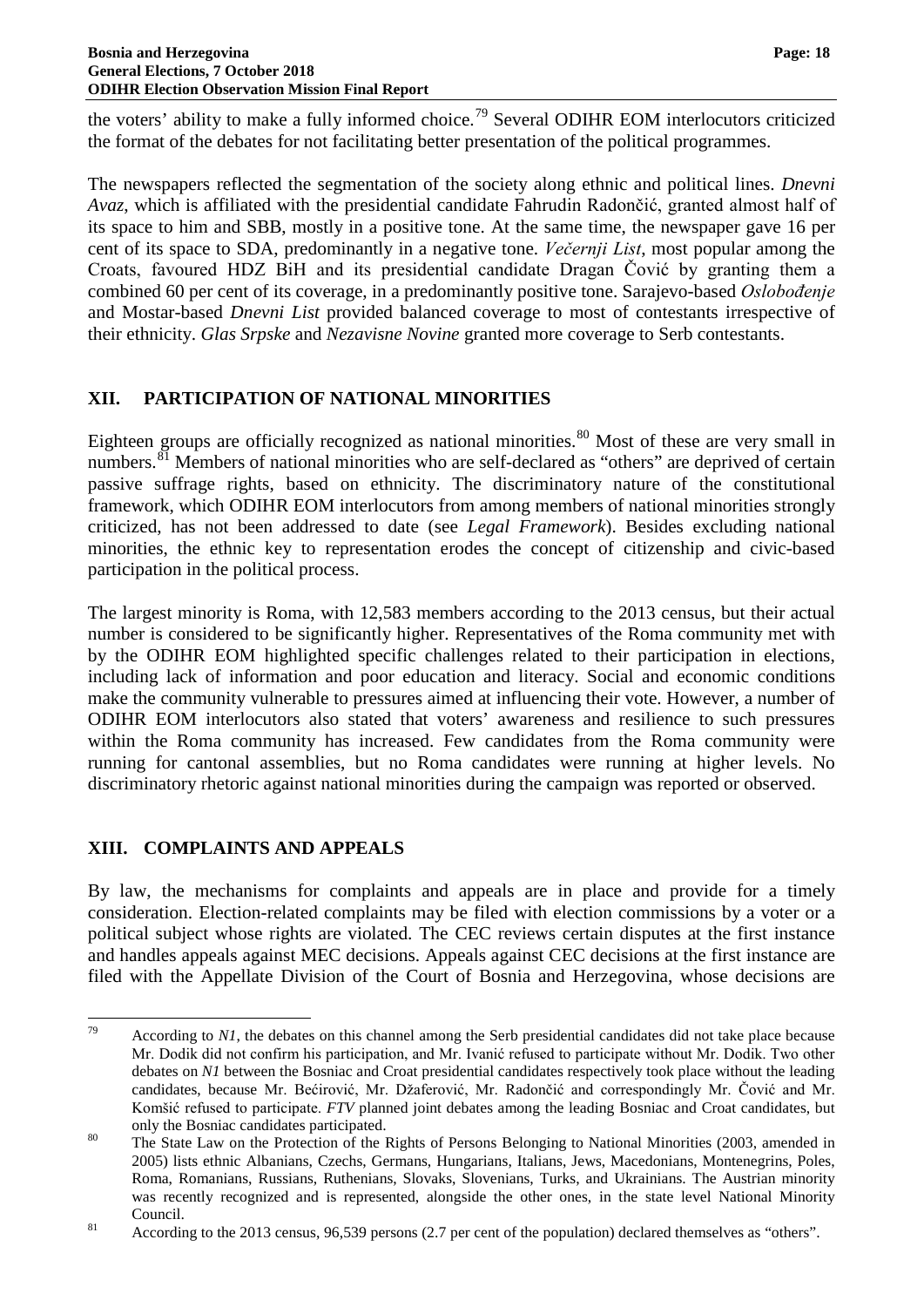the voters' ability to make a fully informed choice.[79] Several ODIHR EOM interlocutors criticized the format of the debates for not facilitating better presentation of the political programmes.

The newspapers reflected the segmentation of the society along ethnic and political lines. *Dnevni Avaz*, which is affiliated with the presidential candidate Fahrudin Radončić, granted almost half of its space to him and SBB, mostly in a positive tone. At the same time, the newspaper gave 16 per cent of its space to SDA, predominantly in a negative tone. *Večernji List*, most popular among the Croats, favoured HDZ BiH and its presidential candidate Dragan Čović by granting them a combined 60 per cent of its coverage, in a predominantly positive tone. Sarajevo-based *Oslobođenje* and Mostar-based *Dnevni List* provided balanced coverage to most of contestants irrespective of their ethnicity. *Glas Srpske* and *Nezavisne Novine* granted more coverage to Serb contestants.

## XII. PARTICIPATION OF NATIONAL MINORITIES

Eighteen groups are officially recognized as national minorities.[80] Most of these are very small in numbers.[81] Members of national minorities who are self-declared as "others" are deprived of certain passive suffrage rights, based on ethnicity. The discriminatory nature of the constitutional framework, which ODIHR EOM interlocutors from among members of national minorities strongly criticized, has not been addressed to date (see *Legal Framework*). Besides excluding national minorities, the ethnic key to representation erodes the concept of citizenship and civic-based participation in the political process.

The largest minority is Roma, with 12,583 members according to the 2013 census, but their actual number is considered to be significantly higher. Representatives of the Roma community met with by the ODIHR EOM highlighted specific challenges related to their participation in elections, including lack of information and poor education and literacy. Social and economic conditions make the community vulnerable to pressures aimed at influencing their vote. However, a number of ODIHR EOM interlocutors also stated that voters' awareness and resilience to such pressures within the Roma community has increased. Few candidates from the Roma community were running for cantonal assemblies, but no Roma candidates were running at higher levels. No discriminatory rhetoric against national minorities during the campaign was reported or observed.

## XIII. COMPLAINTS AND APPEALS

By law, the mechanisms for complaints and appeals are in place and provide for a timely consideration. Election-related complaints may be filed with election commissions by a voter or a political subject whose rights are violated. The CEC reviews certain disputes at the first instance and handles appeals against MEC decisions. Appeals against CEC decisions at the first instance are filed with the Appellate Division of the Court of Bosnia and Herzegovina, whose decisions are

---

[79] According to *N1*, the debates on this channel among the Serb presidential candidates did not take place because Mr. Dodik did not confirm his participation, and Mr. Ivanić refused to participate without Mr. Dodik. Two other debates on *N1* between the Bosniac and Croat presidential candidates respectively took place without the leading candidates, because Mr. Bećirović, Mr. Džaferović, Mr. Radončić and correspondingly Mr. Čović and Mr. Komšić refused to participate. *FTV* planned joint debates among the leading Bosniac and Croat candidates, but only the Bosniac candidates participated.

[80] The State Law on the Protection of the Rights of Persons Belonging to National Minorities (2003, amended in 2005) lists ethnic Albanians, Czechs, Germans, Hungarians, Italians, Jews, Macedonians, Montenegrins, Poles, Roma, Romanians, Russians, Ruthenians, Slovaks, Slovenians, Turks, and Ukrainians. The Austrian minority was recently recognized and is represented, alongside the other ones, in the state level National Minority Council.

[81] According to the 2013 census, 96,539 persons (2.7 per cent of the population) declared themselves as "others".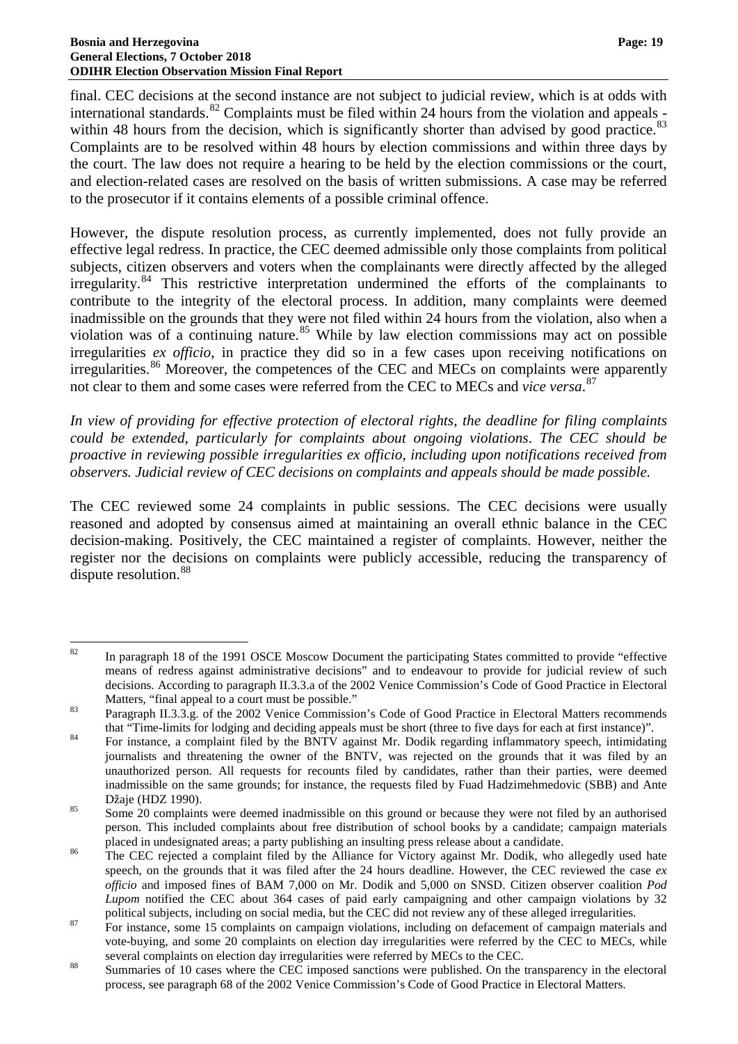final. CEC decisions at the second instance are not subject to judicial review, which is at odds with international standards.[82] Complaints must be filed within 24 hours from the violation and appeals - within 48 hours from the decision, which is significantly shorter than advised by good practice.[83] Complaints are to be resolved within 48 hours by election commissions and within three days by the court. The law does not require a hearing to be held by the election commissions or the court, and election-related cases are resolved on the basis of written submissions. A case may be referred to the prosecutor if it contains elements of a possible criminal offence.

However, the dispute resolution process, as currently implemented, does not fully provide an effective legal redress. In practice, the CEC deemed admissible only those complaints from political subjects, citizen observers and voters when the complainants were directly affected by the alleged irregularity.[84] This restrictive interpretation undermined the efforts of the complainants to contribute to the integrity of the electoral process. In addition, many complaints were deemed inadmissible on the grounds that they were not filed within 24 hours from the violation, also when a violation was of a continuing nature.[85] While by law election commissions may act on possible irregularities *ex officio*, in practice they did so in a few cases upon receiving notifications on irregularities.[86] Moreover, the competences of the CEC and MECs on complaints were apparently not clear to them and some cases were referred from the CEC to MECs and *vice versa*.[87]

*In view of providing for effective protection of electoral rights, the deadline for filing complaints could be extended, particularly for complaints about ongoing violations. The CEC should be proactive in reviewing possible irregularities ex officio, including upon notifications received from observers. Judicial review of CEC decisions on complaints and appeals should be made possible.*

The CEC reviewed some 24 complaints in public sessions. The CEC decisions were usually reasoned and adopted by consensus aimed at maintaining an overall ethnic balance in the CEC decision-making. Positively, the CEC maintained a register of complaints. However, neither the register nor the decisions on complaints were publicly accessible, reducing the transparency of dispute resolution.[88]

---

[82] In paragraph 18 of the 1991 OSCE Moscow Document the participating States committed to provide "effective means of redress against administrative decisions" and to endeavour to provide for judicial review of such decisions. According to paragraph II.3.3.a of the 2002 Venice Commission's Code of Good Practice in Electoral Matters, "final appeal to a court must be possible."

[83] Paragraph II.3.3.g. of the 2002 Venice Commission's Code of Good Practice in Electoral Matters recommends that "Time-limits for lodging and deciding appeals must be short (three to five days for each at first instance)".

[84] For instance, a complaint filed by the BNTV against Mr. Dodik regarding inflammatory speech, intimidating journalists and threatening the owner of the BNTV, was rejected on the grounds that it was filed by an unauthorized person. All requests for recounts filed by candidates, rather than their parties, were deemed inadmissible on the same grounds; for instance, the requests filed by Fuad Hadzimehmedovic (SBB) and Ante Džaje (HDZ 1990).

[85] Some 20 complaints were deemed inadmissible on this ground or because they were not filed by an authorised person. This included complaints about free distribution of school books by a candidate; campaign materials placed in undesignated areas; a party publishing an insulting press release about a candidate.

[86] The CEC rejected a complaint filed by the Alliance for Victory against Mr. Dodik, who allegedly used hate speech, on the grounds that it was filed after the 24 hours deadline. However, the CEC reviewed the case *ex officio* and imposed fines of BAM 7,000 on Mr. Dodik and 5,000 on SNSD. Citizen observer coalition *Pod Lupom* notified the CEC about 364 cases of paid early campaigning and other campaign violations by 32 political subjects, including on social media, but the CEC did not review any of these alleged irregularities.

[87] For instance, some 15 complaints on campaign violations, including on defacement of campaign materials and vote-buying, and some 20 complaints on election day irregularities were referred by the CEC to MECs, while several complaints on election day irregularities were referred by MECs to the CEC.

[88] Summaries of 10 cases where the CEC imposed sanctions were published. On the transparency in the electoral process, see paragraph 68 of the 2002 Venice Commission's Code of Good Practice in Electoral Matters.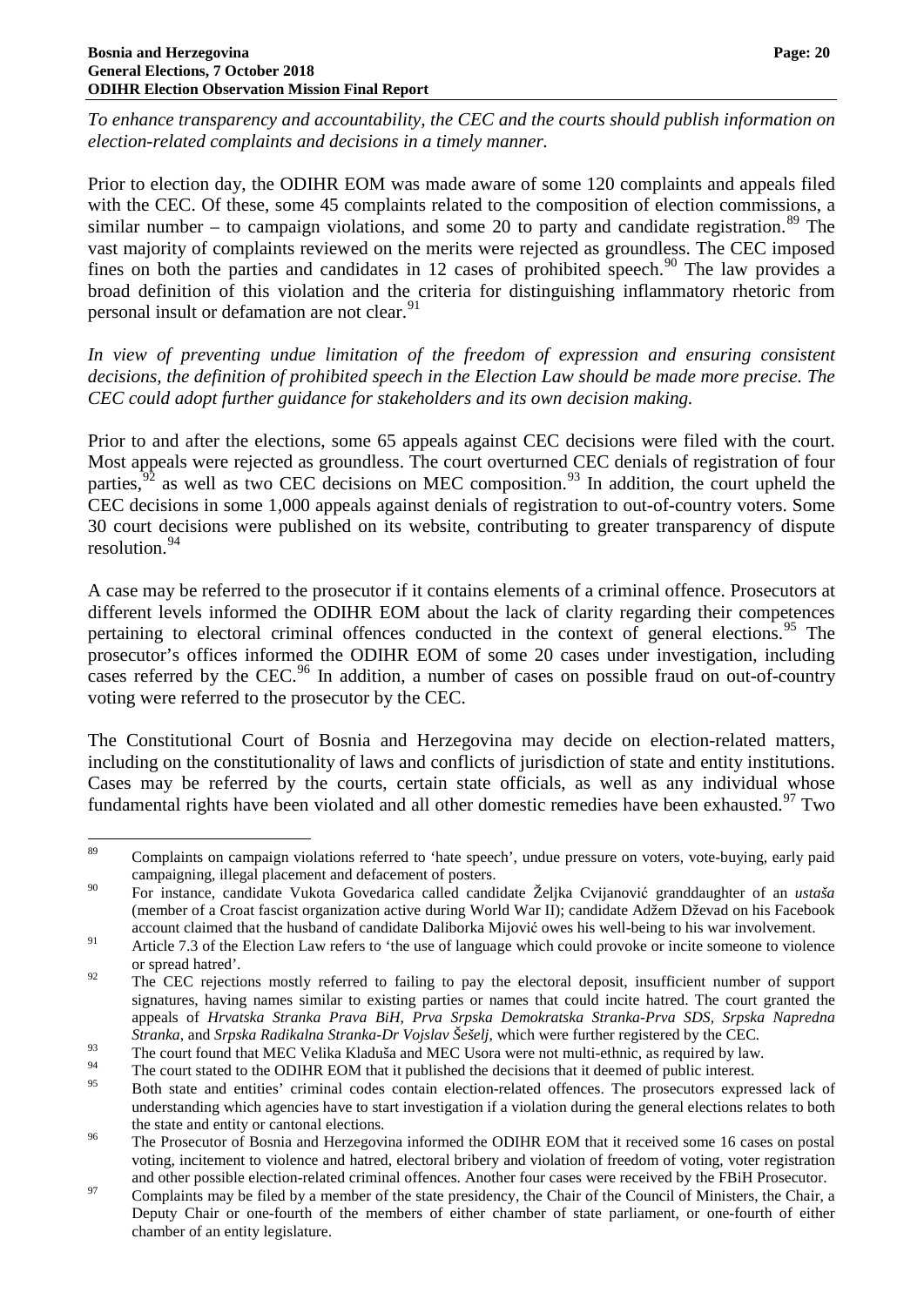*To enhance transparency and accountability, the CEC and the courts should publish information on election-related complaints and decisions in a timely manner.*

Prior to election day, the ODIHR EOM was made aware of some 120 complaints and appeals filed with the CEC. Of these, some 45 complaints related to the composition of election commissions, a similar number – to campaign violations, and some 20 to party and candidate registration.[89] The vast majority of complaints reviewed on the merits were rejected as groundless. The CEC imposed fines on both the parties and candidates in 12 cases of prohibited speech.[90] The law provides a broad definition of this violation and the criteria for distinguishing inflammatory rhetoric from personal insult or defamation are not clear.[91]

*In view of preventing undue limitation of the freedom of expression and ensuring consistent decisions, the definition of prohibited speech in the Election Law should be made more precise. The CEC could adopt further guidance for stakeholders and its own decision making.*

Prior to and after the elections, some 65 appeals against CEC decisions were filed with the court. Most appeals were rejected as groundless. The court overturned CEC denials of registration of four parties,[92] as well as two CEC decisions on MEC composition.[93] In addition, the court upheld the CEC decisions in some 1,000 appeals against denials of registration to out-of-country voters. Some 30 court decisions were published on its website, contributing to greater transparency of dispute resolution.[94]

A case may be referred to the prosecutor if it contains elements of a criminal offence. Prosecutors at different levels informed the ODIHR EOM about the lack of clarity regarding their competences pertaining to electoral criminal offences conducted in the context of general elections.[95] The prosecutor's offices informed the ODIHR EOM of some 20 cases under investigation, including cases referred by the CEC.[96] In addition, a number of cases on possible fraud on out-of-country voting were referred to the prosecutor by the CEC.

The Constitutional Court of Bosnia and Herzegovina may decide on election-related matters, including on the constitutionality of laws and conflicts of jurisdiction of state and entity institutions. Cases may be referred by the courts, certain state officials, as well as any individual whose fundamental rights have been violated and all other domestic remedies have been exhausted.[97] Two

---

[89] Complaints on campaign violations referred to 'hate speech', undue pressure on voters, vote-buying, early paid campaigning, illegal placement and defacement of posters.

[90] For instance, candidate Vukota Govedarica called candidate Željka Cvijanović granddaughter of an *ustaša* (member of a Croat fascist organization active during World War II); candidate Adžem Dževad on his Facebook account claimed that the husband of candidate Daliborka Mijović owes his well-being to his war involvement.

[91] Article 7.3 of the Election Law refers to 'the use of language which could provoke or incite someone to violence or spread hatred'.

[92] The CEC rejections mostly referred to failing to pay the electoral deposit, insufficient number of support signatures, having names similar to existing parties or names that could incite hatred. The court granted the appeals of *Hrvatska Stranka Prava BiH*, *Prva Srpska Demokratska Stranka-Prva SDS*, *Srpska Napredna Stranka*, and *Srpska Radikalna Stranka-Dr Vojslav Šešelj*, which were further registered by the CEC.

[93] The court found that MEC Velika Kladuša and MEC Usora were not multi-ethnic, as required by law.

[94] The court stated to the ODIHR EOM that it published the decisions that it deemed of public interest.

[95] Both state and entities' criminal codes contain election-related offences. The prosecutors expressed lack of understanding which agencies have to start investigation if a violation during the general elections relates to both the state and entity or cantonal elections.

[96] The Prosecutor of Bosnia and Herzegovina informed the ODIHR EOM that it received some 16 cases on postal voting, incitement to violence and hatred, electoral bribery and violation of freedom of voting, voter registration and other possible election-related criminal offences. Another four cases were received by the FBiH Prosecutor.

[97] Complaints may be filed by a member of the state presidency, the Chair of the Council of Ministers, the Chair, a Deputy Chair or one-fourth of the members of either chamber of state parliament, or one-fourth of either chamber of an entity legislature.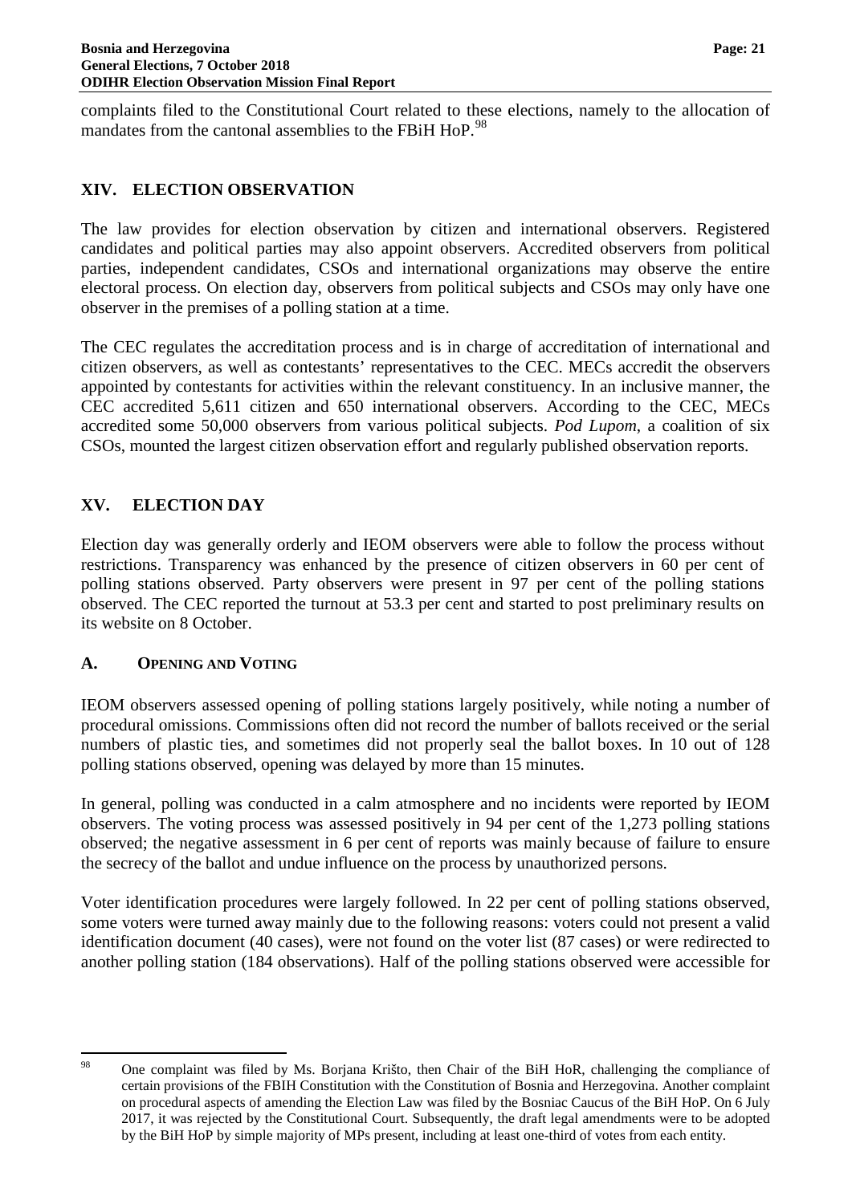complaints filed to the Constitutional Court related to these elections, namely to the allocation of mandates from the cantonal assemblies to the FBiH HoP.[98]

## XIV. ELECTION OBSERVATION

The law provides for election observation by citizen and international observers. Registered candidates and political parties may also appoint observers. Accredited observers from political parties, independent candidates, CSOs and international organizations may observe the entire electoral process. On election day, observers from political subjects and CSOs may only have one observer in the premises of a polling station at a time.

The CEC regulates the accreditation process and is in charge of accreditation of international and citizen observers, as well as contestants' representatives to the CEC. MECs accredit the observers appointed by contestants for activities within the relevant constituency. In an inclusive manner, the CEC accredited 5,611 citizen and 650 international observers. According to the CEC, MECs accredited some 50,000 observers from various political subjects. *Pod Lupom*, a coalition of six CSOs, mounted the largest citizen observation effort and regularly published observation reports.

## XV. ELECTION DAY

Election day was generally orderly and IEOM observers were able to follow the process without restrictions. Transparency was enhanced by the presence of citizen observers in 60 per cent of polling stations observed. Party observers were present in 97 per cent of the polling stations observed. The CEC reported the turnout at 53.3 per cent and started to post preliminary results on its website on 8 October.

### A. OPENING AND VOTING

IEOM observers assessed opening of polling stations largely positively, while noting a number of procedural omissions. Commissions often did not record the number of ballots received or the serial numbers of plastic ties, and sometimes did not properly seal the ballot boxes. In 10 out of 128 polling stations observed, opening was delayed by more than 15 minutes.

In general, polling was conducted in a calm atmosphere and no incidents were reported by IEOM observers. The voting process was assessed positively in 94 per cent of the 1,273 polling stations observed; the negative assessment in 6 per cent of reports was mainly because of failure to ensure the secrecy of the ballot and undue influence on the process by unauthorized persons.

Voter identification procedures were largely followed. In 22 per cent of polling stations observed, some voters were turned away mainly due to the following reasons: voters could not present a valid identification document (40 cases), were not found on the voter list (87 cases) or were redirected to another polling station (184 observations). Half of the polling stations observed were accessible for

---

[98] One complaint was filed by Ms. Borjana Krišto, then Chair of the BiH HoR, challenging the compliance of certain provisions of the FBIH Constitution with the Constitution of Bosnia and Herzegovina. Another complaint on procedural aspects of amending the Election Law was filed by the Bosniac Caucus of the BiH HoP. On 6 July 2017, it was rejected by the Constitutional Court. Subsequently, the draft legal amendments were to be adopted by the BiH HoP by simple majority of MPs present, including at least one-third of votes from each entity.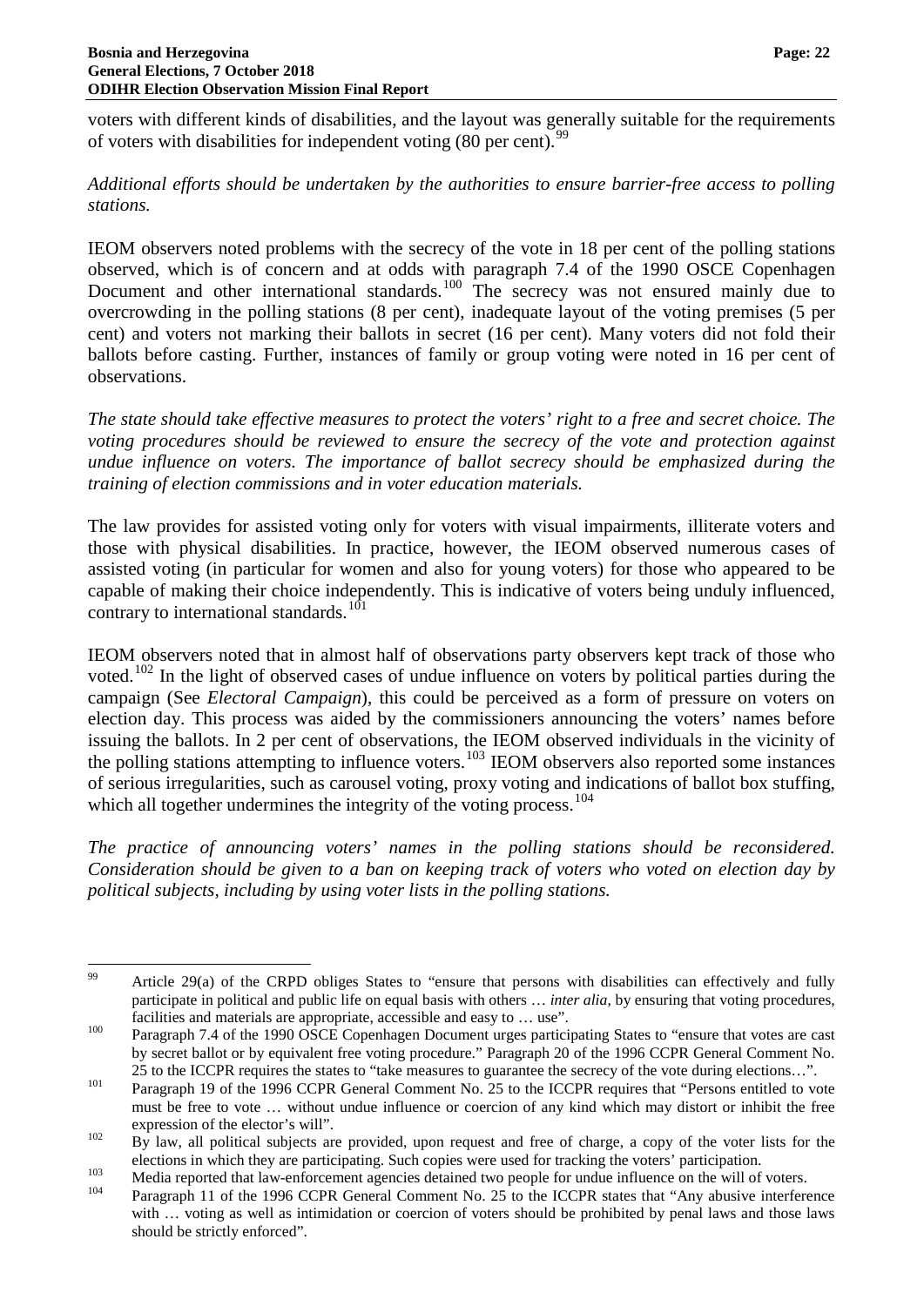voters with different kinds of disabilities, and the layout was generally suitable for the requirements of voters with disabilities for independent voting (80 per cent).[99]

*Additional efforts should be undertaken by the authorities to ensure barrier-free access to polling stations.*

IEOM observers noted problems with the secrecy of the vote in 18 per cent of the polling stations observed, which is of concern and at odds with paragraph 7.4 of the 1990 OSCE Copenhagen Document and other international standards.[100] The secrecy was not ensured mainly due to overcrowding in the polling stations (8 per cent), inadequate layout of the voting premises (5 per cent) and voters not marking their ballots in secret (16 per cent). Many voters did not fold their ballots before casting. Further, instances of family or group voting were noted in 16 per cent of observations.

*The state should take effective measures to protect the voters' right to a free and secret choice. The voting procedures should be reviewed to ensure the secrecy of the vote and protection against undue influence on voters. The importance of ballot secrecy should be emphasized during the training of election commissions and in voter education materials.*

The law provides for assisted voting only for voters with visual impairments, illiterate voters and those with physical disabilities. In practice, however, the IEOM observed numerous cases of assisted voting (in particular for women and also for young voters) for those who appeared to be capable of making their choice independently. This is indicative of voters being unduly influenced, contrary to international standards.[101]

IEOM observers noted that in almost half of observations party observers kept track of those who voted.[102] In the light of observed cases of undue influence on voters by political parties during the campaign (See *Electoral Campaign*), this could be perceived as a form of pressure on voters on election day. This process was aided by the commissioners announcing the voters' names before issuing the ballots. In 2 per cent of observations, the IEOM observed individuals in the vicinity of the polling stations attempting to influence voters.[103] IEOM observers also reported some instances of serious irregularities, such as carousel voting, proxy voting and indications of ballot box stuffing, which all together undermines the integrity of the voting process.[104]

*The practice of announcing voters' names in the polling stations should be reconsidered. Consideration should be given to a ban on keeping track of voters who voted on election day by political subjects, including by using voter lists in the polling stations.*

---

[99] Article 29(a) of the CRPD obliges States to "ensure that persons with disabilities can effectively and fully participate in political and public life on equal basis with others … *inter alia*, by ensuring that voting procedures, facilities and materials are appropriate, accessible and easy to … use".

[100] Paragraph 7.4 of the 1990 OSCE Copenhagen Document urges participating States to "ensure that votes are cast by secret ballot or by equivalent free voting procedure." Paragraph 20 of the 1996 CCPR General Comment No. 25 to the ICCPR requires the states to "take measures to guarantee the secrecy of the vote during elections…".

[101] Paragraph 19 of the 1996 CCPR General Comment No. 25 to the ICCPR requires that "Persons entitled to vote must be free to vote … without undue influence or coercion of any kind which may distort or inhibit the free expression of the elector's will".

[102] By law, all political subjects are provided, upon request and free of charge, a copy of the voter lists for the elections in which they are participating. Such copies were used for tracking the voters' participation.

[103] Media reported that law-enforcement agencies detained two people for undue influence on the will of voters.

[104] Paragraph 11 of the 1996 CCPR General Comment No. 25 to the ICCPR states that "Any abusive interference with … voting as well as intimidation or coercion of voters should be prohibited by penal laws and those laws should be strictly enforced".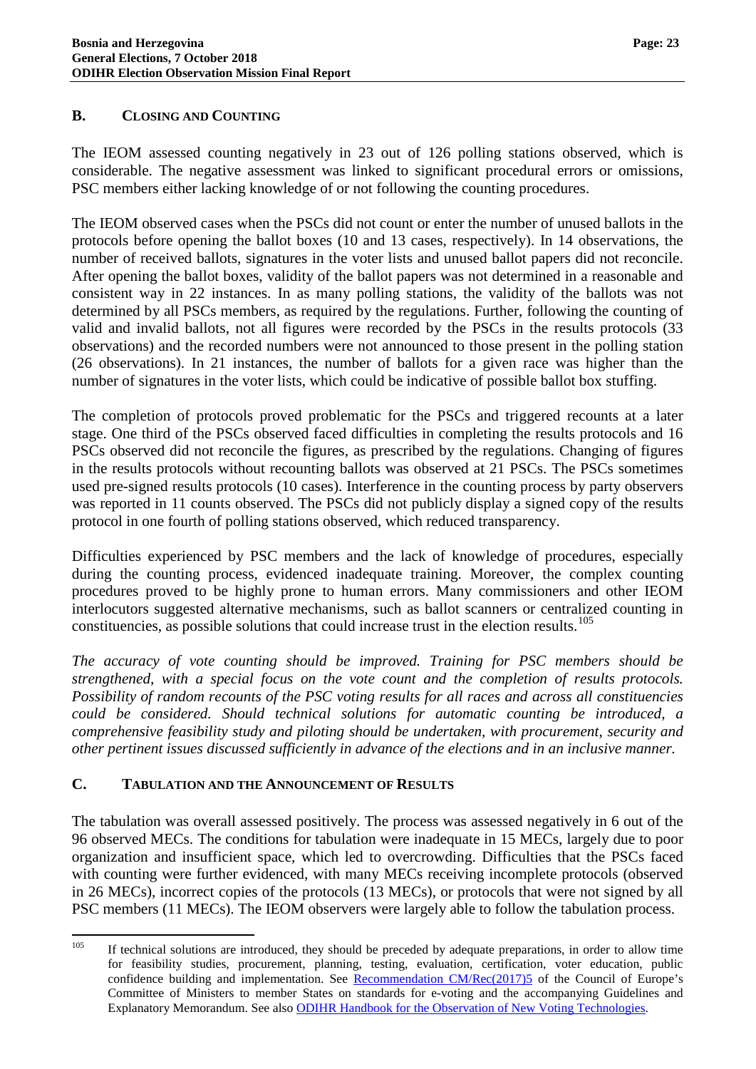## B. Closing and Counting

The IEOM assessed counting negatively in 23 out of 126 polling stations observed, which is considerable. The negative assessment was linked to significant procedural errors or omissions, PSC members either lacking knowledge of or not following the counting procedures.

The IEOM observed cases when the PSCs did not count or enter the number of unused ballots in the protocols before opening the ballot boxes (10 and 13 cases, respectively). In 14 observations, the number of received ballots, signatures in the voter lists and unused ballot papers did not reconcile. After opening the ballot boxes, validity of the ballot papers was not determined in a reasonable and consistent way in 22 instances. In as many polling stations, the validity of the ballots was not determined by all PSCs members, as required by the regulations. Further, following the counting of valid and invalid ballots, not all figures were recorded by the PSCs in the results protocols (33 observations) and the recorded numbers were not announced to those present in the polling station (26 observations). In 21 instances, the number of ballots for a given race was higher than the number of signatures in the voter lists, which could be indicative of possible ballot box stuffing.

The completion of protocols proved problematic for the PSCs and triggered recounts at a later stage. One third of the PSCs observed faced difficulties in completing the results protocols and 16 PSCs observed did not reconcile the figures, as prescribed by the regulations. Changing of figures in the results protocols without recounting ballots was observed at 21 PSCs. The PSCs sometimes used pre-signed results protocols (10 cases). Interference in the counting process by party observers was reported in 11 counts observed. The PSCs did not publicly display a signed copy of the results protocol in one fourth of polling stations observed, which reduced transparency.

Difficulties experienced by PSC members and the lack of knowledge of procedures, especially during the counting process, evidenced inadequate training. Moreover, the complex counting procedures proved to be highly prone to human errors. Many commissioners and other IEOM interlocutors suggested alternative mechanisms, such as ballot scanners or centralized counting in constituencies, as possible solutions that could increase trust in the election results.[105]

*The accuracy of vote counting should be improved. Training for PSC members should be strengthened, with a special focus on the vote count and the completion of results protocols. Possibility of random recounts of the PSC voting results for all races and across all constituencies could be considered. Should technical solutions for automatic counting be introduced, a comprehensive feasibility study and piloting should be undertaken, with procurement, security and other pertinent issues discussed sufficiently in advance of the elections and in an inclusive manner.*

## C. Tabulation and the Announcement of Results

The tabulation was overall assessed positively. The process was assessed negatively in 6 out of the 96 observed MECs. The conditions for tabulation were inadequate in 15 MECs, largely due to poor organization and insufficient space, which led to overcrowding. Difficulties that the PSCs faced with counting were further evidenced, with many MECs receiving incomplete protocols (observed in 26 MECs), incorrect copies of the protocols (13 MECs), or protocols that were not signed by all PSC members (11 MECs). The IEOM observers were largely able to follow the tabulation process.

---

[105] If technical solutions are introduced, they should be preceded by adequate preparations, in order to allow time for feasibility studies, procurement, planning, testing, evaluation, certification, voter education, public confidence building and implementation. See Recommendation CM/Rec(2017)5 of the Council of Europe's Committee of Ministers to member States on standards for e-voting and the accompanying Guidelines and Explanatory Memorandum. See also ODIHR Handbook for the Observation of New Voting Technologies.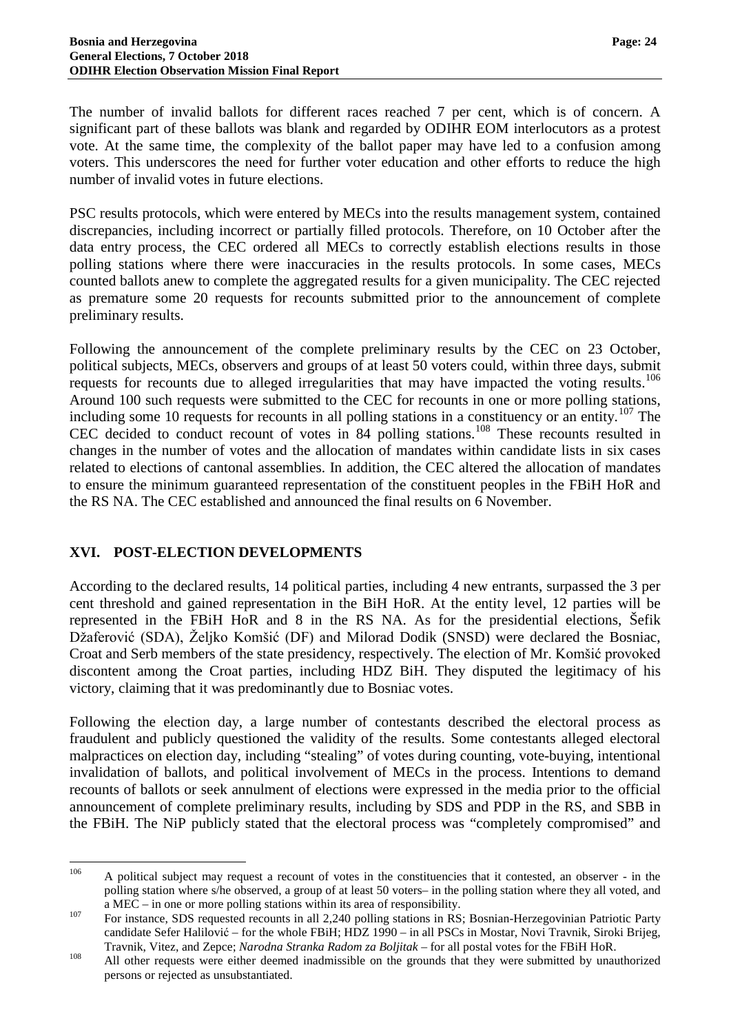The number of invalid ballots for different races reached 7 per cent, which is of concern. A significant part of these ballots was blank and regarded by ODIHR EOM interlocutors as a protest vote. At the same time, the complexity of the ballot paper may have led to a confusion among voters. This underscores the need for further voter education and other efforts to reduce the high number of invalid votes in future elections.

PSC results protocols, which were entered by MECs into the results management system, contained discrepancies, including incorrect or partially filled protocols. Therefore, on 10 October after the data entry process, the CEC ordered all MECs to correctly establish elections results in those polling stations where there were inaccuracies in the results protocols. In some cases, MECs counted ballots anew to complete the aggregated results for a given municipality. The CEC rejected as premature some 20 requests for recounts submitted prior to the announcement of complete preliminary results.

Following the announcement of the complete preliminary results by the CEC on 23 October, political subjects, MECs, observers and groups of at least 50 voters could, within three days, submit requests for recounts due to alleged irregularities that may have impacted the voting results.[106] Around 100 such requests were submitted to the CEC for recounts in one or more polling stations, including some 10 requests for recounts in all polling stations in a constituency or an entity.[107] The CEC decided to conduct recount of votes in 84 polling stations.[108] These recounts resulted in changes in the number of votes and the allocation of mandates within candidate lists in six cases related to elections of cantonal assemblies. In addition, the CEC altered the allocation of mandates to ensure the minimum guaranteed representation of the constituent peoples in the FBiH HoR and the RS NA. The CEC established and announced the final results on 6 November.

## XVI. POST-ELECTION DEVELOPMENTS

According to the declared results, 14 political parties, including 4 new entrants, surpassed the 3 per cent threshold and gained representation in the BiH HoR. At the entity level, 12 parties will be represented in the FBiH HoR and 8 in the RS NA. As for the presidential elections, Šefik Džaferović (SDA), Željko Komšić (DF) and Milorad Dodik (SNSD) were declared the Bosniac, Croat and Serb members of the state presidency, respectively. The election of Mr. Komšić provoked discontent among the Croat parties, including HDZ BiH. They disputed the legitimacy of his victory, claiming that it was predominantly due to Bosniac votes.

Following the election day, a large number of contestants described the electoral process as fraudulent and publicly questioned the validity of the results. Some contestants alleged electoral malpractices on election day, including "stealing" of votes during counting, vote-buying, intentional invalidation of ballots, and political involvement of MECs in the process. Intentions to demand recounts of ballots or seek annulment of elections were expressed in the media prior to the official announcement of complete preliminary results, including by SDS and PDP in the RS, and SBB in the FBiH. The NiP publicly stated that the electoral process was "completely compromised" and

---

[106] A political subject may request a recount of votes in the constituencies that it contested, an observer - in the polling station where s/he observed, a group of at least 50 voters– in the polling station where they all voted, and a MEC – in one or more polling stations within its area of responsibility.

[107] For instance, SDS requested recounts in all 2,240 polling stations in RS; Bosnian-Herzegovinian Patriotic Party candidate Sefer Halilović – for the whole FBiH; HDZ 1990 – in all PSCs in Mostar, Novi Travnik, Siroki Brijeg, Travnik, Vitez, and Zepce; *Narodna Stranka Radom za Boljitak* – for all postal votes for the FBiH HoR.

[108] All other requests were either deemed inadmissible on the grounds that they were submitted by unauthorized persons or rejected as unsubstantiated.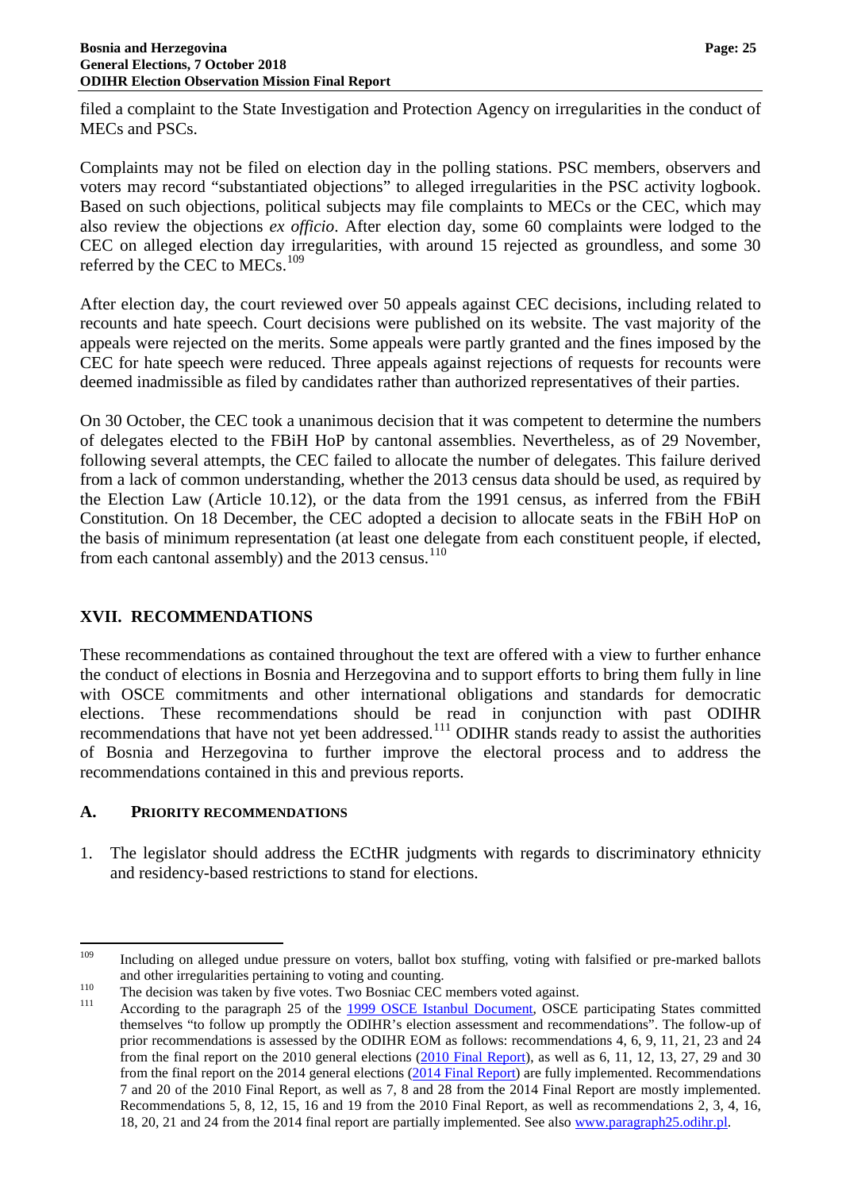filed a complaint to the State Investigation and Protection Agency on irregularities in the conduct of MECs and PSCs.

Complaints may not be filed on election day in the polling stations. PSC members, observers and voters may record "substantiated objections" to alleged irregularities in the PSC activity logbook. Based on such objections, political subjects may file complaints to MECs or the CEC, which may also review the objections *ex officio*. After election day, some 60 complaints were lodged to the CEC on alleged election day irregularities, with around 15 rejected as groundless, and some 30 referred by the CEC to MECs.[109]

After election day, the court reviewed over 50 appeals against CEC decisions, including related to recounts and hate speech. Court decisions were published on its website. The vast majority of the appeals were rejected on the merits. Some appeals were partly granted and the fines imposed by the CEC for hate speech were reduced. Three appeals against rejections of requests for recounts were deemed inadmissible as filed by candidates rather than authorized representatives of their parties.

On 30 October, the CEC took a unanimous decision that it was competent to determine the numbers of delegates elected to the FBiH HoP by cantonal assemblies. Nevertheless, as of 29 November, following several attempts, the CEC failed to allocate the number of delegates. This failure derived from a lack of common understanding, whether the 2013 census data should be used, as required by the Election Law (Article 10.12), or the data from the 1991 census, as inferred from the FBiH Constitution. On 18 December, the CEC adopted a decision to allocate seats in the FBiH HoP on the basis of minimum representation (at least one delegate from each constituent people, if elected, from each cantonal assembly) and the 2013 census.[110]

## XVII. RECOMMENDATIONS

These recommendations as contained throughout the text are offered with a view to further enhance the conduct of elections in Bosnia and Herzegovina and to support efforts to bring them fully in line with OSCE commitments and other international obligations and standards for democratic elections. These recommendations should be read in conjunction with past ODIHR recommendations that have not yet been addressed.[111] ODIHR stands ready to assist the authorities of Bosnia and Herzegovina to further improve the electoral process and to address the recommendations contained in this and previous reports.

### A. PRIORITY RECOMMENDATIONS

1. The legislator should address the ECtHR judgments with regards to discriminatory ethnicity and residency-based restrictions to stand for elections.

---

[109] Including on alleged undue pressure on voters, ballot box stuffing, voting with falsified or pre-marked ballots and other irregularities pertaining to voting and counting.

[110] The decision was taken by five votes. Two Bosniac CEC members voted against.

[111] According to the paragraph 25 of the 1999 OSCE Istanbul Document, OSCE participating States committed themselves "to follow up promptly the ODIHR's election assessment and recommendations". The follow-up of prior recommendations is assessed by the ODIHR EOM as follows: recommendations 4, 6, 9, 11, 21, 23 and 24 from the final report on the 2010 general elections (2010 Final Report), as well as 6, 11, 12, 13, 27, 29 and 30 from the final report on the 2014 general elections (2014 Final Report) are fully implemented. Recommendations 7 and 20 of the 2010 Final Report, as well as 7, 8 and 28 from the 2014 Final Report are mostly implemented. Recommendations 5, 8, 12, 15, 16 and 19 from the 2010 Final Report, as well as recommendations 2, 3, 4, 16, 18, 20, 21 and 24 from the 2014 final report are partially implemented. See also www.paragraph25.odihr.pl.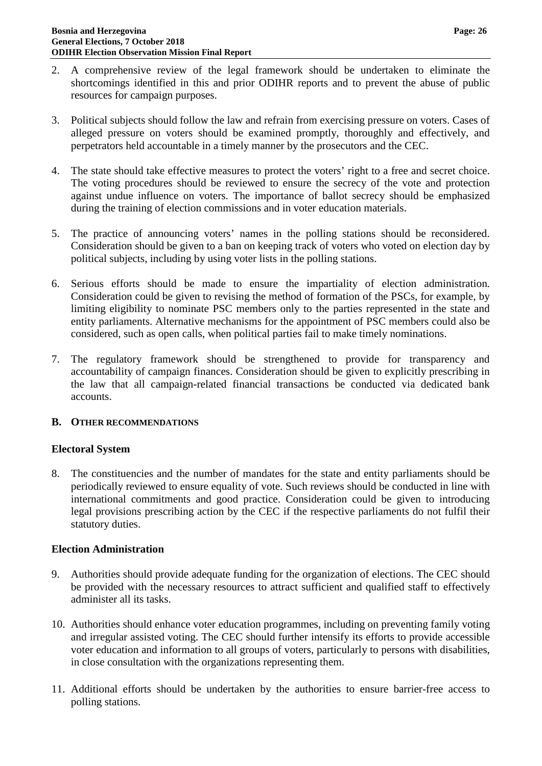2. A comprehensive review of the legal framework should be undertaken to eliminate the shortcomings identified in this and prior ODIHR reports and to prevent the abuse of public resources for campaign purposes.

3. Political subjects should follow the law and refrain from exercising pressure on voters. Cases of alleged pressure on voters should be examined promptly, thoroughly and effectively, and perpetrators held accountable in a timely manner by the prosecutors and the CEC.

4. The state should take effective measures to protect the voters' right to a free and secret choice. The voting procedures should be reviewed to ensure the secrecy of the vote and protection against undue influence on voters. The importance of ballot secrecy should be emphasized during the training of election commissions and in voter education materials.

5. The practice of announcing voters' names in the polling stations should be reconsidered. Consideration should be given to a ban on keeping track of voters who voted on election day by political subjects, including by using voter lists in the polling stations.

6. Serious efforts should be made to ensure the impartiality of election administration. Consideration could be given to revising the method of formation of the PSCs, for example, by limiting eligibility to nominate PSC members only to the parties represented in the state and entity parliaments. Alternative mechanisms for the appointment of PSC members could also be considered, such as open calls, when political parties fail to make timely nominations.

7. The regulatory framework should be strengthened to provide for transparency and accountability of campaign finances. Consideration should be given to explicitly prescribing in the law that all campaign-related financial transactions be conducted via dedicated bank accounts.

## B. OTHER RECOMMENDATIONS

### Electoral System

8. The constituencies and the number of mandates for the state and entity parliaments should be periodically reviewed to ensure equality of vote. Such reviews should be conducted in line with international commitments and good practice. Consideration could be given to introducing legal provisions prescribing action by the CEC if the respective parliaments do not fulfil their statutory duties.

### Election Administration

9. Authorities should provide adequate funding for the organization of elections. The CEC should be provided with the necessary resources to attract sufficient and qualified staff to effectively administer all its tasks.

10. Authorities should enhance voter education programmes, including on preventing family voting and irregular assisted voting. The CEC should further intensify its efforts to provide accessible voter education and information to all groups of voters, particularly to persons with disabilities, in close consultation with the organizations representing them.

11. Additional efforts should be undertaken by the authorities to ensure barrier-free access to polling stations.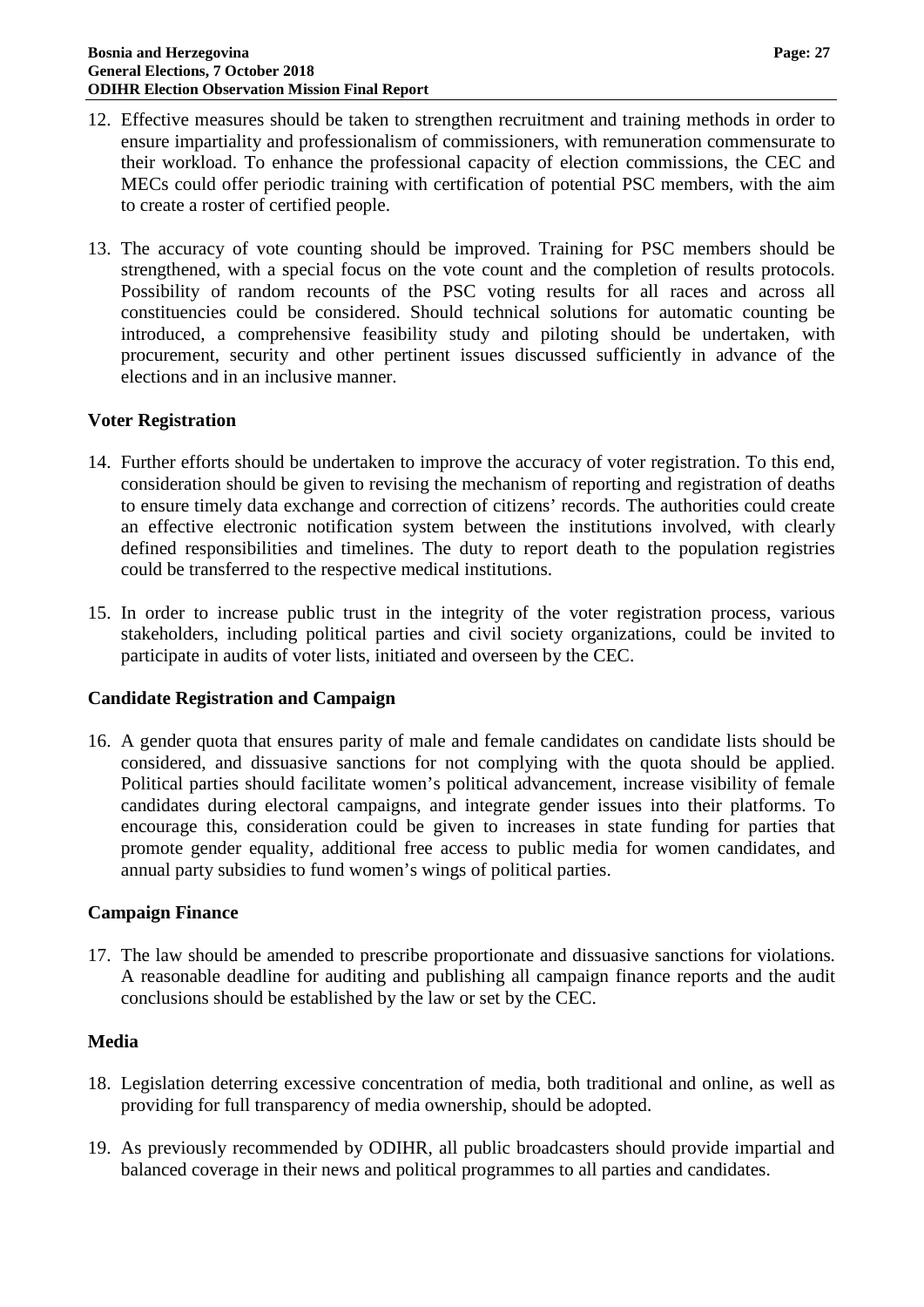12. Effective measures should be taken to strengthen recruitment and training methods in order to ensure impartiality and professionalism of commissioners, with remuneration commensurate to their workload. To enhance the professional capacity of election commissions, the CEC and MECs could offer periodic training with certification of potential PSC members, with the aim to create a roster of certified people.

13. The accuracy of vote counting should be improved. Training for PSC members should be strengthened, with a special focus on the vote count and the completion of results protocols. Possibility of random recounts of the PSC voting results for all races and across all constituencies could be considered. Should technical solutions for automatic counting be introduced, a comprehensive feasibility study and piloting should be undertaken, with procurement, security and other pertinent issues discussed sufficiently in advance of the elections and in an inclusive manner.

### Voter Registration

14. Further efforts should be undertaken to improve the accuracy of voter registration. To this end, consideration should be given to revising the mechanism of reporting and registration of deaths to ensure timely data exchange and correction of citizens' records. The authorities could create an effective electronic notification system between the institutions involved, with clearly defined responsibilities and timelines. The duty to report death to the population registries could be transferred to the respective medical institutions.

15. In order to increase public trust in the integrity of the voter registration process, various stakeholders, including political parties and civil society organizations, could be invited to participate in audits of voter lists, initiated and overseen by the CEC.

### Candidate Registration and Campaign

16. A gender quota that ensures parity of male and female candidates on candidate lists should be considered, and dissuasive sanctions for not complying with the quota should be applied. Political parties should facilitate women's political advancement, increase visibility of female candidates during electoral campaigns, and integrate gender issues into their platforms. To encourage this, consideration could be given to increases in state funding for parties that promote gender equality, additional free access to public media for women candidates, and annual party subsidies to fund women's wings of political parties.

### Campaign Finance

17. The law should be amended to prescribe proportionate and dissuasive sanctions for violations. A reasonable deadline for auditing and publishing all campaign finance reports and the audit conclusions should be established by the law or set by the CEC.

### Media

18. Legislation deterring excessive concentration of media, both traditional and online, as well as providing for full transparency of media ownership, should be adopted.

19. As previously recommended by ODIHR, all public broadcasters should provide impartial and balanced coverage in their news and political programmes to all parties and candidates.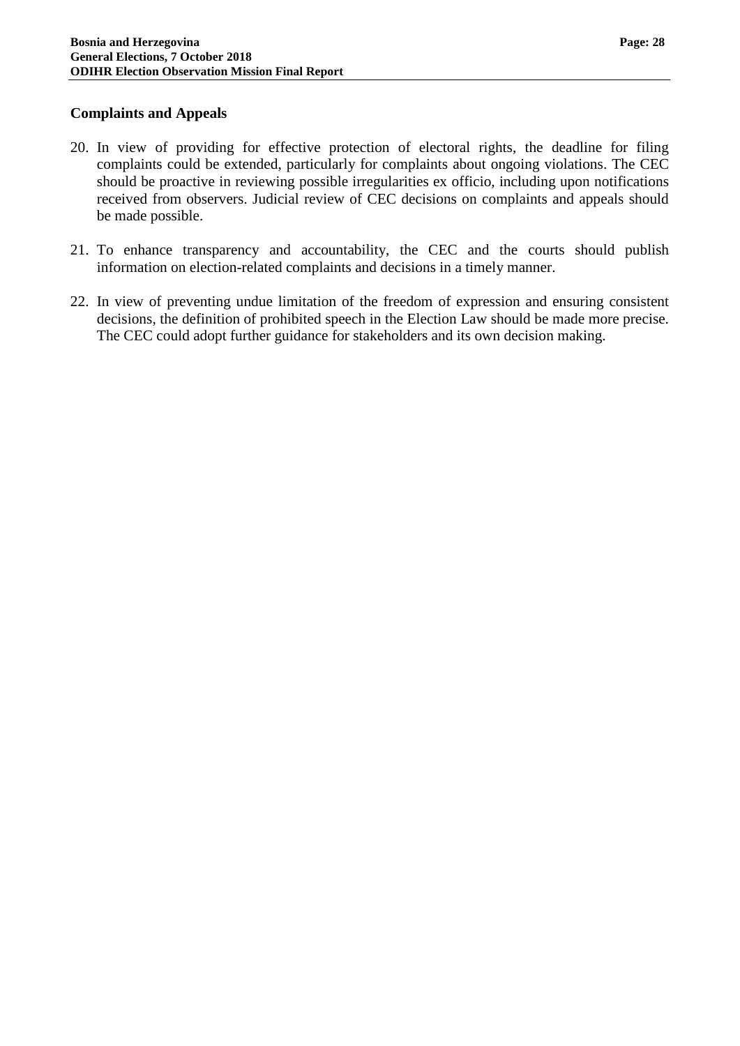### Complaints and Appeals

20. In view of providing for effective protection of electoral rights, the deadline for filing complaints could be extended, particularly for complaints about ongoing violations. The CEC should be proactive in reviewing possible irregularities ex officio, including upon notifications received from observers. Judicial review of CEC decisions on complaints and appeals should be made possible.

21. To enhance transparency and accountability, the CEC and the courts should publish information on election-related complaints and decisions in a timely manner.

22. In view of preventing undue limitation of the freedom of expression and ensuring consistent decisions, the definition of prohibited speech in the Election Law should be made more precise. The CEC could adopt further guidance for stakeholders and its own decision making.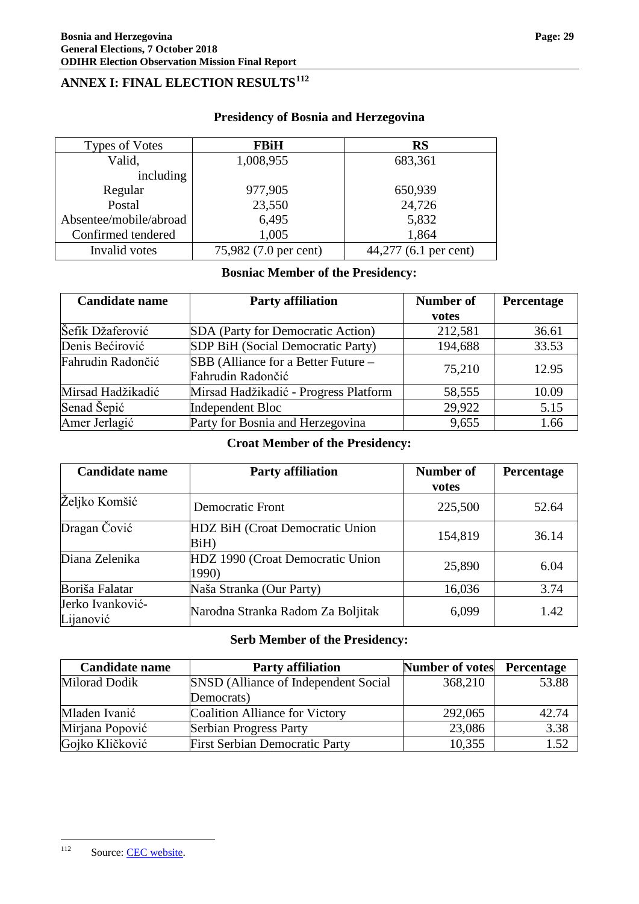## ANNEX I: FINAL ELECTION RESULTS[112]

### Presidency of Bosnia and Herzegovina

| Types of Votes | FBiH | RS |
|---|---|---|
| Valid, including | 1,008,955 | 683,361 |
| Regular | 977,905 | 650,939 |
| Postal | 23,550 | 24,726 |
| Absentee/mobile/abroad | 6,495 | 5,832 |
| Confirmed tendered | 1,005 | 1,864 |
| Invalid votes | 75,982 (7.0 per cent) | 44,277 (6.1 per cent) |

### Bosniac Member of the Presidency:

| Candidate name | Party affiliation | Number of votes | Percentage |
|---|---|---|---|
| Šefik Džaferović | SDA (Party for Democratic Action) | 212,581 | 36.61 |
| Denis Bećirović | SDP BiH (Social Democratic Party) | 194,688 | 33.53 |
| Fahrudin Radončić | SBB (Alliance for a Better Future – Fahrudin Radončić | 75,210 | 12.95 |
| Mirsad Hadžikadić | Mirsad Hadžikadić - Progress Platform | 58,555 | 10.09 |
| Senad Šepić | Independent Bloc | 29,922 | 5.15 |
| Amer Jerlagić | Party for Bosnia and Herzegovina | 9,655 | 1.66 |

### Croat Member of the Presidency:

| Candidate name | Party affiliation | Number of votes | Percentage |
|---|---|---|---|
| Željko Komšić | Democratic Front | 225,500 | 52.64 |
| Dragan Čović | HDZ BiH (Croat Democratic Union BiH) | 154,819 | 36.14 |
| Diana Zelenika | HDZ 1990 (Croat Democratic Union 1990) | 25,890 | 6.04 |
| Boriša Falatar | Naša Stranka (Our Party) | 16,036 | 3.74 |
| Jerko Ivanković-Lijanović | Narodna Stranka Radom Za Boljitak | 6,099 | 1.42 |

### Serb Member of the Presidency:

| Candidate name | Party affiliation | Number of votes | Percentage |
|---|---|---|---|
| Milorad Dodik | SNSD (Alliance of Independent Social Democrats) | 368,210 | 53.88 |
| Mladen Ivanić | Coalition Alliance for Victory | 292,065 | 42.74 |
| Mirjana Popović | Serbian Progress Party | 23,086 | 3.38 |
| Gojko Kličković | First Serbian Democratic Party | 10,355 | 1.52 |

[112] Source: CEC website.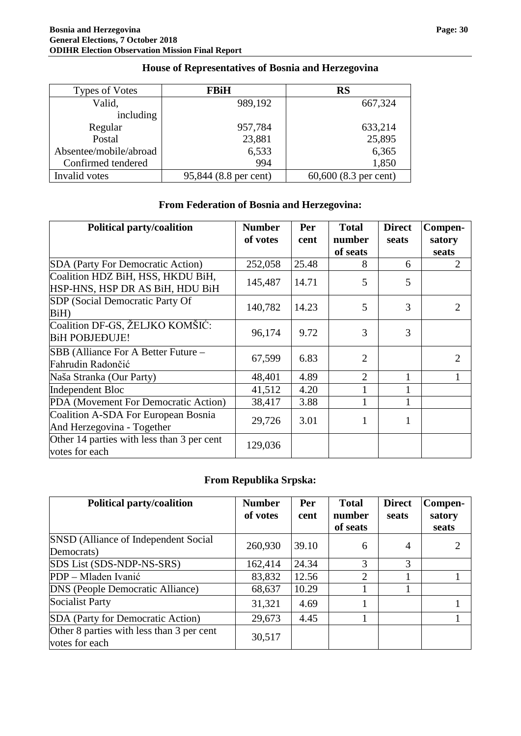### House of Representatives of Bosnia and Herzegovina

| Types of Votes | FBiH | RS |
|---|---|---|
| Valid, including | 989,192 | 667,324 |
| Regular | 957,784 | 633,214 |
| Postal | 23,881 | 25,895 |
| Absentee/mobile/abroad | 6,533 | 6,365 |
| Confirmed tendered | 994 | 1,850 |
| Invalid votes | 95,844 (8.8 per cent) | 60,600 (8.3 per cent) |

### From Federation of Bosnia and Herzegovina:

| Political party/coalition | Number of votes | Per cent | Total number of seats | Direct seats | Compensatory seats |
|---|---|---|---|---|---|
| SDA (Party For Democratic Action) | 252,058 | 25.48 | 8 | 6 | 2 |
| Coalition HDZ BiH, HSS, HKDU BiH, HSP-HNS, HSP DR AS BiH, HDU BiH | 145,487 | 14.71 | 5 | 5 | |
| SDP (Social Democratic Party Of BiH) | 140,782 | 14.23 | 5 | 3 | 2 |
| Coalition DF-GS, ŽELJKO KOMŠIĆ: BiH POBJEĐUJE! | 96,174 | 9.72 | 3 | 3 | |
| SBB (Alliance For A Better Future – Fahrudin Radončić | 67,599 | 6.83 | 2 | | 2 |
| Naša Stranka (Our Party) | 48,401 | 4.89 | 2 | 1 | 1 |
| Independent Bloc | 41,512 | 4.20 | 1 | 1 | |
| PDA (Movement For Democratic Action) | 38,417 | 3.88 | 1 | 1 | |
| Coalition A-SDA For European Bosnia And Herzegovina - Together | 29,726 | 3.01 | 1 | 1 | |
| Other 14 parties with less than 3 per cent votes for each | 129,036 | | | | |

### From Republika Srpska:

| Political party/coalition | Number of votes | Per cent | Total number of seats | Direct seats | Compensatory seats |
|---|---|---|---|---|---|
| SNSD (Alliance of Independent Social Democrats) | 260,930 | 39.10 | 6 | 4 | 2 |
| SDS List (SDS-NDP-NS-SRS) | 162,414 | 24.34 | 3 | 3 | |
| PDP – Mladen Ivanić | 83,832 | 12.56 | 2 | 1 | 1 |
| DNS (People Democratic Alliance) | 68,637 | 10.29 | 1 | 1 | |
| Socialist Party | 31,321 | 4.69 | 1 | | 1 |
| SDA (Party for Democratic Action) | 29,673 | 4.45 | 1 | | 1 |
| Other 8 parties with less than 3 per cent votes for each | 30,517 | | | | |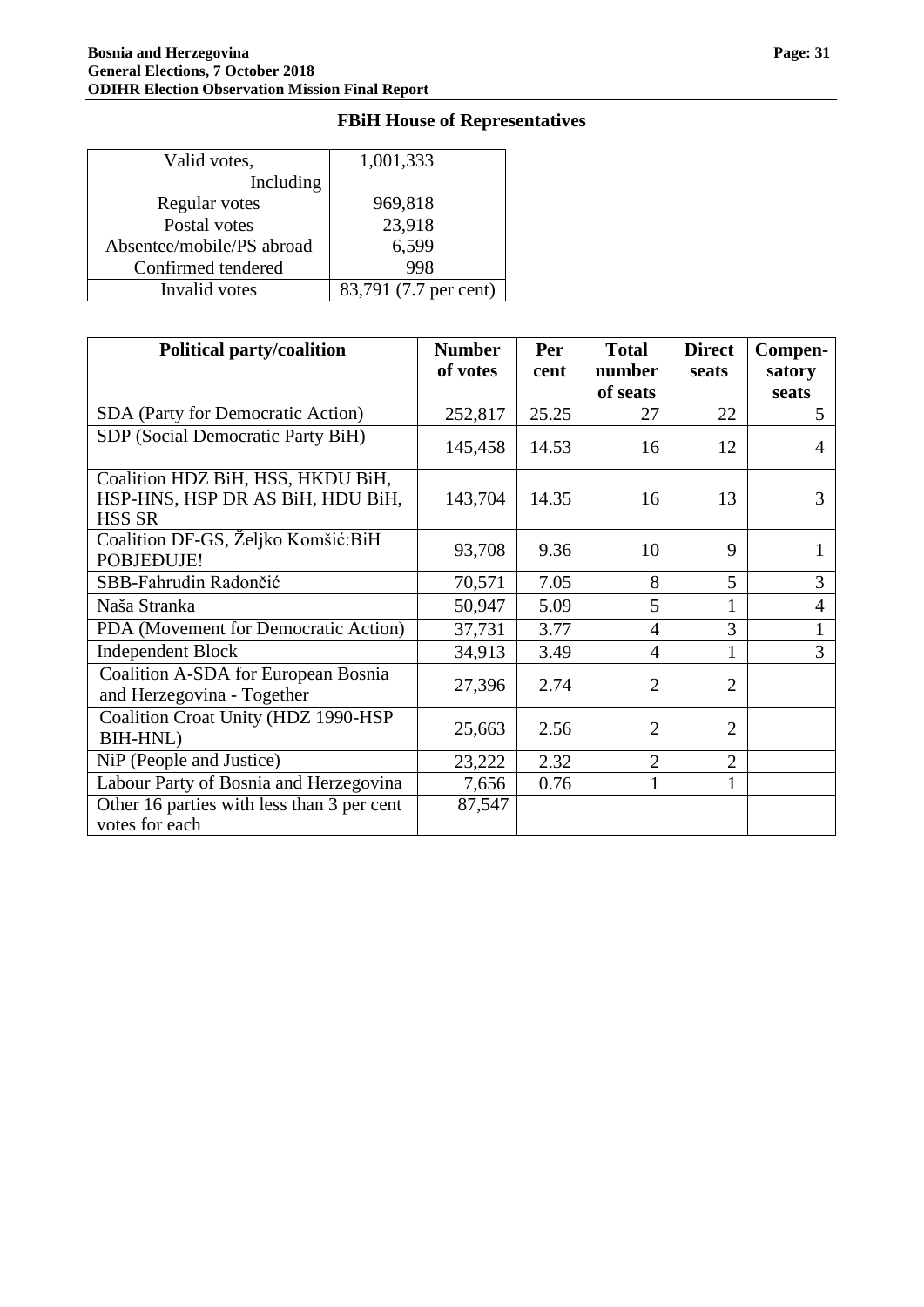## FBiH House of Representatives

| Valid votes, | 1,001,333 |
|---|---|
| Including | |
| Regular votes | 969,818 |
| Postal votes | 23,918 |
| Absentee/mobile/PS abroad | 6,599 |
| Confirmed tendered | 998 |
| Invalid votes | 83,791 (7.7 per cent) |

| Political party/coalition | Number of votes | Per cent | Total number of seats | Direct seats | Compen-satory seats |
|---|---|---|---|---|---|
| SDA (Party for Democratic Action) | 252,817 | 25.25 | 27 | 22 | 5 |
| SDP (Social Democratic Party BiH) | 145,458 | 14.53 | 16 | 12 | 4 |
| Coalition HDZ BiH, HSS, HKDU BiH, HSP-HNS, HSP DR AS BiH, HDU BiH, HSS SR | 143,704 | 14.35 | 16 | 13 | 3 |
| Coalition DF-GS, Željko Komšić:BiH POBJEĐUJE! | 93,708 | 9.36 | 10 | 9 | 1 |
| SBB-Fahrudin Radončić | 70,571 | 7.05 | 8 | 5 | 3 |
| Naša Stranka | 50,947 | 5.09 | 5 | 1 | 4 |
| PDA (Movement for Democratic Action) | 37,731 | 3.77 | 4 | 3 | 1 |
| Independent Block | 34,913 | 3.49 | 4 | 1 | 3 |
| Coalition A-SDA for European Bosnia and Herzegovina - Together | 27,396 | 2.74 | 2 | 2 | |
| Coalition Croat Unity (HDZ 1990-HSP BIH-HNL) | 25,663 | 2.56 | 2 | 2 | |
| NiP (People and Justice) | 23,222 | 2.32 | 2 | 2 | |
| Labour Party of Bosnia and Herzegovina | 7,656 | 0.76 | 1 | 1 | |
| Other 16 parties with less than 3 per cent votes for each | 87,547 | | | | |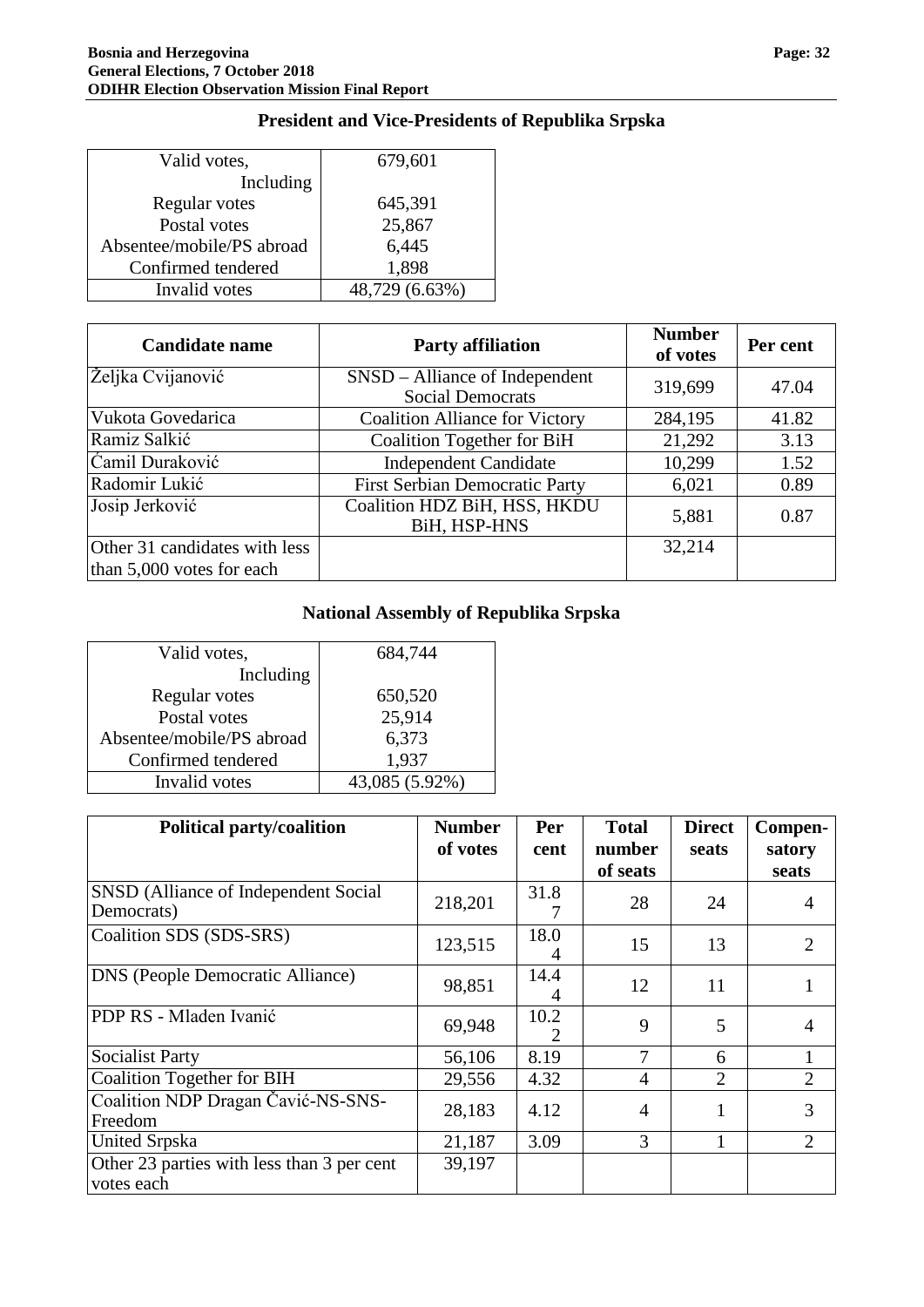## President and Vice-Presidents of Republika Srpska

| Valid votes, Including | 679,601 |
|---|---|
| Regular votes | 645,391 |
| Postal votes | 25,867 |
| Absentee/mobile/PS abroad | 6,445 |
| Confirmed tendered | 1,898 |
| Invalid votes | 48,729 (6.63%) |

| Candidate name | Party affiliation | Number of votes | Per cent |
|---|---|---|---|
| Željka Cvijanović | SNSD – Alliance of Independent Social Democrats | 319,699 | 47.04 |
| Vukota Govedarica | Coalition Alliance for Victory | 284,195 | 41.82 |
| Ramiz Salkić | Coalition Together for BiH | 21,292 | 3.13 |
| Ćamil Duraković | Independent Candidate | 10,299 | 1.52 |
| Radomir Lukić | First Serbian Democratic Party | 6,021 | 0.89 |
| Josip Jerković | Coalition HDZ BiH, HSS, HKDU BiH, HSP-HNS | 5,881 | 0.87 |
| Other 31 candidates with less than 5,000 votes for each | | 32,214 | |

## National Assembly of Republika Srpska

| Valid votes, Including | 684,744 |
|---|---|
| Regular votes | 650,520 |
| Postal votes | 25,914 |
| Absentee/mobile/PS abroad | 6,373 |
| Confirmed tendered | 1,937 |
| Invalid votes | 43,085 (5.92%) |

| Political party/coalition | Number of votes | Per cent | Total number of seats | Direct seats | Compensatory seats |
|---|---|---|---|---|---|
| SNSD (Alliance of Independent Social Democrats) | 218,201 | 31.87 | 28 | 24 | 4 |
| Coalition SDS (SDS-SRS) | 123,515 | 18.04 | 15 | 13 | 2 |
| DNS (People Democratic Alliance) | 98,851 | 14.44 | 12 | 11 | 1 |
| PDP RS - Mladen Ivanić | 69,948 | 10.22 | 9 | 5 | 4 |
| Socialist Party | 56,106 | 8.19 | 7 | 6 | 1 |
| Coalition Together for BIH | 29,556 | 4.32 | 4 | 2 | 2 |
| Coalition NDP Dragan Čavić-NS-SNS-Freedom | 28,183 | 4.12 | 4 | 1 | 3 |
| United Srpska | 21,187 | 3.09 | 3 | 1 | 2 |
| Other 23 parties with less than 3 per cent votes each | 39,197 | | | | |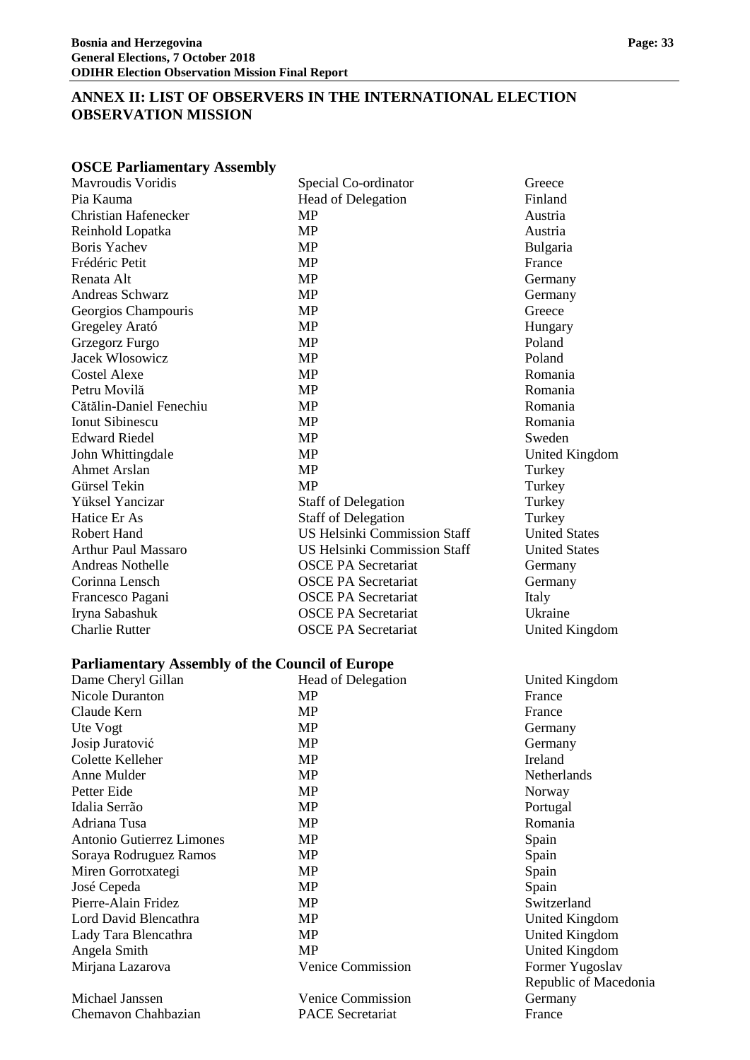## ANNEX II: LIST OF OBSERVERS IN THE INTERNATIONAL ELECTION OBSERVATION MISSION

### OSCE Parliamentary Assembly

| | | |
|---|---|---|
| Mavroudis Voridis | Special Co-ordinator | Greece |
| Pia Kauma | Head of Delegation | Finland |
| Christian Hafenecker | MP | Austria |
| Reinhold Lopatka | MP | Austria |
| Boris Yachev | MP | Bulgaria |
| Frédéric Petit | MP | France |
| Renata Alt | MP | Germany |
| Andreas Schwarz | MP | Germany |
| Georgios Champouris | MP | Greece |
| Gregeley Arató | MP | Hungary |
| Grzegorz Furgo | MP | Poland |
| Jacek Wlosowicz | MP | Poland |
| Costel Alexe | MP | Romania |
| Petru Movilă | MP | Romania |
| Cătălin-Daniel Fenechiu | MP | Romania |
| Ionut Sibinescu | MP | Romania |
| Edward Riedel | MP | Sweden |
| John Whittingdale | MP | United Kingdom |
| Ahmet Arslan | MP | Turkey |
| Gürsel Tekin | MP | Turkey |
| Yüksel Yancizar | Staff of Delegation | Turkey |
| Hatice Er As | Staff of Delegation | Turkey |
| Robert Hand | US Helsinki Commission Staff | United States |
| Arthur Paul Massaro | US Helsinki Commission Staff | United States |
| Andreas Nothelle | OSCE PA Secretariat | Germany |
| Corinna Lensch | OSCE PA Secretariat | Germany |
| Francesco Pagani | OSCE PA Secretariat | Italy |
| Iryna Sabashuk | OSCE PA Secretariat | Ukraine |
| Charlie Rutter | OSCE PA Secretariat | United Kingdom |

### Parliamentary Assembly of the Council of Europe

| | | |
|---|---|---|
| Dame Cheryl Gillan | Head of Delegation | United Kingdom |
| Nicole Duranton | MP | France |
| Claude Kern | MP | France |
| Ute Vogt | MP | Germany |
| Josip Juratović | MP | Germany |
| Colette Kelleher | MP | Ireland |
| Anne Mulder | MP | Netherlands |
| Petter Eide | MP | Norway |
| Idalia Serrão | MP | Portugal |
| Adriana Tusa | MP | Romania |
| Antonio Gutierrez Limones | MP | Spain |
| Soraya Rodruguez Ramos | MP | Spain |
| Miren Gorrotxategi | MP | Spain |
| José Cepeda | MP | Spain |
| Pierre-Alain Fridez | MP | Switzerland |
| Lord David Blencathra | MP | United Kingdom |
| Lady Tara Blencathra | MP | United Kingdom |
| Angela Smith | MP | United Kingdom |
| Mirjana Lazarova | Venice Commission | Former Yugoslav Republic of Macedonia |
| Michael Janssen | Venice Commission | Germany |
| Chemavon Chahbazian | PACE Secretariat | France |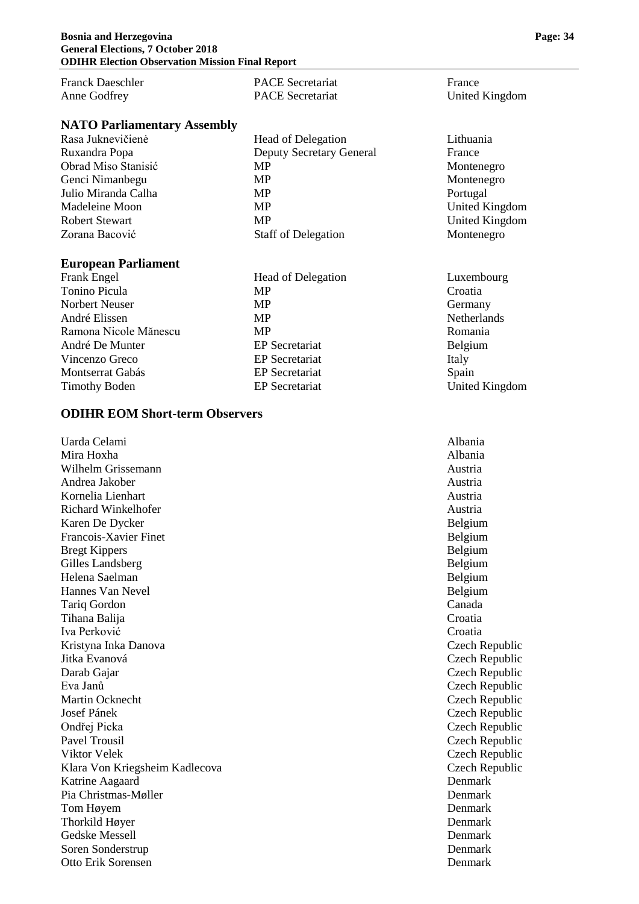| | | |
|---|---|---|
| Franck Daeschler | PACE Secretariat | France |
| Anne Godfrey | PACE Secretariat | United Kingdom |

## NATO Parliamentary Assembly

| | | |
|---|---|---|
| Rasa Juknevičienė | Head of Delegation | Lithuania |
| Ruxandra Popa | Deputy Secretary General | France |
| Obrad Miso Stanisić | MP | Montenegro |
| Genci Nimanbegu | MP | Montenegro |
| Julio Miranda Calha | MP | Portugal |
| Madeleine Moon | MP | United Kingdom |
| Robert Stewart | MP | United Kingdom |
| Zorana Bacović | Staff of Delegation | Montenegro |

## European Parliament

| | | |
|---|---|---|
| Frank Engel | Head of Delegation | Luxembourg |
| Tonino Picula | MP | Croatia |
| Norbert Neuser | MP | Germany |
| André Elissen | MP | Netherlands |
| Ramona Nicole Mănescu | MP | Romania |
| André De Munter | EP Secretariat | Belgium |
| Vincenzo Greco | EP Secretariat | Italy |
| Montserrat Gabás | EP Secretariat | Spain |
| Timothy Boden | EP Secretariat | United Kingdom |

## ODIHR EOM Short-term Observers

| | |
|---|---|
| Uarda Celami | Albania |
| Mira Hoxha | Albania |
| Wilhelm Grissemann | Austria |
| Andrea Jakober | Austria |
| Kornelia Lienhart | Austria |
| Richard Winkelhofer | Austria |
| Karen De Dycker | Belgium |
| Francois-Xavier Finet | Belgium |
| Bregt Kippers | Belgium |
| Gilles Landsberg | Belgium |
| Helena Saelman | Belgium |
| Hannes Van Nevel | Belgium |
| Tariq Gordon | Canada |
| Tihana Balija | Croatia |
| Iva Perković | Croatia |
| Kristyna Inka Danova | Czech Republic |
| Jitka Evanová | Czech Republic |
| Darab Gajar | Czech Republic |
| Eva Janů | Czech Republic |
| Martin Ocknecht | Czech Republic |
| Josef Pánek | Czech Republic |
| Ondřej Picka | Czech Republic |
| Pavel Trousil | Czech Republic |
| Viktor Velek | Czech Republic |
| Klara Von Kriegsheim Kadlecova | Czech Republic |
| Katrine Aagaard | Denmark |
| Pia Christmas-Møller | Denmark |
| Tom Høyem | Denmark |
| Thorkild Høyer | Denmark |
| Gedske Messell | Denmark |
| Soren Sonderstrup | Denmark |
| Otto Erik Sorensen | Denmark |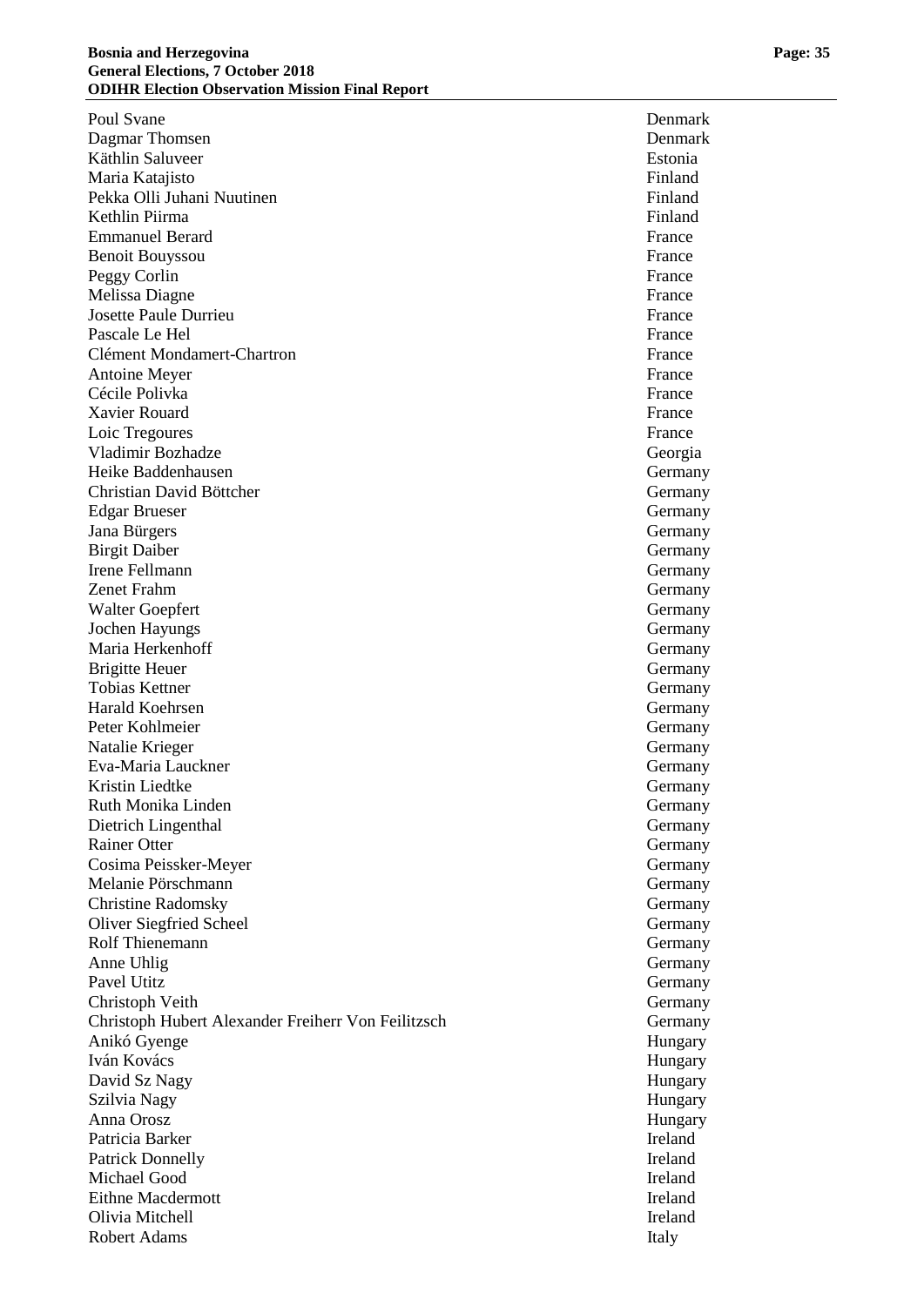| | |
|---|---|
| Poul Svane | Denmark |
| Dagmar Thomsen | Denmark |
| Käthlin Saluveer | Estonia |
| Maria Katajisto | Finland |
| Pekka Olli Juhani Nuutinen | Finland |
| Kethlin Piirma | Finland |
| Emmanuel Berard | France |
| Benoit Bouyssou | France |
| Peggy Corlin | France |
| Melissa Diagne | France |
| Josette Paule Durrieu | France |
| Pascale Le Hel | France |
| Clément Mondamert-Chartron | France |
| Antoine Meyer | France |
| Cécile Polivka | France |
| Xavier Rouard | France |
| Loic Tregoures | France |
| Vladimir Bozhadze | Georgia |
| Heike Baddenhausen | Germany |
| Christian David Böttcher | Germany |
| Edgar Brueser | Germany |
| Jana Bürgers | Germany |
| Birgit Daiber | Germany |
| Irene Fellmann | Germany |
| Zenet Frahm | Germany |
| Walter Goepfert | Germany |
| Jochen Hayungs | Germany |
| Maria Herkenhoff | Germany |
| Brigitte Heuer | Germany |
| Tobias Kettner | Germany |
| Harald Koehrsen | Germany |
| Peter Kohlmeier | Germany |
| Natalie Krieger | Germany |
| Eva-Maria Lauckner | Germany |
| Kristin Liedtke | Germany |
| Ruth Monika Linden | Germany |
| Dietrich Lingenthal | Germany |
| Rainer Otter | Germany |
| Cosima Peissker-Meyer | Germany |
| Melanie Pörschmann | Germany |
| Christine Radomsky | Germany |
| Oliver Siegfried Scheel | Germany |
| Rolf Thienemann | Germany |
| Anne Uhlig | Germany |
| Pavel Utitz | Germany |
| Christoph Veith | Germany |
| Christoph Hubert Alexander Freiherr Von Feilitzsch | Germany |
| Anikó Gyenge | Hungary |
| Iván Kovács | Hungary |
| David Sz Nagy | Hungary |
| Szilvia Nagy | Hungary |
| Anna Orosz | Hungary |
| Patricia Barker | Ireland |
| Patrick Donnelly | Ireland |
| Michael Good | Ireland |
| Eithne Macdermott | Ireland |
| Olivia Mitchell | Ireland |
| Robert Adams | Italy |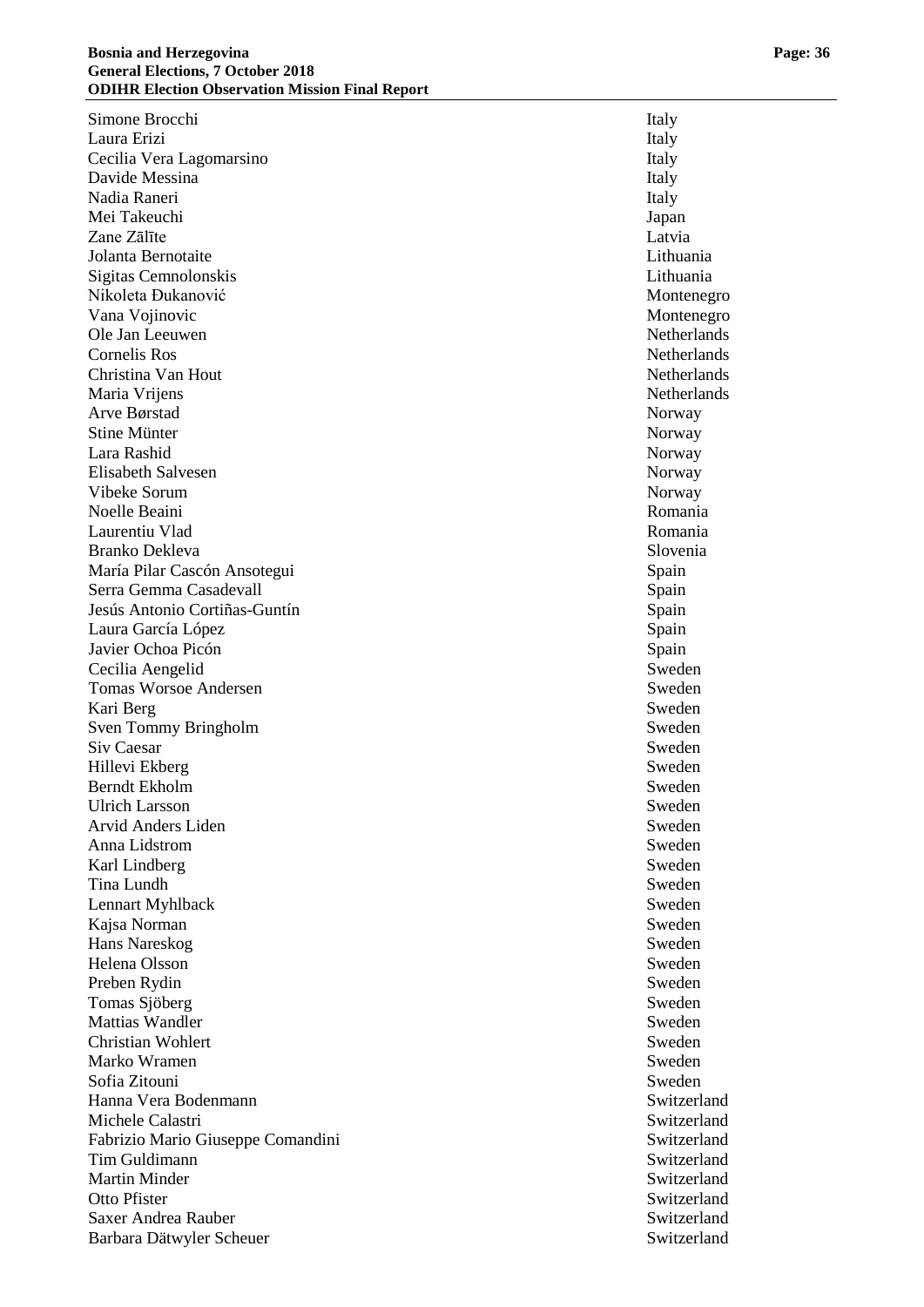| | |
|---|---|
| Simone Brocchi | Italy |
| Laura Erizi | Italy |
| Cecilia Vera Lagomarsino | Italy |
| Davide Messina | Italy |
| Nadia Raneri | Italy |
| Mei Takeuchi | Japan |
| Zane Zālīte | Latvia |
| Jolanta Bernotaite | Lithuania |
| Sigitas Cemnolonskis | Lithuania |
| Nikoleta Đukanović | Montenegro |
| Vana Vojinovic | Montenegro |
| Ole Jan Leeuwen | Netherlands |
| Cornelis Ros | Netherlands |
| Christina Van Hout | Netherlands |
| Maria Vrijens | Netherlands |
| Arve Børstad | Norway |
| Stine Münter | Norway |
| Lara Rashid | Norway |
| Elisabeth Salvesen | Norway |
| Vibeke Sorum | Norway |
| Noelle Beaini | Romania |
| Laurentiu Vlad | Romania |
| Branko Dekleva | Slovenia |
| María Pilar Cascón Ansotegui | Spain |
| Serra Gemma Casadevall | Spain |
| Jesús Antonio Cortiñas-Guntín | Spain |
| Laura García López | Spain |
| Javier Ochoa Picón | Spain |
| Cecilia Aengelid | Sweden |
| Tomas Worsoe Andersen | Sweden |
| Kari Berg | Sweden |
| Sven Tommy Bringholm | Sweden |
| Siv Caesar | Sweden |
| Hillevi Ekberg | Sweden |
| Berndt Ekholm | Sweden |
| Ulrich Larsson | Sweden |
| Arvid Anders Liden | Sweden |
| Anna Lidstrom | Sweden |
| Karl Lindberg | Sweden |
| Tina Lundh | Sweden |
| Lennart Myhlback | Sweden |
| Kajsa Norman | Sweden |
| Hans Nareskog | Sweden |
| Helena Olsson | Sweden |
| Preben Rydin | Sweden |
| Tomas Sjöberg | Sweden |
| Mattias Wandler | Sweden |
| Christian Wohlert | Sweden |
| Marko Wramen | Sweden |
| Sofia Zitouni | Sweden |
| Hanna Vera Bodenmann | Switzerland |
| Michele Calastri | Switzerland |
| Fabrizio Mario Giuseppe Comandini | Switzerland |
| Tim Guldimann | Switzerland |
| Martin Minder | Switzerland |
| Otto Pfister | Switzerland |
| Saxer Andrea Rauber | Switzerland |
| Barbara Dätwyler Scheuer | Switzerland |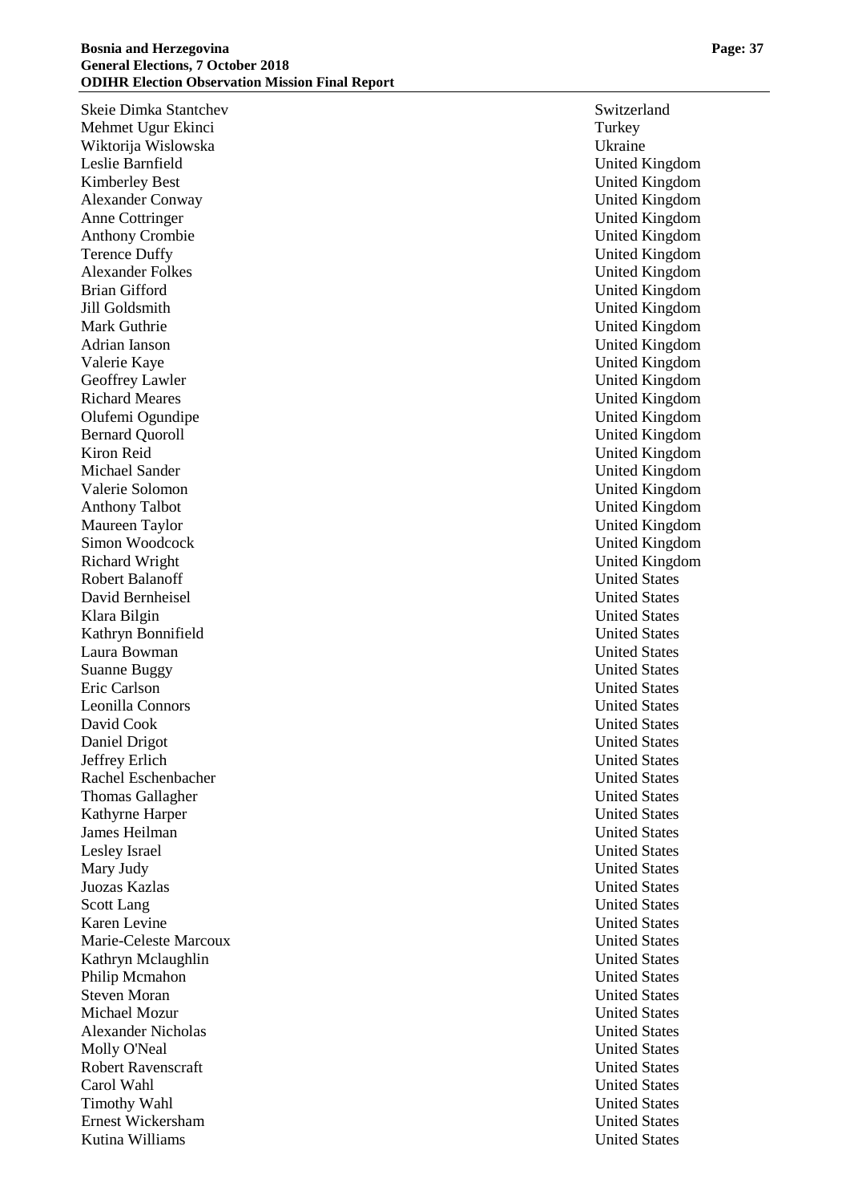| | |
|---|---|
| Skeie Dimka Stantchev | Switzerland |
| Mehmet Ugur Ekinci | Turkey |
| Wiktorija Wislowska | Ukraine |
| Leslie Barnfield | United Kingdom |
| Kimberley Best | United Kingdom |
| Alexander Conway | United Kingdom |
| Anne Cottringer | United Kingdom |
| Anthony Crombie | United Kingdom |
| Terence Duffy | United Kingdom |
| Alexander Folkes | United Kingdom |
| Brian Gifford | United Kingdom |
| Jill Goldsmith | United Kingdom |
| Mark Guthrie | United Kingdom |
| Adrian Ianson | United Kingdom |
| Valerie Kaye | United Kingdom |
| Geoffrey Lawler | United Kingdom |
| Richard Meares | United Kingdom |
| Olufemi Ogundipe | United Kingdom |
| Bernard Quoroll | United Kingdom |
| Kiron Reid | United Kingdom |
| Michael Sander | United Kingdom |
| Valerie Solomon | United Kingdom |
| Anthony Talbot | United Kingdom |
| Maureen Taylor | United Kingdom |
| Simon Woodcock | United Kingdom |
| Richard Wright | United Kingdom |
| Robert Balanoff | United States |
| David Bernheisel | United States |
| Klara Bilgin | United States |
| Kathryn Bonnifield | United States |
| Laura Bowman | United States |
| Suanne Buggy | United States |
| Eric Carlson | United States |
| Leonilla Connors | United States |
| David Cook | United States |
| Daniel Drigot | United States |
| Jeffrey Erlich | United States |
| Rachel Eschenbacher | United States |
| Thomas Gallagher | United States |
| Kathyrne Harper | United States |
| James Heilman | United States |
| Lesley Israel | United States |
| Mary Judy | United States |
| Juozas Kazlas | United States |
| Scott Lang | United States |
| Karen Levine | United States |
| Marie-Celeste Marcoux | United States |
| Kathryn Mclaughlin | United States |
| Philip Mcmahon | United States |
| Steven Moran | United States |
| Michael Mozur | United States |
| Alexander Nicholas | United States |
| Molly O'Neal | United States |
| Robert Ravenscraft | United States |
| Carol Wahl | United States |
| Timothy Wahl | United States |
| Ernest Wickersham | United States |
| Kutina Williams | United States |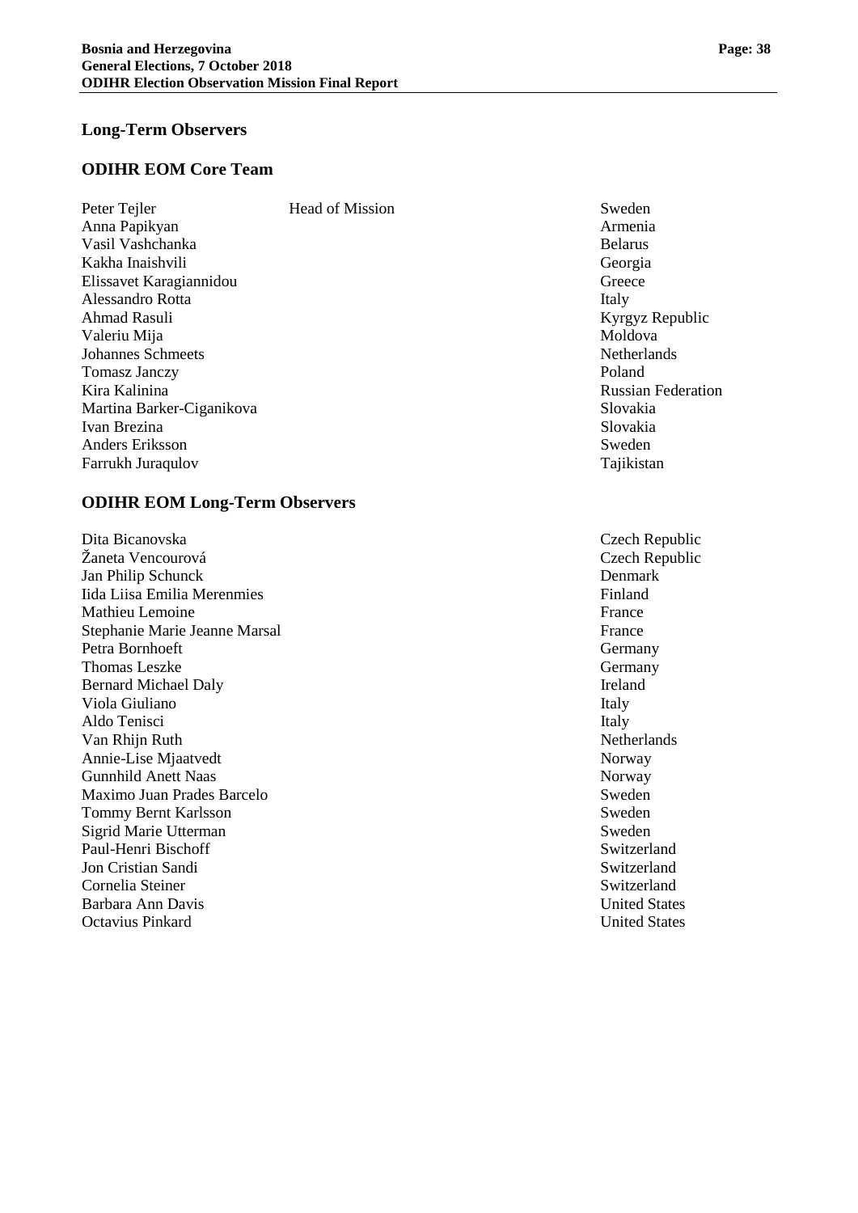## Long-Term Observers

### ODIHR EOM Core Team

| | | |
|---|---|---|
| Peter Tejler | Head of Mission | Sweden |
| Anna Papikyan | | Armenia |
| Vasil Vashchanka | | Belarus |
| Kakha Inaishvili | | Georgia |
| Elissavet Karagiannidou | | Greece |
| Alessandro Rotta | | Italy |
| Ahmad Rasuli | | Kyrgyz Republic |
| Valeriu Mija | | Moldova |
| Johannes Schmeets | | Netherlands |
| Tomasz Janczy | | Poland |
| Kira Kalinina | | Russian Federation |
| Martina Barker-Ciganikova | | Slovakia |
| Ivan Brezina | | Slovakia |
| Anders Eriksson | | Sweden |
| Farrukh Juraqulov | | Tajikistan |

### ODIHR EOM Long-Term Observers

| | |
|---|---|
| Dita Bicanovska | Czech Republic |
| Žaneta Vencourová | Czech Republic |
| Jan Philip Schunck | Denmark |
| Iida Liisa Emilia Merenmies | Finland |
| Mathieu Lemoine | France |
| Stephanie Marie Jeanne Marsal | France |
| Petra Bornhoeft | Germany |
| Thomas Leszke | Germany |
| Bernard Michael Daly | Ireland |
| Viola Giuliano | Italy |
| Aldo Tenisci | Italy |
| Van Rhijn Ruth | Netherlands |
| Annie-Lise Mjaatvedt | Norway |
| Gunnhild Anett Naas | Norway |
| Maximo Juan Prades Barcelo | Sweden |
| Tommy Bernt Karlsson | Sweden |
| Sigrid Marie Utterman | Sweden |
| Paul-Henri Bischoff | Switzerland |
| Jon Cristian Sandi | Switzerland |
| Cornelia Steiner | Switzerland |
| Barbara Ann Davis | United States |
| Octavius Pinkard | United States |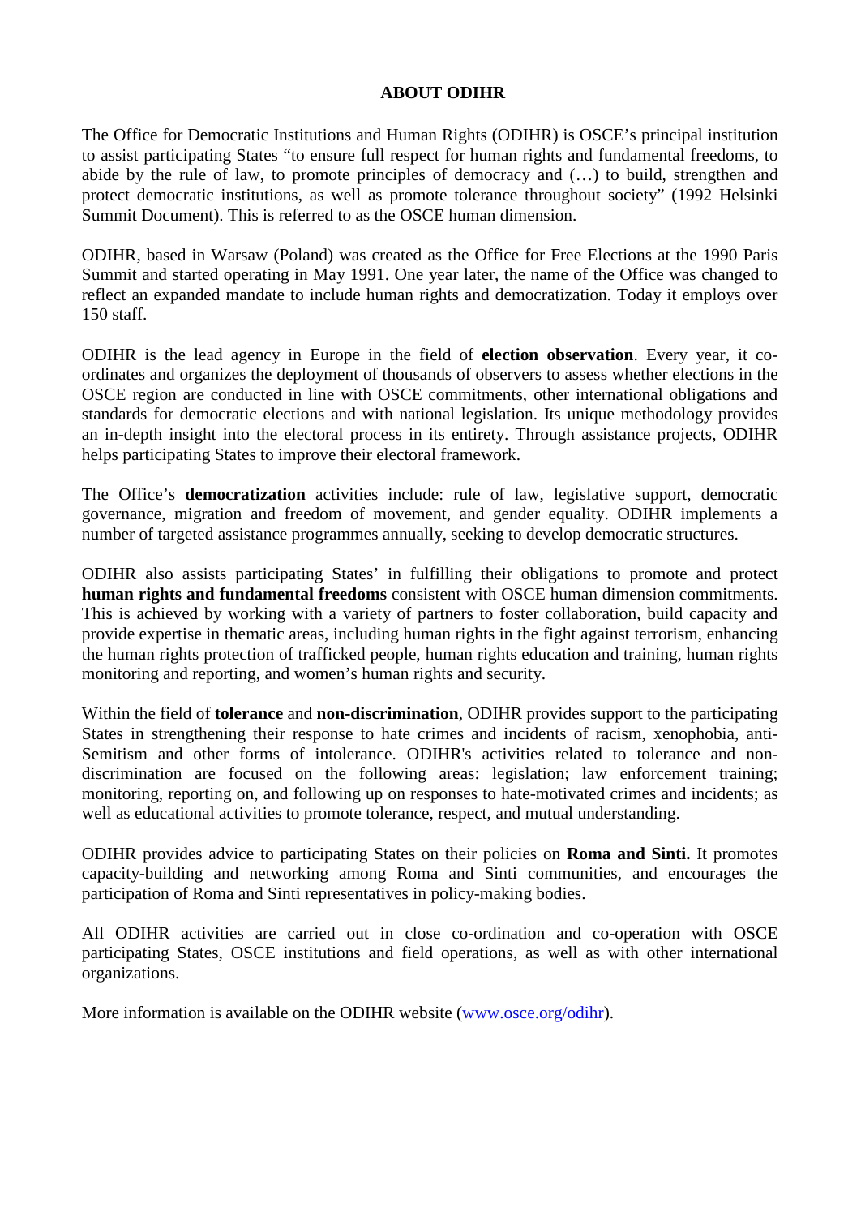# ABOUT ODIHR

The Office for Democratic Institutions and Human Rights (ODIHR) is OSCE's principal institution to assist participating States "to ensure full respect for human rights and fundamental freedoms, to abide by the rule of law, to promote principles of democracy and (…) to build, strengthen and protect democratic institutions, as well as promote tolerance throughout society" (1992 Helsinki Summit Document). This is referred to as the OSCE human dimension.

ODIHR, based in Warsaw (Poland) was created as the Office for Free Elections at the 1990 Paris Summit and started operating in May 1991. One year later, the name of the Office was changed to reflect an expanded mandate to include human rights and democratization. Today it employs over 150 staff.

ODIHR is the lead agency in Europe in the field of **election observation**. Every year, it co-ordinates and organizes the deployment of thousands of observers to assess whether elections in the OSCE region are conducted in line with OSCE commitments, other international obligations and standards for democratic elections and with national legislation. Its unique methodology provides an in-depth insight into the electoral process in its entirety. Through assistance projects, ODIHR helps participating States to improve their electoral framework.

The Office's **democratization** activities include: rule of law, legislative support, democratic governance, migration and freedom of movement, and gender equality. ODIHR implements a number of targeted assistance programmes annually, seeking to develop democratic structures.

ODIHR also assists participating States' in fulfilling their obligations to promote and protect **human rights and fundamental freedoms** consistent with OSCE human dimension commitments. This is achieved by working with a variety of partners to foster collaboration, build capacity and provide expertise in thematic areas, including human rights in the fight against terrorism, enhancing the human rights protection of trafficked people, human rights education and training, human rights monitoring and reporting, and women's human rights and security.

Within the field of **tolerance** and **non-discrimination**, ODIHR provides support to the participating States in strengthening their response to hate crimes and incidents of racism, xenophobia, anti-Semitism and other forms of intolerance. ODIHR's activities related to tolerance and non-discrimination are focused on the following areas: legislation; law enforcement training; monitoring, reporting on, and following up on responses to hate-motivated crimes and incidents; as well as educational activities to promote tolerance, respect, and mutual understanding.

ODIHR provides advice to participating States on their policies on **Roma and Sinti.** It promotes capacity-building and networking among Roma and Sinti communities, and encourages the participation of Roma and Sinti representatives in policy-making bodies.

All ODIHR activities are carried out in close co-ordination and co-operation with OSCE participating States, OSCE institutions and field operations, as well as with other international organizations.

More information is available on the ODIHR website ([www.osce.org/odihr](http://www.osce.org/odihr)).